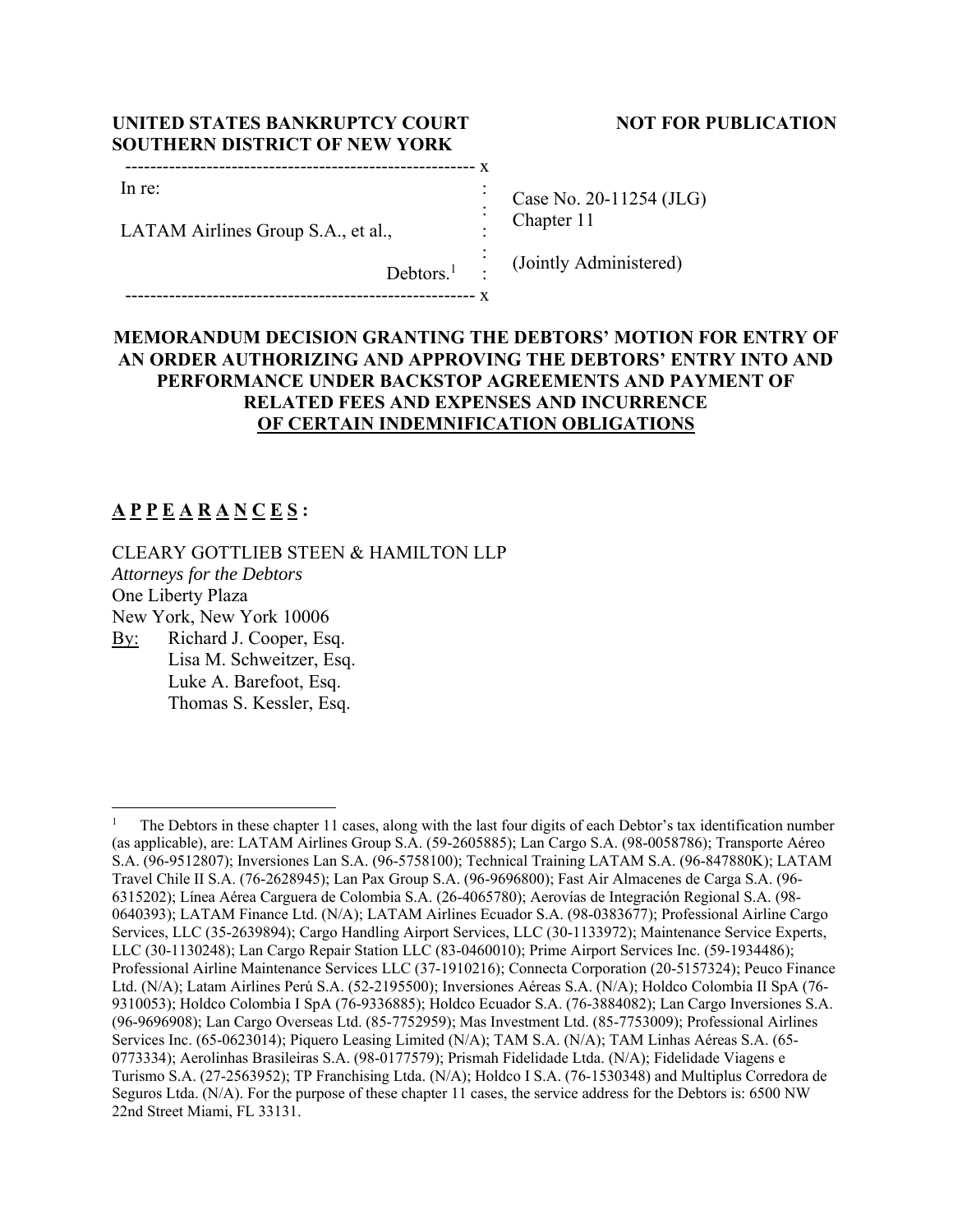**UNITED STATES BANKRUPTCY COURT**
**SOUTHERN DISTRICT OF NEW YORK**

**NOT FOR PUBLICATION**

| | |
|---|---|
| In re:<br><br>LATAM Airlines Group S.A., et al.,<br><br>Debtors.[1] | Case No. 20-11254 (JLG)<br>Chapter 11<br><br>(Jointly Administered) |

**MEMORANDUM DECISION GRANTING THE DEBTORS' MOTION FOR ENTRY OF AN ORDER AUTHORIZING AND APPROVING THE DEBTORS' ENTRY INTO AND PERFORMANCE UNDER BACKSTOP AGREEMENTS AND PAYMENT OF RELATED FEES AND EXPENSES AND INCURRENCE OF CERTAIN INDEMNIFICATION OBLIGATIONS**

**A P P E A R A N C E S :**

CLEARY GOTTLIEB STEEN & HAMILTON LLP
*Attorneys for the Debtors*
One Liberty Plaza
New York, New York 10006
By: Richard J. Cooper, Esq.
Lisa M. Schweitzer, Esq.
Luke A. Barefoot, Esq.
Thomas S. Kessler, Esq.

---

[1] The Debtors in these chapter 11 cases, along with the last four digits of each Debtor's tax identification number (as applicable), are: LATAM Airlines Group S.A. (59-2605885); Lan Cargo S.A. (98-0058786); Transporte Aéreo S.A. (96-9512807); Inversiones Lan S.A. (96-5758100); Technical Training LATAM S.A. (96-847880K); LATAM Travel Chile II S.A. (76-2628945); Lan Pax Group S.A. (96-9696800); Fast Air Almacenes de Carga S.A. (96-6315202); Línea Aérea Carguera de Colombia S.A. (26-4065780); Aerovías de Integración Regional S.A. (98-0640393); LATAM Finance Ltd. (N/A); LATAM Airlines Ecuador S.A. (98-0383677); Professional Airline Cargo Services, LLC (35-2639894); Cargo Handling Airport Services, LLC (30-1133972); Maintenance Service Experts, LLC (30-1130248); Lan Cargo Repair Station LLC (83-0460010); Prime Airport Services Inc. (59-1934486); Professional Airline Maintenance Services LLC (37-1910216); Connecta Corporation (20-5157324); Peuco Finance Ltd. (N/A); Latam Airlines Perú S.A. (52-2195500); Inversiones Aéreas S.A. (N/A); Holdco Colombia II SpA (76-9310053); Holdco Colombia I SpA (76-9336885); Holdco Ecuador S.A. (76-3884082); Lan Cargo Inversiones S.A. (96-9696908); Lan Cargo Overseas Ltd. (85-7752959); Mas Investment Ltd. (85-7753009); Professional Airlines Services Inc. (65-0623014); Piquero Leasing Limited (N/A); TAM S.A. (N/A); TAM Linhas Aéreas S.A. (65-0773334); Aerolinhas Brasileiras S.A. (98-0177579); Prismah Fidelidade Ltda. (N/A); Fidelidade Viagens e Turismo S.A. (27-2563952); TP Franchising Ltda. (N/A); Holdco I S.A. (76-1530348) and Multiplus Corredora de Seguros Ltda. (N/A). For the purpose of these chapter 11 cases, the service address for the Debtors is: 6500 NW 22nd Street Miami, FL 33131.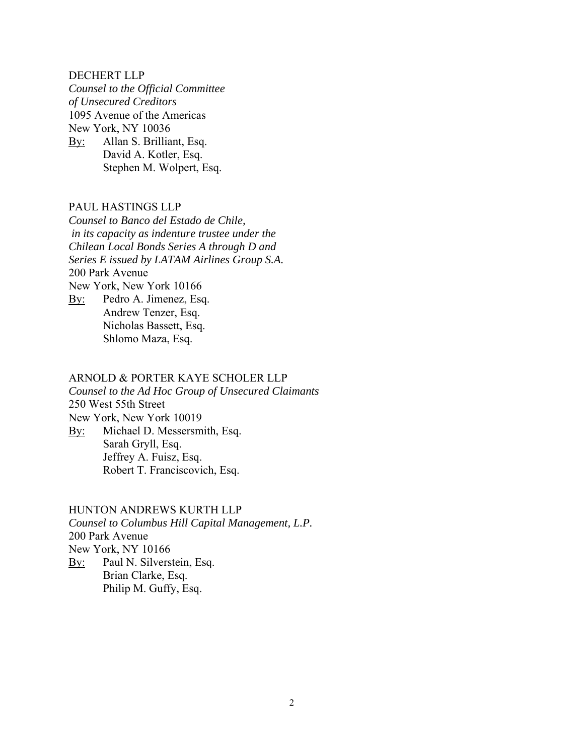DECHERT LLP
*Counsel to the Official Committee of Unsecured Creditors*
1095 Avenue of the Americas
New York, NY 10036
By: Allan S. Brilliant, Esq.
David A. Kotler, Esq.
Stephen M. Wolpert, Esq.

PAUL HASTINGS LLP
*Counsel to Banco del Estado de Chile, in its capacity as indenture trustee under the Chilean Local Bonds Series A through D and Series E issued by LATAM Airlines Group S.A.*
200 Park Avenue
New York, New York 10166
By: Pedro A. Jimenez, Esq.
Andrew Tenzer, Esq.
Nicholas Bassett, Esq.
Shlomo Maza, Esq.

ARNOLD & PORTER KAYE SCHOLER LLP
*Counsel to the Ad Hoc Group of Unsecured Claimants*
250 West 55th Street
New York, New York 10019
By: Michael D. Messersmith, Esq.
Sarah Gryll, Esq.
Jeffrey A. Fuisz, Esq.
Robert T. Franciscovich, Esq.

HUNTON ANDREWS KURTH LLP
*Counsel to Columbus Hill Capital Management, L.P.*
200 Park Avenue
New York, NY 10166
By: Paul N. Silverstein, Esq.
Brian Clarke, Esq.
Philip M. Guffy, Esq.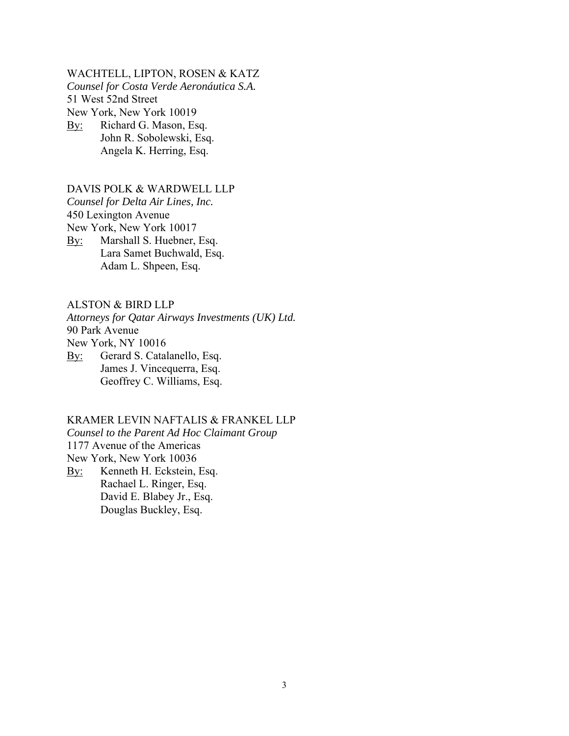WACHTELL, LIPTON, ROSEN & KATZ
*Counsel for Costa Verde Aeronáutica S.A.*
51 West 52nd Street
New York, New York 10019
By: Richard G. Mason, Esq.
John R. Sobolewski, Esq.
Angela K. Herring, Esq.

DAVIS POLK & WARDWELL LLP
*Counsel for Delta Air Lines, Inc.*
450 Lexington Avenue
New York, New York 10017
By: Marshall S. Huebner, Esq.
Lara Samet Buchwald, Esq.
Adam L. Shpeen, Esq.

ALSTON & BIRD LLP
*Attorneys for Qatar Airways Investments (UK) Ltd.*
90 Park Avenue
New York, NY 10016
By: Gerard S. Catalanello, Esq.
James J. Vincequerra, Esq.
Geoffrey C. Williams, Esq.

KRAMER LEVIN NAFTALIS & FRANKEL LLP
*Counsel to the Parent Ad Hoc Claimant Group*
1177 Avenue of the Americas
New York, New York 10036
By: Kenneth H. Eckstein, Esq.
Rachael L. Ringer, Esq.
David E. Blabey Jr., Esq.
Douglas Buckley, Esq.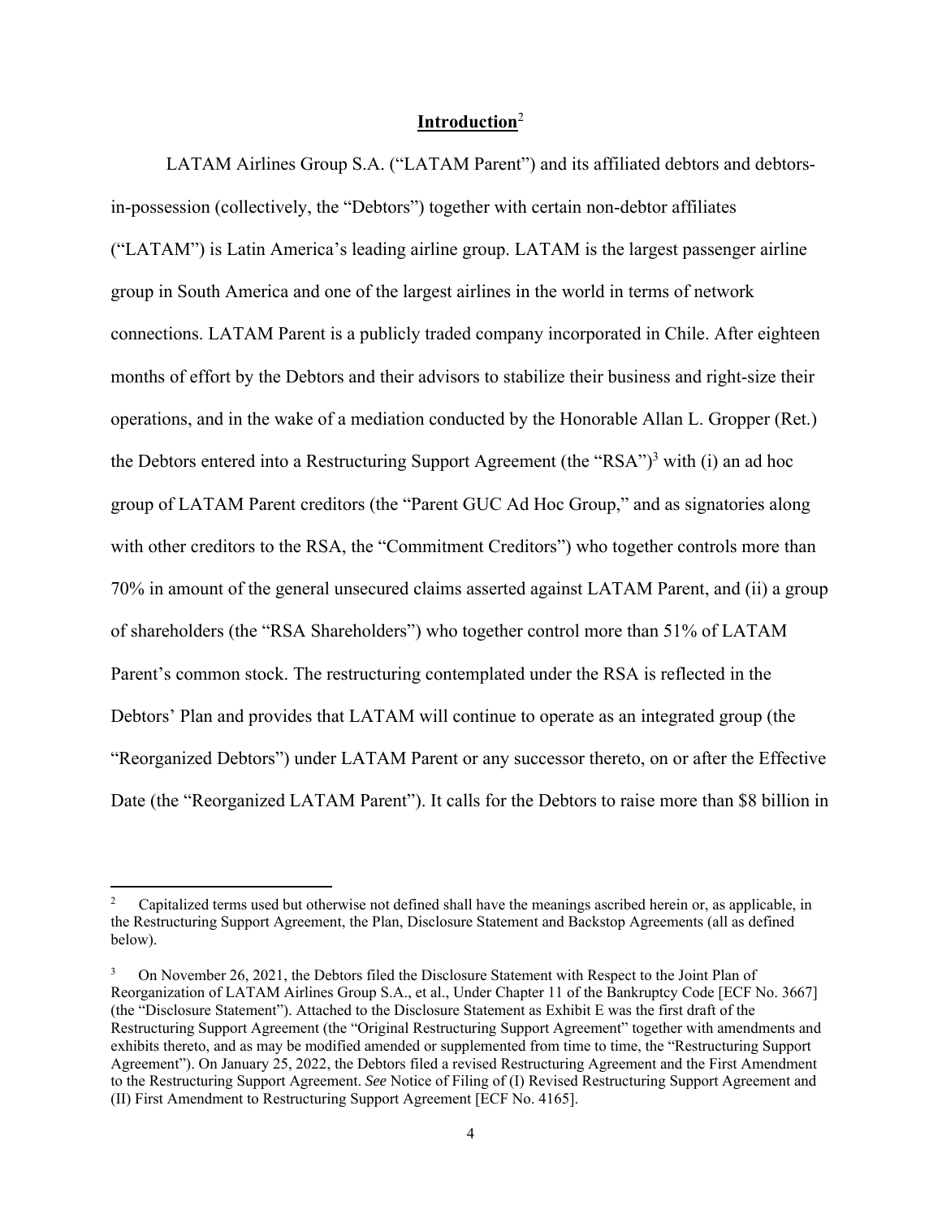## **Introduction**[2]

LATAM Airlines Group S.A. ("LATAM Parent") and its affiliated debtors and debtors-in-possession (collectively, the "Debtors") together with certain non-debtor affiliates ("LATAM") is Latin America's leading airline group. LATAM is the largest passenger airline group in South America and one of the largest airlines in the world in terms of network connections. LATAM Parent is a publicly traded company incorporated in Chile. After eighteen months of effort by the Debtors and their advisors to stabilize their business and right-size their operations, and in the wake of a mediation conducted by the Honorable Allan L. Gropper (Ret.) the Debtors entered into a Restructuring Support Agreement (the "RSA")[3] with (i) an ad hoc group of LATAM Parent creditors (the "Parent GUC Ad Hoc Group," and as signatories along with other creditors to the RSA, the "Commitment Creditors") who together controls more than 70% in amount of the general unsecured claims asserted against LATAM Parent, and (ii) a group of shareholders (the "RSA Shareholders") who together control more than 51% of LATAM Parent's common stock. The restructuring contemplated under the RSA is reflected in the Debtors' Plan and provides that LATAM will continue to operate as an integrated group (the "Reorganized Debtors") under LATAM Parent or any successor thereto, on or after the Effective Date (the "Reorganized LATAM Parent"). It calls for the Debtors to raise more than $8 billion in

---

[2] Capitalized terms used but otherwise not defined shall have the meanings ascribed herein or, as applicable, in the Restructuring Support Agreement, the Plan, Disclosure Statement and Backstop Agreements (all as defined below).

[3] On November 26, 2021, the Debtors filed the Disclosure Statement with Respect to the Joint Plan of Reorganization of LATAM Airlines Group S.A., et al., Under Chapter 11 of the Bankruptcy Code [ECF No. 3667] (the "Disclosure Statement"). Attached to the Disclosure Statement as Exhibit E was the first draft of the Restructuring Support Agreement (the "Original Restructuring Support Agreement" together with amendments and exhibits thereto, and as may be modified amended or supplemented from time to time, the "Restructuring Support Agreement"). On January 25, 2022, the Debtors filed a revised Restructuring Agreement and the First Amendment to the Restructuring Support Agreement. *See* Notice of Filing of (I) Revised Restructuring Support Agreement and (II) First Amendment to Restructuring Support Agreement [ECF No. 4165].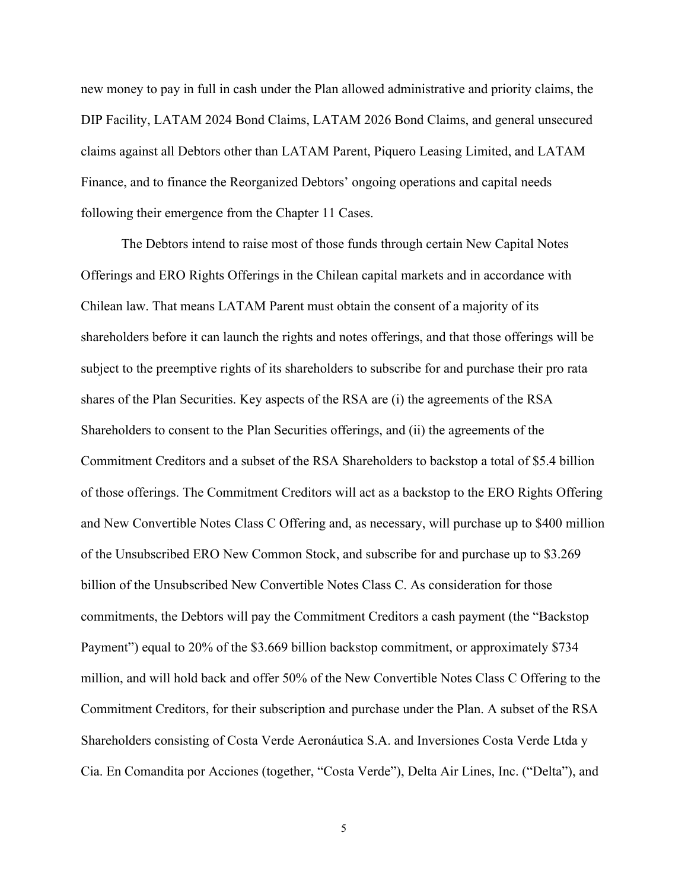new money to pay in full in cash under the Plan allowed administrative and priority claims, the DIP Facility, LATAM 2024 Bond Claims, LATAM 2026 Bond Claims, and general unsecured claims against all Debtors other than LATAM Parent, Piquero Leasing Limited, and LATAM Finance, and to finance the Reorganized Debtors' ongoing operations and capital needs following their emergence from the Chapter 11 Cases.

The Debtors intend to raise most of those funds through certain New Capital Notes Offerings and ERO Rights Offerings in the Chilean capital markets and in accordance with Chilean law. That means LATAM Parent must obtain the consent of a majority of its shareholders before it can launch the rights and notes offerings, and that those offerings will be subject to the preemptive rights of its shareholders to subscribe for and purchase their pro rata shares of the Plan Securities. Key aspects of the RSA are (i) the agreements of the RSA Shareholders to consent to the Plan Securities offerings, and (ii) the agreements of the Commitment Creditors and a subset of the RSA Shareholders to backstop a total of $5.4 billion of those offerings. The Commitment Creditors will act as a backstop to the ERO Rights Offering and New Convertible Notes Class C Offering and, as necessary, will purchase up to $400 million of the Unsubscribed ERO New Common Stock, and subscribe for and purchase up to $3.269 billion of the Unsubscribed New Convertible Notes Class C. As consideration for those commitments, the Debtors will pay the Commitment Creditors a cash payment (the "Backstop Payment") equal to 20% of the $3.669 billion backstop commitment, or approximately $734 million, and will hold back and offer 50% of the New Convertible Notes Class C Offering to the Commitment Creditors, for their subscription and purchase under the Plan. A subset of the RSA Shareholders consisting of Costa Verde Aeronáutica S.A. and Inversiones Costa Verde Ltda y Cia. En Comandita por Acciones (together, "Costa Verde"), Delta Air Lines, Inc. ("Delta"), and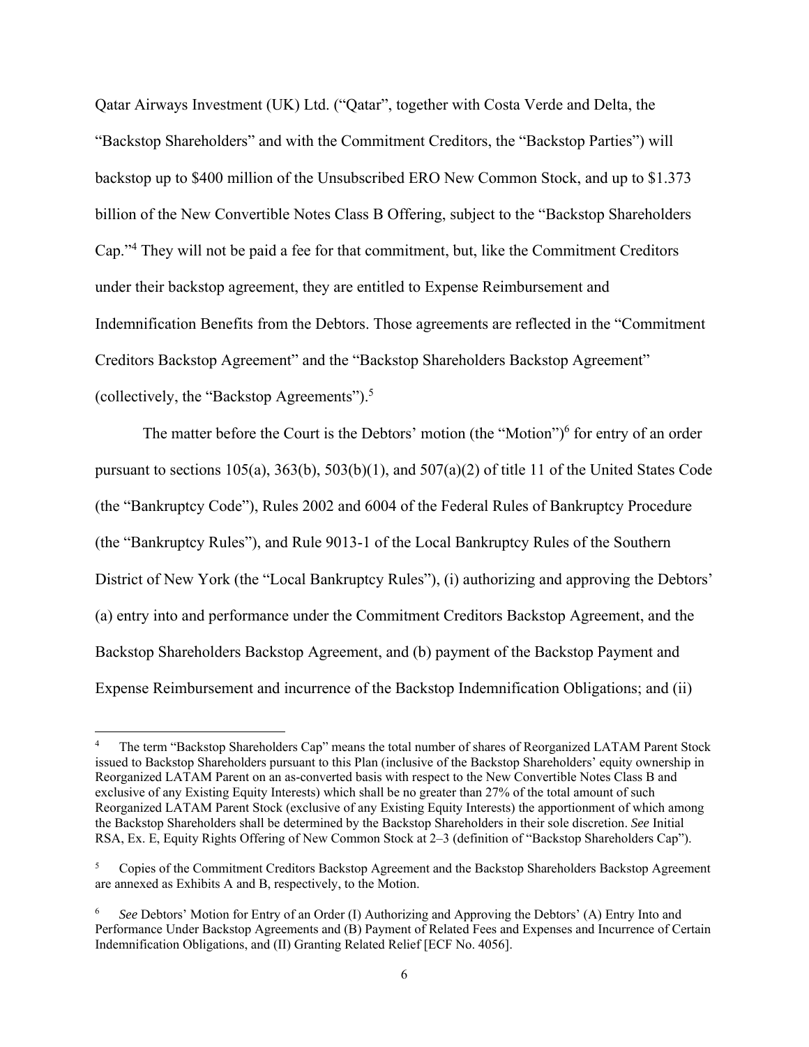Qatar Airways Investment (UK) Ltd. ("Qatar", together with Costa Verde and Delta, the "Backstop Shareholders" and with the Commitment Creditors, the "Backstop Parties") will backstop up to $400 million of the Unsubscribed ERO New Common Stock, and up to $1.373 billion of the New Convertible Notes Class B Offering, subject to the "Backstop Shareholders Cap."[4] They will not be paid a fee for that commitment, but, like the Commitment Creditors under their backstop agreement, they are entitled to Expense Reimbursement and Indemnification Benefits from the Debtors. Those agreements are reflected in the "Commitment Creditors Backstop Agreement" and the "Backstop Shareholders Backstop Agreement" (collectively, the "Backstop Agreements").[5]

The matter before the Court is the Debtors' motion (the "Motion")[6] for entry of an order pursuant to sections 105(a), 363(b), 503(b)(1), and 507(a)(2) of title 11 of the United States Code (the "Bankruptcy Code"), Rules 2002 and 6004 of the Federal Rules of Bankruptcy Procedure (the "Bankruptcy Rules"), and Rule 9013-1 of the Local Bankruptcy Rules of the Southern District of New York (the "Local Bankruptcy Rules"), (i) authorizing and approving the Debtors' (a) entry into and performance under the Commitment Creditors Backstop Agreement, and the Backstop Shareholders Backstop Agreement, and (b) payment of the Backstop Payment and Expense Reimbursement and incurrence of the Backstop Indemnification Obligations; and (ii)

---

[4] The term "Backstop Shareholders Cap" means the total number of shares of Reorganized LATAM Parent Stock issued to Backstop Shareholders pursuant to this Plan (inclusive of the Backstop Shareholders' equity ownership in Reorganized LATAM Parent on an as-converted basis with respect to the New Convertible Notes Class B and exclusive of any Existing Equity Interests) which shall be no greater than 27% of the total amount of such Reorganized LATAM Parent Stock (exclusive of any Existing Equity Interests) the apportionment of which among the Backstop Shareholders shall be determined by the Backstop Shareholders in their sole discretion. *See* Initial RSA, Ex. E, Equity Rights Offering of New Common Stock at 2–3 (definition of "Backstop Shareholders Cap").

[5] Copies of the Commitment Creditors Backstop Agreement and the Backstop Shareholders Backstop Agreement are annexed as Exhibits A and B, respectively, to the Motion.

[6] *See* Debtors' Motion for Entry of an Order (I) Authorizing and Approving the Debtors' (A) Entry Into and Performance Under Backstop Agreements and (B) Payment of Related Fees and Expenses and Incurrence of Certain Indemnification Obligations, and (II) Granting Related Relief [ECF No. 4056].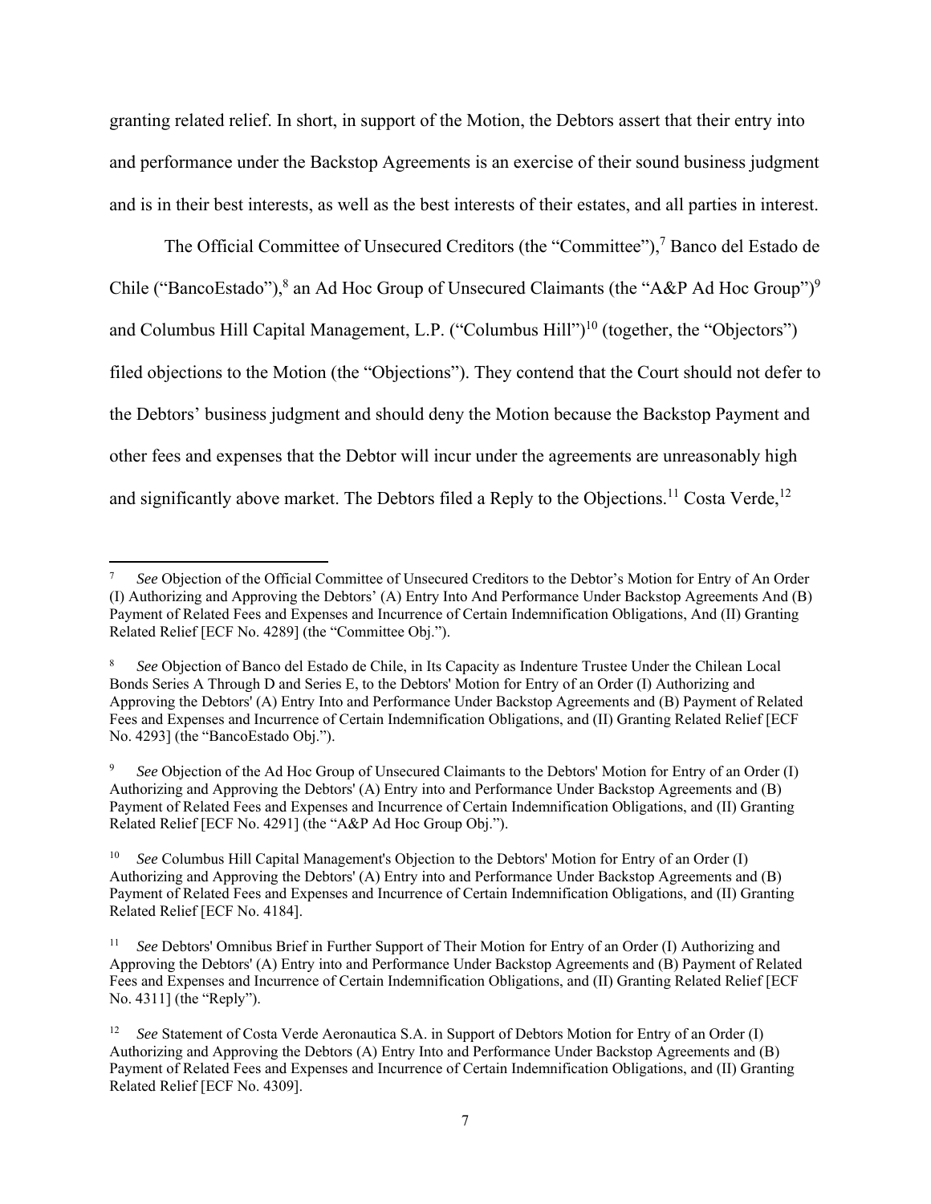granting related relief. In short, in support of the Motion, the Debtors assert that their entry into and performance under the Backstop Agreements is an exercise of their sound business judgment and is in their best interests, as well as the best interests of their estates, and all parties in interest.

The Official Committee of Unsecured Creditors (the "Committee"),[7] Banco del Estado de Chile ("BancoEstado"),[8] an Ad Hoc Group of Unsecured Claimants (the "A&P Ad Hoc Group")[9] and Columbus Hill Capital Management, L.P. ("Columbus Hill")[10] (together, the "Objectors") filed objections to the Motion (the "Objections"). They contend that the Court should not defer to the Debtors' business judgment and should deny the Motion because the Backstop Payment and other fees and expenses that the Debtor will incur under the agreements are unreasonably high and significantly above market. The Debtors filed a Reply to the Objections.[11] Costa Verde,[12]

---

[7] *See* Objection of the Official Committee of Unsecured Creditors to the Debtor's Motion for Entry of An Order (I) Authorizing and Approving the Debtors' (A) Entry Into And Performance Under Backstop Agreements And (B) Payment of Related Fees and Expenses and Incurrence of Certain Indemnification Obligations, And (II) Granting Related Relief [ECF No. 4289] (the "Committee Obj.").

[8] *See* Objection of Banco del Estado de Chile, in Its Capacity as Indenture Trustee Under the Chilean Local Bonds Series A Through D and Series E, to the Debtors' Motion for Entry of an Order (I) Authorizing and Approving the Debtors' (A) Entry Into and Performance Under Backstop Agreements and (B) Payment of Related Fees and Expenses and Incurrence of Certain Indemnification Obligations, and (II) Granting Related Relief [ECF No. 4293] (the "BancoEstado Obj.").

[9] *See* Objection of the Ad Hoc Group of Unsecured Claimants to the Debtors' Motion for Entry of an Order (I) Authorizing and Approving the Debtors' (A) Entry into and Performance Under Backstop Agreements and (B) Payment of Related Fees and Expenses and Incurrence of Certain Indemnification Obligations, and (II) Granting Related Relief [ECF No. 4291] (the "A&P Ad Hoc Group Obj.").

[10] *See* Columbus Hill Capital Management's Objection to the Debtors' Motion for Entry of an Order (I) Authorizing and Approving the Debtors' (A) Entry into and Performance Under Backstop Agreements and (B) Payment of Related Fees and Expenses and Incurrence of Certain Indemnification Obligations, and (II) Granting Related Relief [ECF No. 4184].

[11] *See* Debtors' Omnibus Brief in Further Support of Their Motion for Entry of an Order (I) Authorizing and Approving the Debtors' (A) Entry into and Performance Under Backstop Agreements and (B) Payment of Related Fees and Expenses and Incurrence of Certain Indemnification Obligations, and (II) Granting Related Relief [ECF No. 4311] (the "Reply").

[12] *See* Statement of Costa Verde Aeronautica S.A. in Support of Debtors Motion for Entry of an Order (I) Authorizing and Approving the Debtors (A) Entry Into and Performance Under Backstop Agreements and (B) Payment of Related Fees and Expenses and Incurrence of Certain Indemnification Obligations, and (II) Granting Related Relief [ECF No. 4309].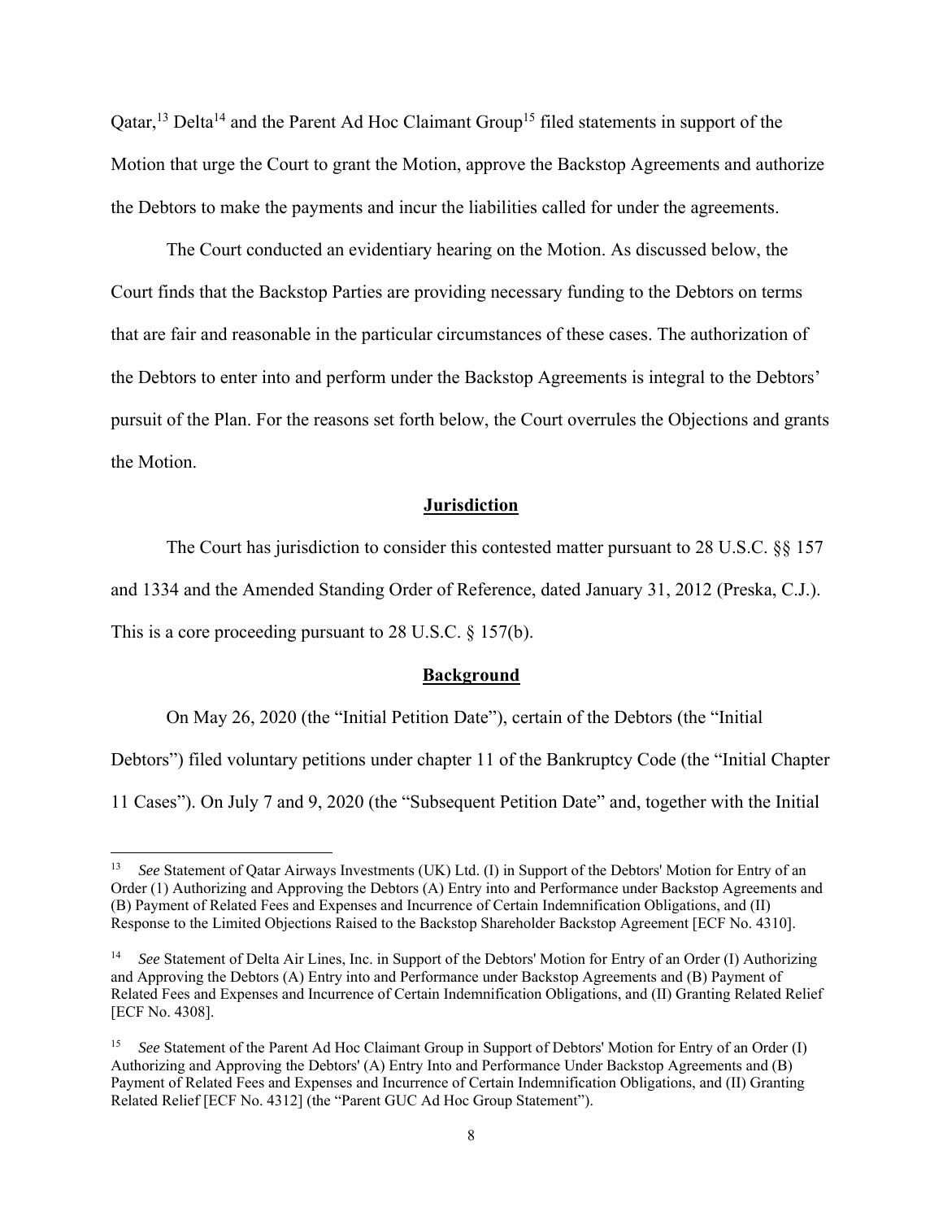Qatar,[13] Delta[14] and the Parent Ad Hoc Claimant Group[15] filed statements in support of the Motion that urge the Court to grant the Motion, approve the Backstop Agreements and authorize the Debtors to make the payments and incur the liabilities called for under the agreements.

The Court conducted an evidentiary hearing on the Motion. As discussed below, the Court finds that the Backstop Parties are providing necessary funding to the Debtors on terms that are fair and reasonable in the particular circumstances of these cases. The authorization of the Debtors to enter into and perform under the Backstop Agreements is integral to the Debtors' pursuit of the Plan. For the reasons set forth below, the Court overrules the Objections and grants the Motion.

## Jurisdiction

The Court has jurisdiction to consider this contested matter pursuant to 28 U.S.C. §§ 157 and 1334 and the Amended Standing Order of Reference, dated January 31, 2012 (Preska, C.J.). This is a core proceeding pursuant to 28 U.S.C. § 157(b).

## Background

On May 26, 2020 (the "Initial Petition Date"), certain of the Debtors (the "Initial Debtors") filed voluntary petitions under chapter 11 of the Bankruptcy Code (the "Initial Chapter 11 Cases"). On July 7 and 9, 2020 (the "Subsequent Petition Date" and, together with the Initial

---

[13] *See* Statement of Qatar Airways Investments (UK) Ltd. (I) in Support of the Debtors' Motion for Entry of an Order (1) Authorizing and Approving the Debtors (A) Entry into and Performance under Backstop Agreements and (B) Payment of Related Fees and Expenses and Incurrence of Certain Indemnification Obligations, and (II) Response to the Limited Objections Raised to the Backstop Shareholder Backstop Agreement [ECF No. 4310].

[14] *See* Statement of Delta Air Lines, Inc. in Support of the Debtors' Motion for Entry of an Order (I) Authorizing and Approving the Debtors (A) Entry into and Performance under Backstop Agreements and (B) Payment of Related Fees and Expenses and Incurrence of Certain Indemnification Obligations, and (II) Granting Related Relief [ECF No. 4308].

[15] *See* Statement of the Parent Ad Hoc Claimant Group in Support of Debtors' Motion for Entry of an Order (I) Authorizing and Approving the Debtors' (A) Entry Into and Performance Under Backstop Agreements and (B) Payment of Related Fees and Expenses and Incurrence of Certain Indemnification Obligations, and (II) Granting Related Relief [ECF No. 4312] (the "Parent GUC Ad Hoc Group Statement").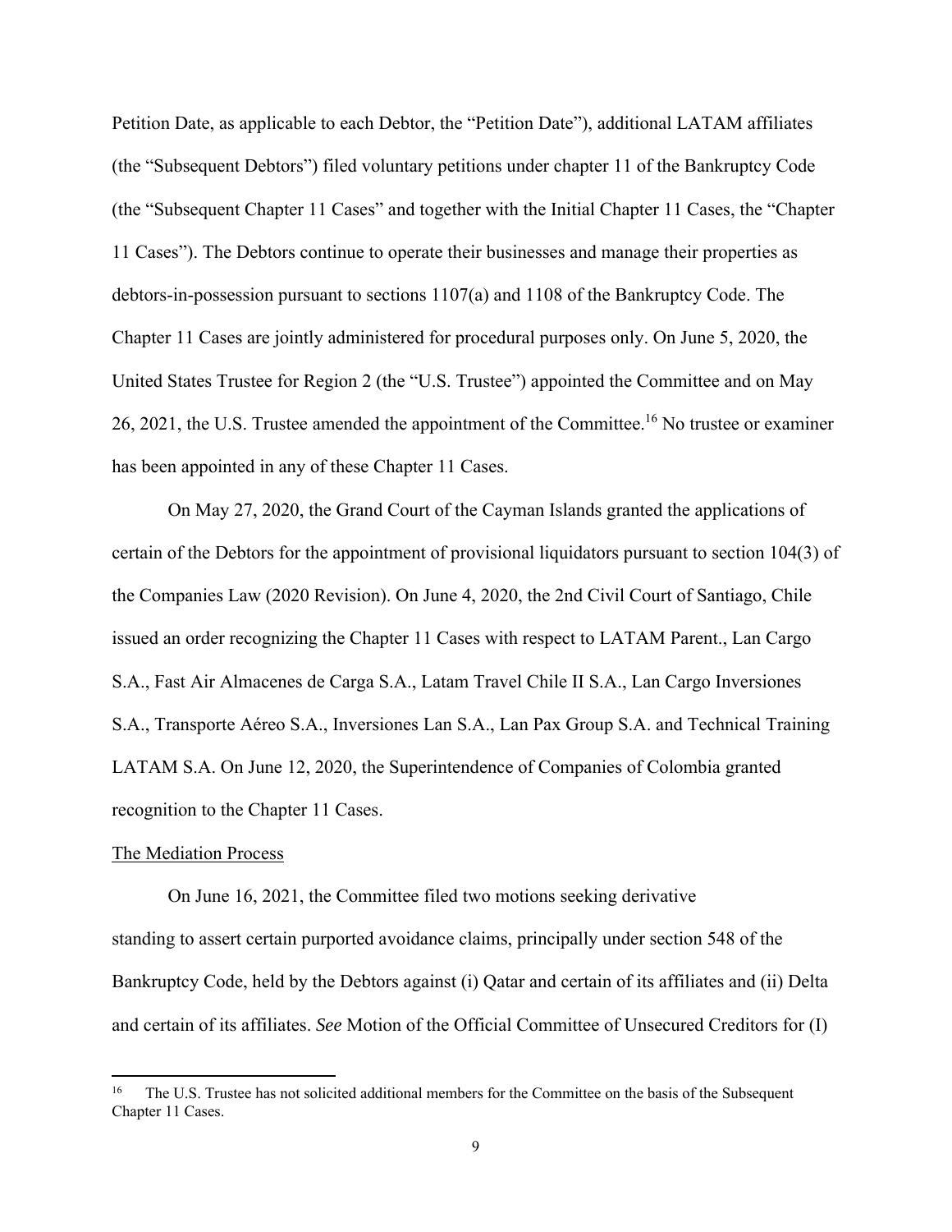Petition Date, as applicable to each Debtor, the "Petition Date"), additional LATAM affiliates (the "Subsequent Debtors") filed voluntary petitions under chapter 11 of the Bankruptcy Code (the "Subsequent Chapter 11 Cases" and together with the Initial Chapter 11 Cases, the "Chapter 11 Cases"). The Debtors continue to operate their businesses and manage their properties as debtors-in-possession pursuant to sections 1107(a) and 1108 of the Bankruptcy Code. The Chapter 11 Cases are jointly administered for procedural purposes only. On June 5, 2020, the United States Trustee for Region 2 (the "U.S. Trustee") appointed the Committee and on May 26, 2021, the U.S. Trustee amended the appointment of the Committee.[16] No trustee or examiner has been appointed in any of these Chapter 11 Cases.

On May 27, 2020, the Grand Court of the Cayman Islands granted the applications of certain of the Debtors for the appointment of provisional liquidators pursuant to section 104(3) of the Companies Law (2020 Revision). On June 4, 2020, the 2nd Civil Court of Santiago, Chile issued an order recognizing the Chapter 11 Cases with respect to LATAM Parent., Lan Cargo S.A., Fast Air Almacenes de Carga S.A., Latam Travel Chile II S.A., Lan Cargo Inversiones S.A., Transporte Aéreo S.A., Inversiones Lan S.A., Lan Pax Group S.A. and Technical Training LATAM S.A. On June 12, 2020, the Superintendence of Companies of Colombia granted recognition to the Chapter 11 Cases.

The Mediation Process

On June 16, 2021, the Committee filed two motions seeking derivative standing to assert certain purported avoidance claims, principally under section 548 of the Bankruptcy Code, held by the Debtors against (i) Qatar and certain of its affiliates and (ii) Delta and certain of its affiliates. *See* Motion of the Official Committee of Unsecured Creditors for (I)

[16] The U.S. Trustee has not solicited additional members for the Committee on the basis of the Subsequent Chapter 11 Cases.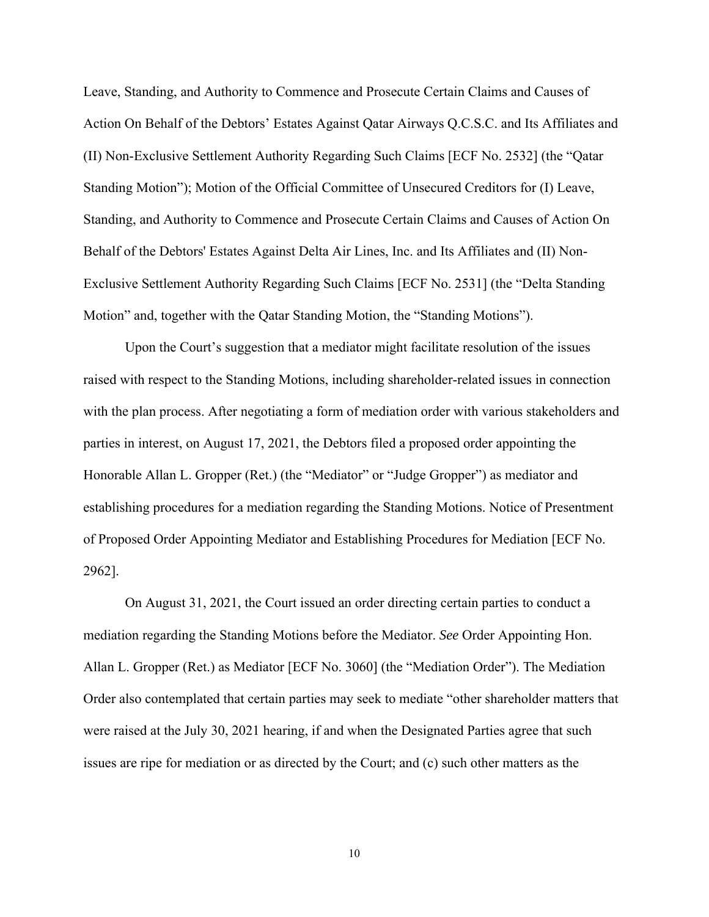Leave, Standing, and Authority to Commence and Prosecute Certain Claims and Causes of Action On Behalf of the Debtors' Estates Against Qatar Airways Q.C.S.C. and Its Affiliates and (II) Non-Exclusive Settlement Authority Regarding Such Claims [ECF No. 2532] (the "Qatar Standing Motion"); Motion of the Official Committee of Unsecured Creditors for (I) Leave, Standing, and Authority to Commence and Prosecute Certain Claims and Causes of Action On Behalf of the Debtors' Estates Against Delta Air Lines, Inc. and Its Affiliates and (II) Non-Exclusive Settlement Authority Regarding Such Claims [ECF No. 2531] (the "Delta Standing Motion" and, together with the Qatar Standing Motion, the "Standing Motions").

Upon the Court's suggestion that a mediator might facilitate resolution of the issues raised with respect to the Standing Motions, including shareholder-related issues in connection with the plan process. After negotiating a form of mediation order with various stakeholders and parties in interest, on August 17, 2021, the Debtors filed a proposed order appointing the Honorable Allan L. Gropper (Ret.) (the "Mediator" or "Judge Gropper") as mediator and establishing procedures for a mediation regarding the Standing Motions. Notice of Presentment of Proposed Order Appointing Mediator and Establishing Procedures for Mediation [ECF No. 2962].

On August 31, 2021, the Court issued an order directing certain parties to conduct a mediation regarding the Standing Motions before the Mediator. *See* Order Appointing Hon. Allan L. Gropper (Ret.) as Mediator [ECF No. 3060] (the "Mediation Order"). The Mediation Order also contemplated that certain parties may seek to mediate "other shareholder matters that were raised at the July 30, 2021 hearing, if and when the Designated Parties agree that such issues are ripe for mediation or as directed by the Court; and (c) such other matters as the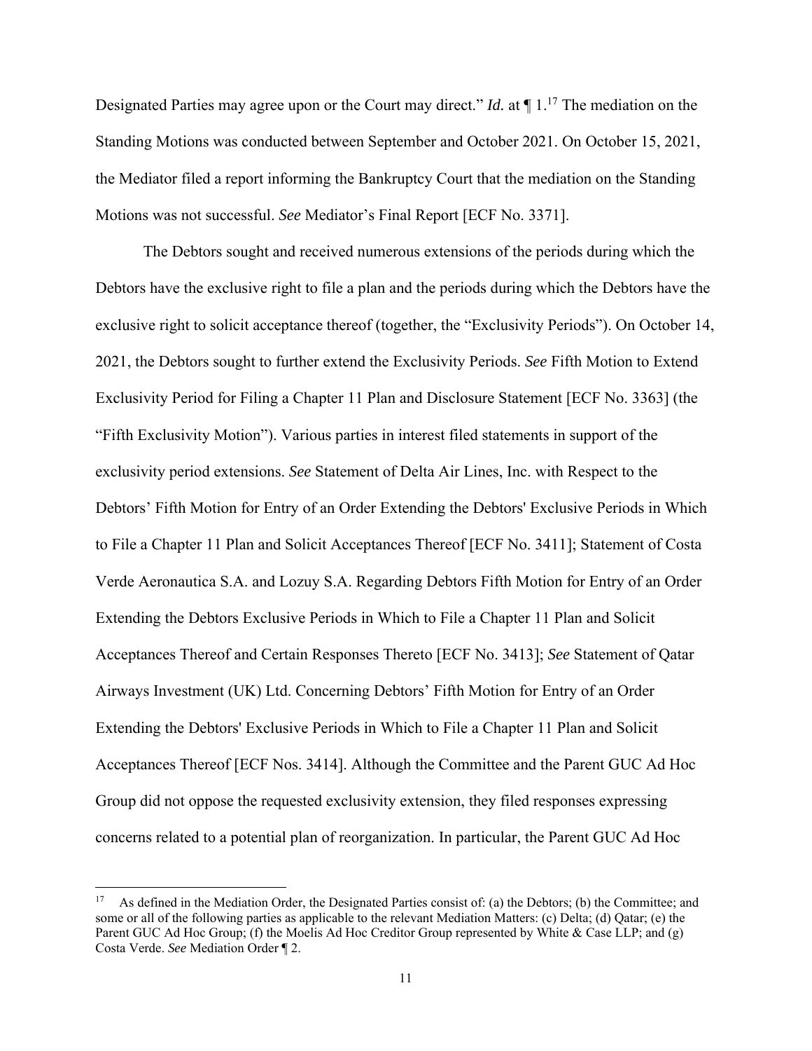Designated Parties may agree upon or the Court may direct." *Id.* at ¶ 1.[17] The mediation on the Standing Motions was conducted between September and October 2021. On October 15, 2021, the Mediator filed a report informing the Bankruptcy Court that the mediation on the Standing Motions was not successful. *See* Mediator's Final Report [ECF No. 3371].

The Debtors sought and received numerous extensions of the periods during which the Debtors have the exclusive right to file a plan and the periods during which the Debtors have the exclusive right to solicit acceptance thereof (together, the "Exclusivity Periods"). On October 14, 2021, the Debtors sought to further extend the Exclusivity Periods. *See* Fifth Motion to Extend Exclusivity Period for Filing a Chapter 11 Plan and Disclosure Statement [ECF No. 3363] (the "Fifth Exclusivity Motion"). Various parties in interest filed statements in support of the exclusivity period extensions. *See* Statement of Delta Air Lines, Inc. with Respect to the Debtors' Fifth Motion for Entry of an Order Extending the Debtors' Exclusive Periods in Which to File a Chapter 11 Plan and Solicit Acceptances Thereof [ECF No. 3411]; Statement of Costa Verde Aeronautica S.A. and Lozuy S.A. Regarding Debtors Fifth Motion for Entry of an Order Extending the Debtors Exclusive Periods in Which to File a Chapter 11 Plan and Solicit Acceptances Thereof and Certain Responses Thereto [ECF No. 3413]; *See* Statement of Qatar Airways Investment (UK) Ltd. Concerning Debtors' Fifth Motion for Entry of an Order Extending the Debtors' Exclusive Periods in Which to File a Chapter 11 Plan and Solicit Acceptances Thereof [ECF Nos. 3414]. Although the Committee and the Parent GUC Ad Hoc Group did not oppose the requested exclusivity extension, they filed responses expressing concerns related to a potential plan of reorganization. In particular, the Parent GUC Ad Hoc

---

[17] As defined in the Mediation Order, the Designated Parties consist of: (a) the Debtors; (b) the Committee; and some or all of the following parties as applicable to the relevant Mediation Matters: (c) Delta; (d) Qatar; (e) the Parent GUC Ad Hoc Group; (f) the Moelis Ad Hoc Creditor Group represented by White & Case LLP; and (g) Costa Verde. *See* Mediation Order ¶ 2.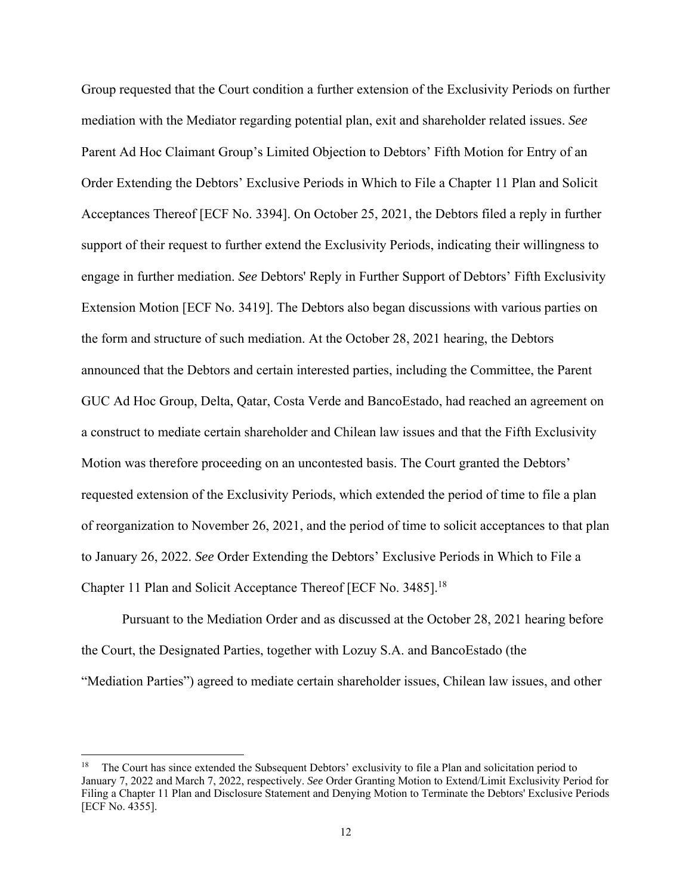Group requested that the Court condition a further extension of the Exclusivity Periods on further mediation with the Mediator regarding potential plan, exit and shareholder related issues. *See* Parent Ad Hoc Claimant Group's Limited Objection to Debtors' Fifth Motion for Entry of an Order Extending the Debtors' Exclusive Periods in Which to File a Chapter 11 Plan and Solicit Acceptances Thereof [ECF No. 3394]. On October 25, 2021, the Debtors filed a reply in further support of their request to further extend the Exclusivity Periods, indicating their willingness to engage in further mediation. *See* Debtors' Reply in Further Support of Debtors' Fifth Exclusivity Extension Motion [ECF No. 3419]. The Debtors also began discussions with various parties on the form and structure of such mediation. At the October 28, 2021 hearing, the Debtors announced that the Debtors and certain interested parties, including the Committee, the Parent GUC Ad Hoc Group, Delta, Qatar, Costa Verde and BancoEstado, had reached an agreement on a construct to mediate certain shareholder and Chilean law issues and that the Fifth Exclusivity Motion was therefore proceeding on an uncontested basis. The Court granted the Debtors' requested extension of the Exclusivity Periods, which extended the period of time to file a plan of reorganization to November 26, 2021, and the period of time to solicit acceptances to that plan to January 26, 2022. *See* Order Extending the Debtors' Exclusive Periods in Which to File a Chapter 11 Plan and Solicit Acceptance Thereof [ECF No. 3485].[18]

Pursuant to the Mediation Order and as discussed at the October 28, 2021 hearing before the Court, the Designated Parties, together with Lozuy S.A. and BancoEstado (the "Mediation Parties") agreed to mediate certain shareholder issues, Chilean law issues, and other

[18] The Court has since extended the Subsequent Debtors' exclusivity to file a Plan and solicitation period to January 7, 2022 and March 7, 2022, respectively. *See* Order Granting Motion to Extend/Limit Exclusivity Period for Filing a Chapter 11 Plan and Disclosure Statement and Denying Motion to Terminate the Debtors' Exclusive Periods [ECF No. 4355].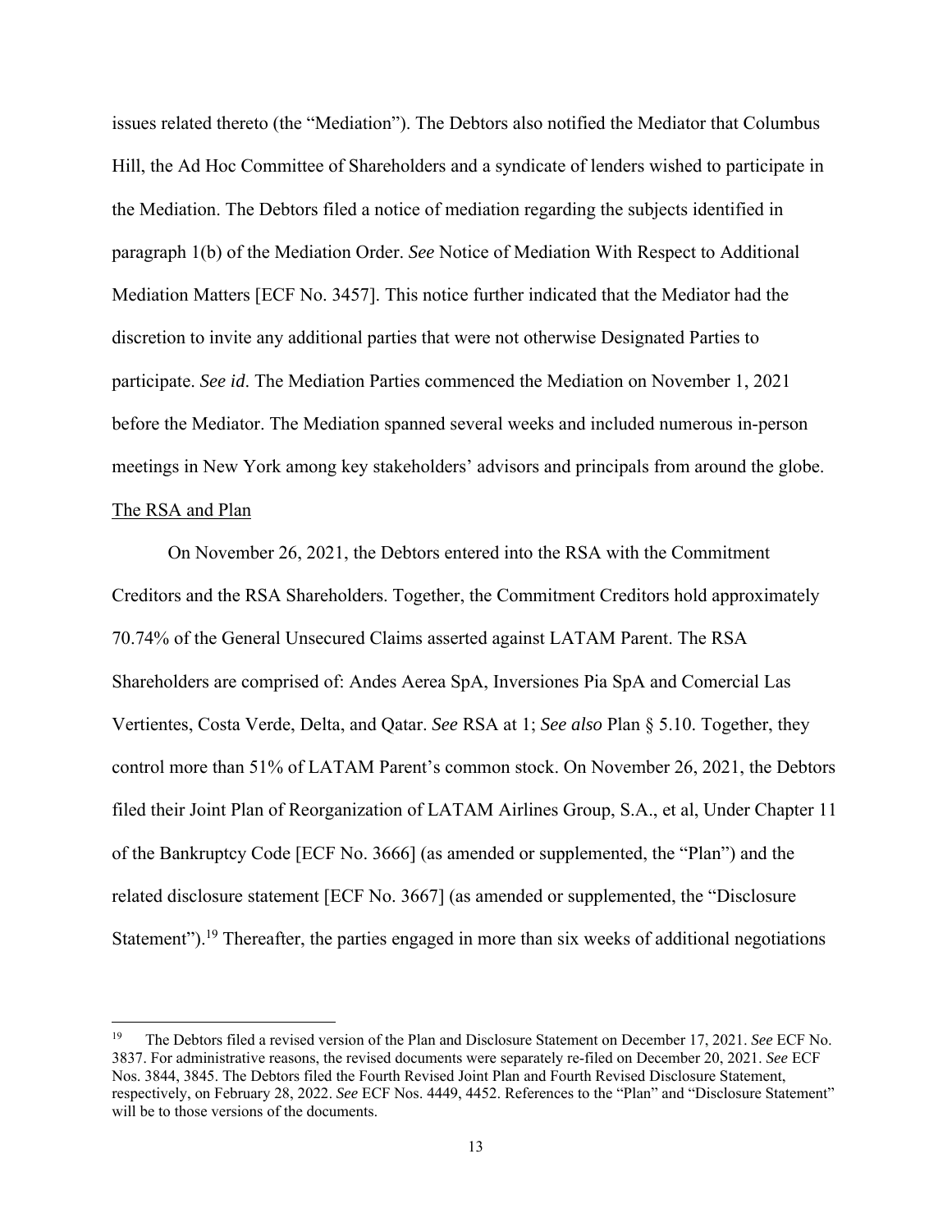issues related thereto (the "Mediation"). The Debtors also notified the Mediator that Columbus Hill, the Ad Hoc Committee of Shareholders and a syndicate of lenders wished to participate in the Mediation. The Debtors filed a notice of mediation regarding the subjects identified in paragraph 1(b) of the Mediation Order. *See* Notice of Mediation With Respect to Additional Mediation Matters [ECF No. 3457]. This notice further indicated that the Mediator had the discretion to invite any additional parties that were not otherwise Designated Parties to participate. *See id*. The Mediation Parties commenced the Mediation on November 1, 2021 before the Mediator. The Mediation spanned several weeks and included numerous in-person meetings in New York among key stakeholders' advisors and principals from around the globe.

The RSA and Plan

On November 26, 2021, the Debtors entered into the RSA with the Commitment Creditors and the RSA Shareholders. Together, the Commitment Creditors hold approximately 70.74% of the General Unsecured Claims asserted against LATAM Parent. The RSA Shareholders are comprised of: Andes Aerea SpA, Inversiones Pia SpA and Comercial Las Vertientes, Costa Verde, Delta, and Qatar. *See* RSA at 1; *See also* Plan § 5.10. Together, they control more than 51% of LATAM Parent's common stock. On November 26, 2021, the Debtors filed their Joint Plan of Reorganization of LATAM Airlines Group, S.A., et al, Under Chapter 11 of the Bankruptcy Code [ECF No. 3666] (as amended or supplemented, the "Plan") and the related disclosure statement [ECF No. 3667] (as amended or supplemented, the "Disclosure Statement").[19] Thereafter, the parties engaged in more than six weeks of additional negotiations

---

[19] The Debtors filed a revised version of the Plan and Disclosure Statement on December 17, 2021. *See* ECF No. 3837. For administrative reasons, the revised documents were separately re-filed on December 20, 2021. *See* ECF Nos. 3844, 3845. The Debtors filed the Fourth Revised Joint Plan and Fourth Revised Disclosure Statement, respectively, on February 28, 2022. *See* ECF Nos. 4449, 4452. References to the "Plan" and "Disclosure Statement" will be to those versions of the documents.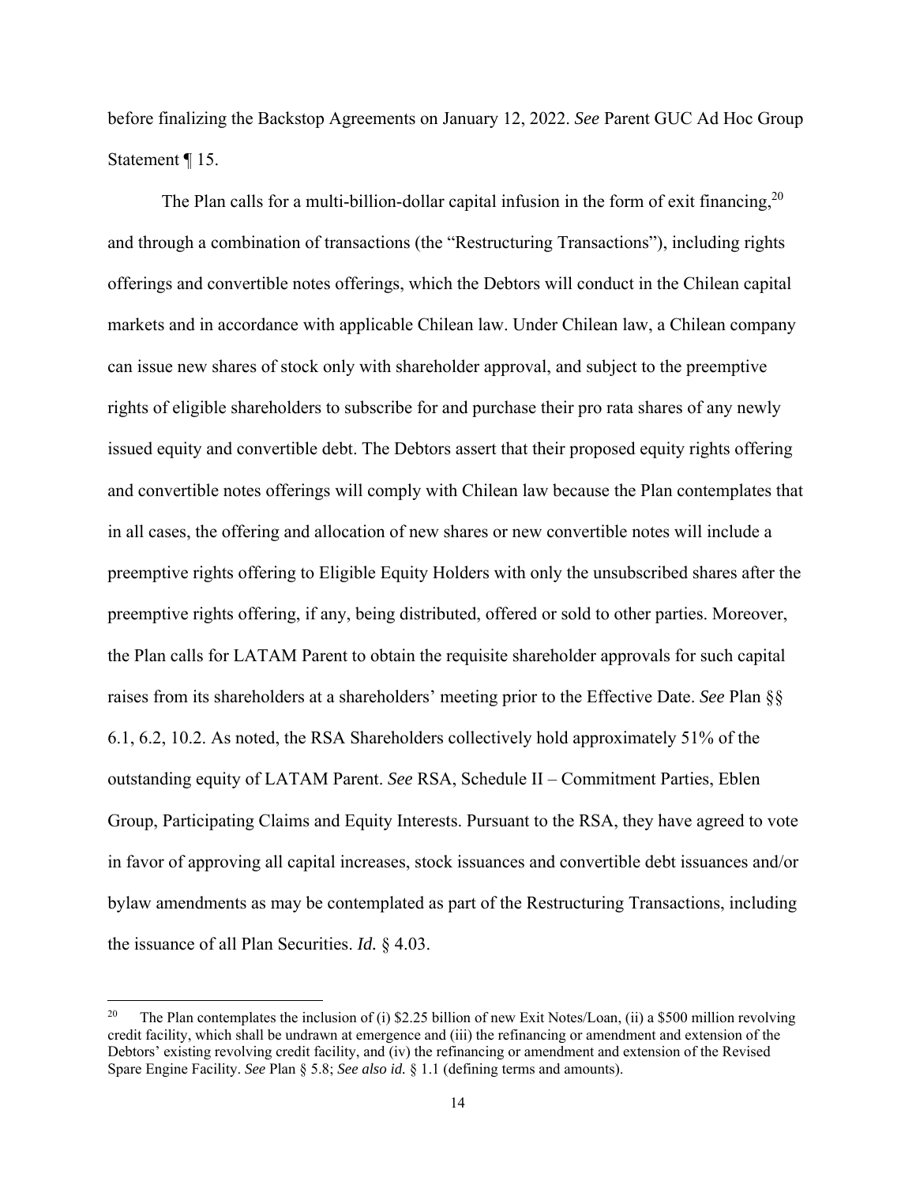before finalizing the Backstop Agreements on January 12, 2022. *See* Parent GUC Ad Hoc Group Statement ¶ 15.

The Plan calls for a multi-billion-dollar capital infusion in the form of exit financing,[20] and through a combination of transactions (the "Restructuring Transactions"), including rights offerings and convertible notes offerings, which the Debtors will conduct in the Chilean capital markets and in accordance with applicable Chilean law. Under Chilean law, a Chilean company can issue new shares of stock only with shareholder approval, and subject to the preemptive rights of eligible shareholders to subscribe for and purchase their pro rata shares of any newly issued equity and convertible debt. The Debtors assert that their proposed equity rights offering and convertible notes offerings will comply with Chilean law because the Plan contemplates that in all cases, the offering and allocation of new shares or new convertible notes will include a preemptive rights offering to Eligible Equity Holders with only the unsubscribed shares after the preemptive rights offering, if any, being distributed, offered or sold to other parties. Moreover, the Plan calls for LATAM Parent to obtain the requisite shareholder approvals for such capital raises from its shareholders at a shareholders' meeting prior to the Effective Date. *See* Plan §§ 6.1, 6.2, 10.2. As noted, the RSA Shareholders collectively hold approximately 51% of the outstanding equity of LATAM Parent. *See* RSA, Schedule II – Commitment Parties, Eblen Group, Participating Claims and Equity Interests. Pursuant to the RSA, they have agreed to vote in favor of approving all capital increases, stock issuances and convertible debt issuances and/or bylaw amendments as may be contemplated as part of the Restructuring Transactions, including the issuance of all Plan Securities. *Id.* § 4.03.

---

[20] The Plan contemplates the inclusion of (i) $2.25 billion of new Exit Notes/Loan, (ii) a $500 million revolving credit facility, which shall be undrawn at emergence and (iii) the refinancing or amendment and extension of the Debtors' existing revolving credit facility, and (iv) the refinancing or amendment and extension of the Revised Spare Engine Facility. *See* Plan § 5.8; *See also id.* § 1.1 (defining terms and amounts).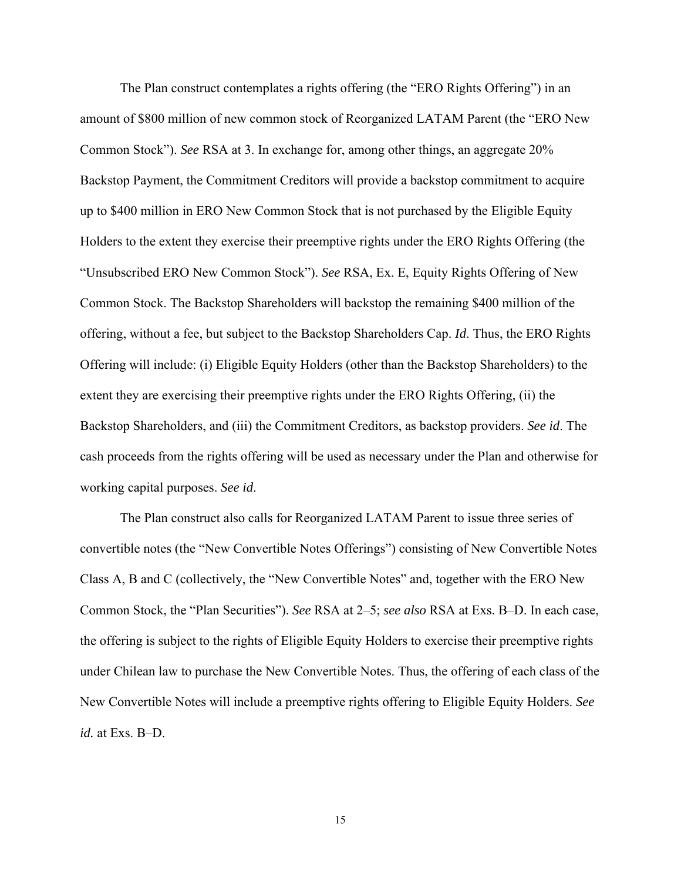The Plan construct contemplates a rights offering (the "ERO Rights Offering") in an amount of $800 million of new common stock of Reorganized LATAM Parent (the "ERO New Common Stock"). *See* RSA at 3. In exchange for, among other things, an aggregate 20% Backstop Payment, the Commitment Creditors will provide a backstop commitment to acquire up to $400 million in ERO New Common Stock that is not purchased by the Eligible Equity Holders to the extent they exercise their preemptive rights under the ERO Rights Offering (the "Unsubscribed ERO New Common Stock"). *See* RSA, Ex. E, Equity Rights Offering of New Common Stock. The Backstop Shareholders will backstop the remaining $400 million of the offering, without a fee, but subject to the Backstop Shareholders Cap. *Id*. Thus, the ERO Rights Offering will include: (i) Eligible Equity Holders (other than the Backstop Shareholders) to the extent they are exercising their preemptive rights under the ERO Rights Offering, (ii) the Backstop Shareholders, and (iii) the Commitment Creditors, as backstop providers. *See id*. The cash proceeds from the rights offering will be used as necessary under the Plan and otherwise for working capital purposes. *See id*.

The Plan construct also calls for Reorganized LATAM Parent to issue three series of convertible notes (the "New Convertible Notes Offerings") consisting of New Convertible Notes Class A, B and C (collectively, the "New Convertible Notes" and, together with the ERO New Common Stock, the "Plan Securities"). *See* RSA at 2–5; *see also* RSA at Exs. B–D. In each case, the offering is subject to the rights of Eligible Equity Holders to exercise their preemptive rights under Chilean law to purchase the New Convertible Notes. Thus, the offering of each class of the New Convertible Notes will include a preemptive rights offering to Eligible Equity Holders. *See id.* at Exs. B–D.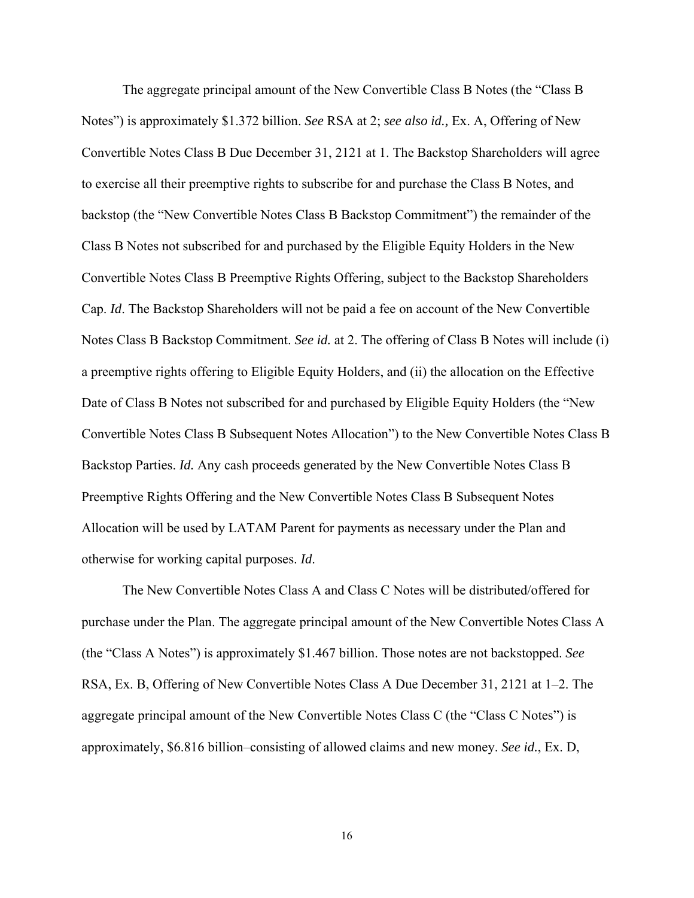The aggregate principal amount of the New Convertible Class B Notes (the "Class B Notes") is approximately $1.372 billion. *See* RSA at 2; *see also id.,* Ex. A, Offering of New Convertible Notes Class B Due December 31, 2121 at 1. The Backstop Shareholders will agree to exercise all their preemptive rights to subscribe for and purchase the Class B Notes, and backstop (the "New Convertible Notes Class B Backstop Commitment") the remainder of the Class B Notes not subscribed for and purchased by the Eligible Equity Holders in the New Convertible Notes Class B Preemptive Rights Offering, subject to the Backstop Shareholders Cap. *Id*. The Backstop Shareholders will not be paid a fee on account of the New Convertible Notes Class B Backstop Commitment. *See id.* at 2. The offering of Class B Notes will include (i) a preemptive rights offering to Eligible Equity Holders, and (ii) the allocation on the Effective Date of Class B Notes not subscribed for and purchased by Eligible Equity Holders (the "New Convertible Notes Class B Subsequent Notes Allocation") to the New Convertible Notes Class B Backstop Parties. *Id.* Any cash proceeds generated by the New Convertible Notes Class B Preemptive Rights Offering and the New Convertible Notes Class B Subsequent Notes Allocation will be used by LATAM Parent for payments as necessary under the Plan and otherwise for working capital purposes. *Id.*

The New Convertible Notes Class A and Class C Notes will be distributed/offered for purchase under the Plan. The aggregate principal amount of the New Convertible Notes Class A (the "Class A Notes") is approximately $1.467 billion. Those notes are not backstopped. *See* RSA, Ex. B, Offering of New Convertible Notes Class A Due December 31, 2121 at 1–2. The aggregate principal amount of the New Convertible Notes Class C (the "Class C Notes") is approximately, $6.816 billion–consisting of allowed claims and new money. *See id.*, Ex. D,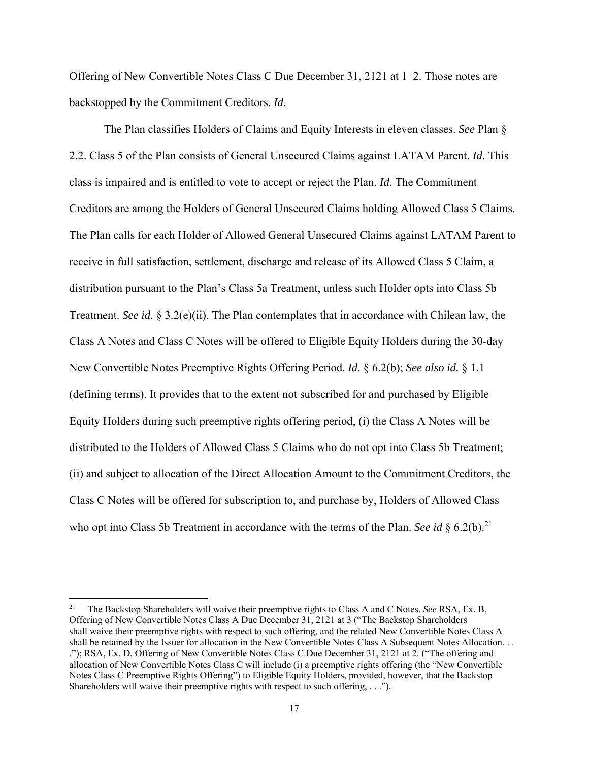Offering of New Convertible Notes Class C Due December 31, 2121 at 1–2. Those notes are backstopped by the Commitment Creditors. *Id*.

The Plan classifies Holders of Claims and Equity Interests in eleven classes. *See* Plan § 2.2. Class 5 of the Plan consists of General Unsecured Claims against LATAM Parent. *Id*. This class is impaired and is entitled to vote to accept or reject the Plan. *Id*. The Commitment Creditors are among the Holders of General Unsecured Claims holding Allowed Class 5 Claims. The Plan calls for each Holder of Allowed General Unsecured Claims against LATAM Parent to receive in full satisfaction, settlement, discharge and release of its Allowed Class 5 Claim, a distribution pursuant to the Plan's Class 5a Treatment, unless such Holder opts into Class 5b Treatment. *See id.* § 3.2(e)(ii). The Plan contemplates that in accordance with Chilean law, the Class A Notes and Class C Notes will be offered to Eligible Equity Holders during the 30-day New Convertible Notes Preemptive Rights Offering Period. *Id*. § 6.2(b); *See also id.* § 1.1 (defining terms). It provides that to the extent not subscribed for and purchased by Eligible Equity Holders during such preemptive rights offering period, (i) the Class A Notes will be distributed to the Holders of Allowed Class 5 Claims who do not opt into Class 5b Treatment; (ii) and subject to allocation of the Direct Allocation Amount to the Commitment Creditors, the Class C Notes will be offered for subscription to, and purchase by, Holders of Allowed Class who opt into Class 5b Treatment in accordance with the terms of the Plan. *See id* § 6.2(b).[21]

---

[21] The Backstop Shareholders will waive their preemptive rights to Class A and C Notes. *See* RSA, Ex. B, Offering of New Convertible Notes Class A Due December 31, 2121 at 3 ("The Backstop Shareholders shall waive their preemptive rights with respect to such offering, and the related New Convertible Notes Class A shall be retained by the Issuer for allocation in the New Convertible Notes Class A Subsequent Notes Allocation. . . ."); RSA, Ex. D, Offering of New Convertible Notes Class C Due December 31, 2121 at 2. ("The offering and allocation of New Convertible Notes Class C will include (i) a preemptive rights offering (the "New Convertible Notes Class C Preemptive Rights Offering") to Eligible Equity Holders, provided, however, that the Backstop Shareholders will waive their preemptive rights with respect to such offering, . . .").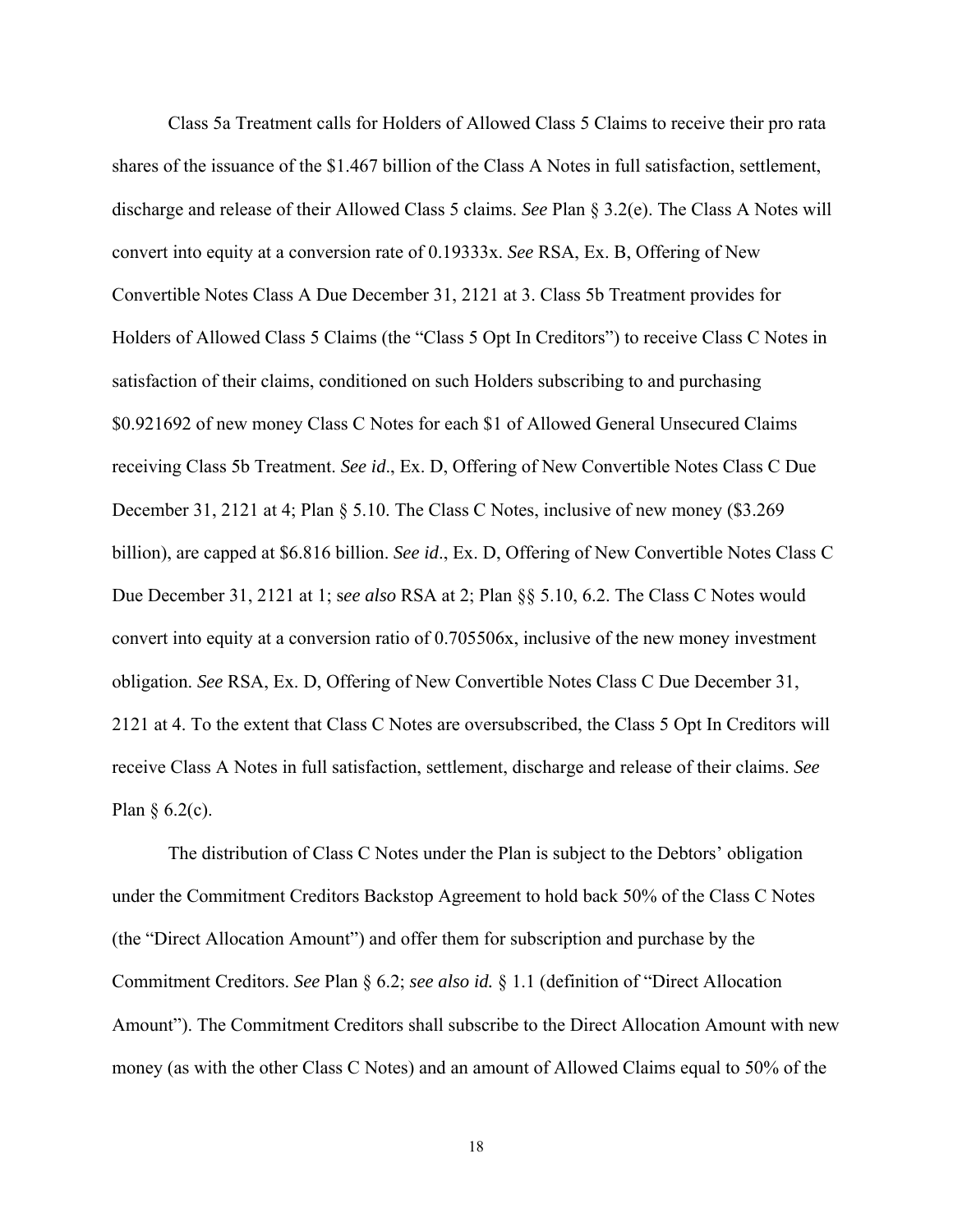Class 5a Treatment calls for Holders of Allowed Class 5 Claims to receive their pro rata shares of the issuance of the \$1.467 billion of the Class A Notes in full satisfaction, settlement, discharge and release of their Allowed Class 5 claims. *See* Plan § 3.2(e). The Class A Notes will convert into equity at a conversion rate of 0.19333x. *See* RSA, Ex. B, Offering of New Convertible Notes Class A Due December 31, 2121 at 3. Class 5b Treatment provides for Holders of Allowed Class 5 Claims (the "Class 5 Opt In Creditors") to receive Class C Notes in satisfaction of their claims, conditioned on such Holders subscribing to and purchasing \$0.921692 of new money Class C Notes for each \$1 of Allowed General Unsecured Claims receiving Class 5b Treatment. *See id*., Ex. D, Offering of New Convertible Notes Class C Due December 31, 2121 at 4; Plan § 5.10. The Class C Notes, inclusive of new money (\$3.269 billion), are capped at \$6.816 billion. *See id*., Ex. D, Offering of New Convertible Notes Class C Due December 31, 2121 at 1; s*ee also* RSA at 2; Plan §§ 5.10, 6.2. The Class C Notes would convert into equity at a conversion ratio of 0.705506x, inclusive of the new money investment obligation. *See* RSA, Ex. D, Offering of New Convertible Notes Class C Due December 31, 2121 at 4. To the extent that Class C Notes are oversubscribed, the Class 5 Opt In Creditors will receive Class A Notes in full satisfaction, settlement, discharge and release of their claims. *See* Plan § 6.2(c).

The distribution of Class C Notes under the Plan is subject to the Debtors' obligation under the Commitment Creditors Backstop Agreement to hold back 50% of the Class C Notes (the "Direct Allocation Amount") and offer them for subscription and purchase by the Commitment Creditors. *See* Plan § 6.2; *see also id.* § 1.1 (definition of "Direct Allocation Amount"). The Commitment Creditors shall subscribe to the Direct Allocation Amount with new money (as with the other Class C Notes) and an amount of Allowed Claims equal to 50% of the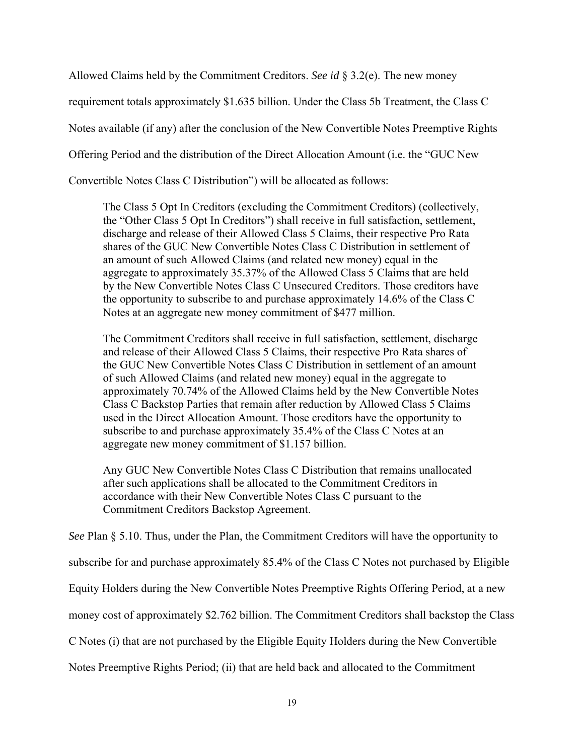Allowed Claims held by the Commitment Creditors. *See id* § 3.2(e). The new money requirement totals approximately $1.635 billion. Under the Class 5b Treatment, the Class C Notes available (if any) after the conclusion of the New Convertible Notes Preemptive Rights Offering Period and the distribution of the Direct Allocation Amount (i.e. the "GUC New Convertible Notes Class C Distribution") will be allocated as follows:

> The Class 5 Opt In Creditors (excluding the Commitment Creditors) (collectively, the "Other Class 5 Opt In Creditors") shall receive in full satisfaction, settlement, discharge and release of their Allowed Class 5 Claims, their respective Pro Rata shares of the GUC New Convertible Notes Class C Distribution in settlement of an amount of such Allowed Claims (and related new money) equal in the aggregate to approximately 35.37% of the Allowed Class 5 Claims that are held by the New Convertible Notes Class C Unsecured Creditors. Those creditors have the opportunity to subscribe to and purchase approximately 14.6% of the Class C Notes at an aggregate new money commitment of $477 million.
>
> The Commitment Creditors shall receive in full satisfaction, settlement, discharge and release of their Allowed Class 5 Claims, their respective Pro Rata shares of the GUC New Convertible Notes Class C Distribution in settlement of an amount of such Allowed Claims (and related new money) equal in the aggregate to approximately 70.74% of the Allowed Claims held by the New Convertible Notes Class C Backstop Parties that remain after reduction by Allowed Class 5 Claims used in the Direct Allocation Amount. Those creditors have the opportunity to subscribe to and purchase approximately 35.4% of the Class C Notes at an aggregate new money commitment of $1.157 billion.
>
> Any GUC New Convertible Notes Class C Distribution that remains unallocated after such applications shall be allocated to the Commitment Creditors in accordance with their New Convertible Notes Class C pursuant to the Commitment Creditors Backstop Agreement.

*See* Plan § 5.10. Thus, under the Plan, the Commitment Creditors will have the opportunity to subscribe for and purchase approximately 85.4% of the Class C Notes not purchased by Eligible Equity Holders during the New Convertible Notes Preemptive Rights Offering Period, at a new money cost of approximately $2.762 billion. The Commitment Creditors shall backstop the Class C Notes (i) that are not purchased by the Eligible Equity Holders during the New Convertible Notes Preemptive Rights Period; (ii) that are held back and allocated to the Commitment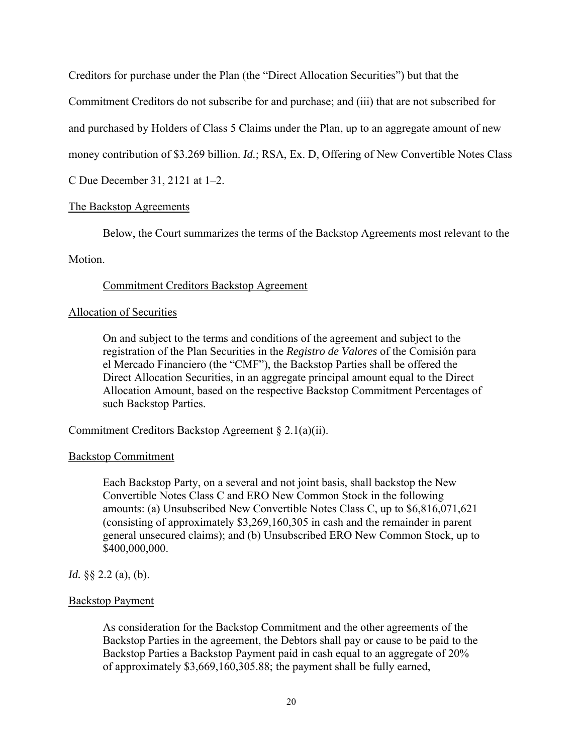Creditors for purchase under the Plan (the "Direct Allocation Securities") but that the Commitment Creditors do not subscribe for and purchase; and (iii) that are not subscribed for and purchased by Holders of Class 5 Claims under the Plan, up to an aggregate amount of new money contribution of $3.269 billion. *Id.*; RSA, Ex. D, Offering of New Convertible Notes Class C Due December 31, 2121 at 1–2.

The Backstop Agreements

Below, the Court summarizes the terms of the Backstop Agreements most relevant to the Motion.

Commitment Creditors Backstop Agreement

Allocation of Securities

> On and subject to the terms and conditions of the agreement and subject to the registration of the Plan Securities in the *Registro de Valores* of the Comisión para el Mercado Financiero (the "CMF"), the Backstop Parties shall be offered the Direct Allocation Securities, in an aggregate principal amount equal to the Direct Allocation Amount, based on the respective Backstop Commitment Percentages of such Backstop Parties.

Commitment Creditors Backstop Agreement § 2.1(a)(ii).

Backstop Commitment

> Each Backstop Party, on a several and not joint basis, shall backstop the New Convertible Notes Class C and ERO New Common Stock in the following amounts: (a) Unsubscribed New Convertible Notes Class C, up to $6,816,071,621 (consisting of approximately $3,269,160,305 in cash and the remainder in parent general unsecured claims); and (b) Unsubscribed ERO New Common Stock, up to $400,000,000.

*Id.* §§ 2.2 (a), (b).

Backstop Payment

> As consideration for the Backstop Commitment and the other agreements of the Backstop Parties in the agreement, the Debtors shall pay or cause to be paid to the Backstop Parties a Backstop Payment paid in cash equal to an aggregate of 20% of approximately $3,669,160,305.88; the payment shall be fully earned,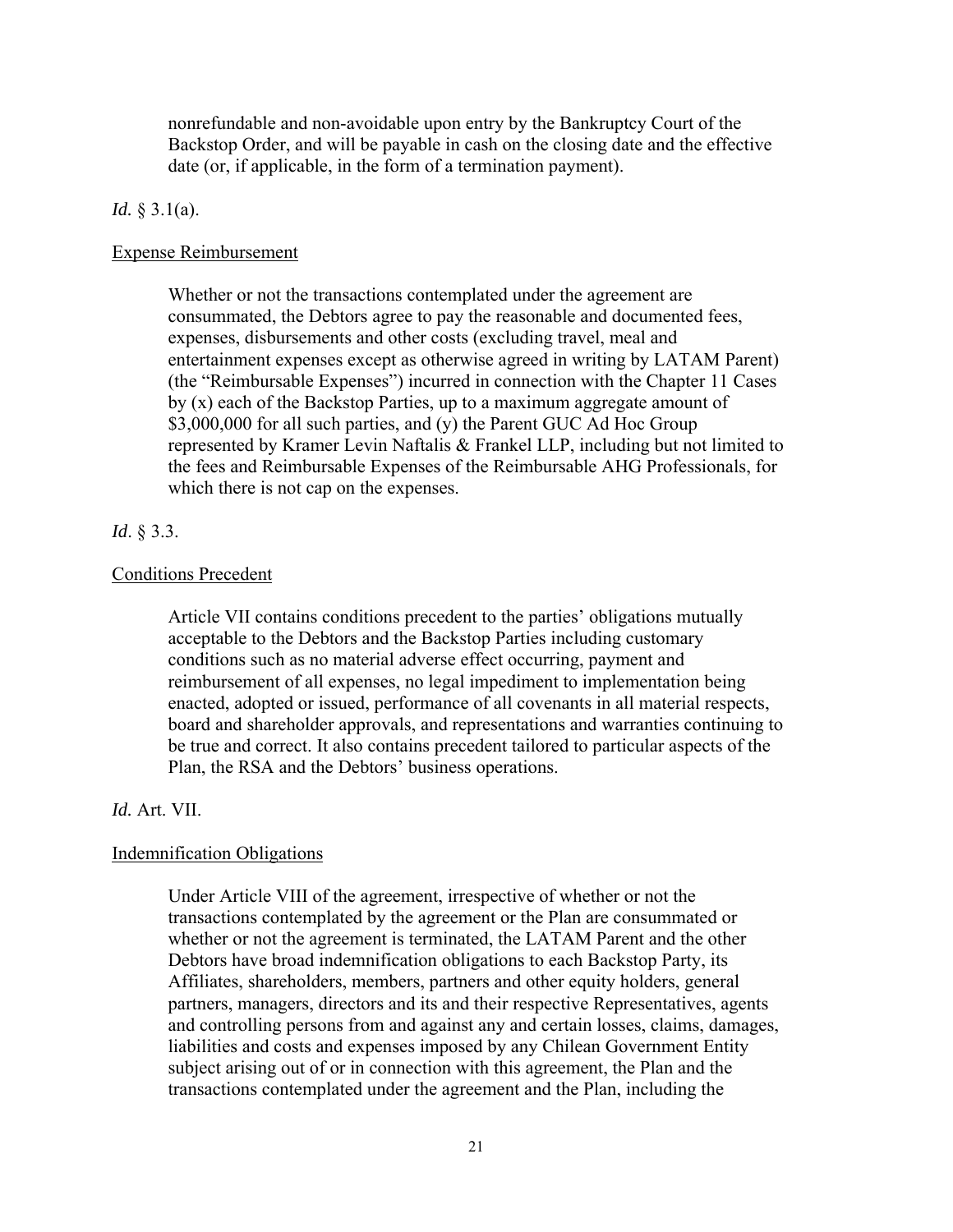> nonrefundable and non-avoidable upon entry by the Bankruptcy Court of the Backstop Order, and will be payable in cash on the closing date and the effective date (or, if applicable, in the form of a termination payment).

*Id.* § 3.1(a).

<u>Expense Reimbursement</u>

> Whether or not the transactions contemplated under the agreement are consummated, the Debtors agree to pay the reasonable and documented fees, expenses, disbursements and other costs (excluding travel, meal and entertainment expenses except as otherwise agreed in writing by LATAM Parent) (the "Reimbursable Expenses") incurred in connection with the Chapter 11 Cases by (x) each of the Backstop Parties, up to a maximum aggregate amount of $3,000,000 for all such parties, and (y) the Parent GUC Ad Hoc Group represented by Kramer Levin Naftalis & Frankel LLP, including but not limited to the fees and Reimbursable Expenses of the Reimbursable AHG Professionals, for which there is not cap on the expenses.

*Id*. § 3.3.

<u>Conditions Precedent</u>

> Article VII contains conditions precedent to the parties' obligations mutually acceptable to the Debtors and the Backstop Parties including customary conditions such as no material adverse effect occurring, payment and reimbursement of all expenses, no legal impediment to implementation being enacted, adopted or issued, performance of all covenants in all material respects, board and shareholder approvals, and representations and warranties continuing to be true and correct. It also contains precedent tailored to particular aspects of the Plan, the RSA and the Debtors' business operations.

*Id.* Art. VII.

<u>Indemnification Obligations</u>

> Under Article VIII of the agreement, irrespective of whether or not the transactions contemplated by the agreement or the Plan are consummated or whether or not the agreement is terminated, the LATAM Parent and the other Debtors have broad indemnification obligations to each Backstop Party, its Affiliates, shareholders, members, partners and other equity holders, general partners, managers, directors and its and their respective Representatives, agents and controlling persons from and against any and certain losses, claims, damages, liabilities and costs and expenses imposed by any Chilean Government Entity subject arising out of or in connection with this agreement, the Plan and the transactions contemplated under the agreement and the Plan, including the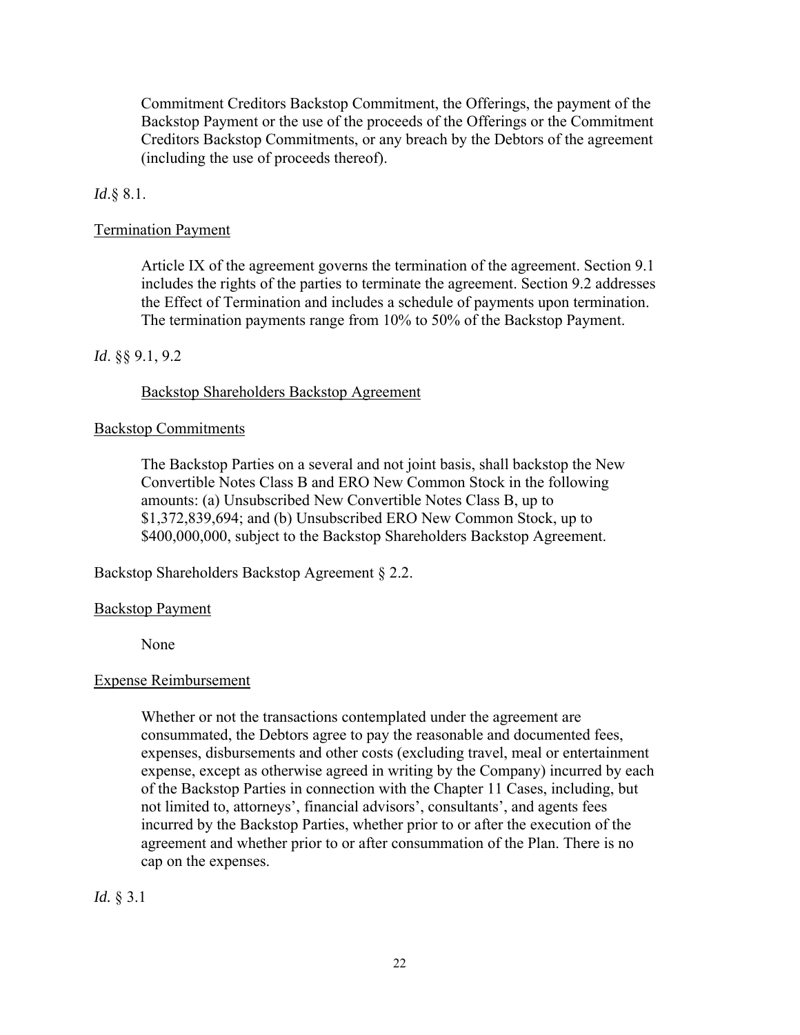Commitment Creditors Backstop Commitment, the Offerings, the payment of the Backstop Payment or the use of the proceeds of the Offerings or the Commitment Creditors Backstop Commitments, or any breach by the Debtors of the agreement (including the use of proceeds thereof).

*Id*.§ 8.1.

<u>Termination Payment</u>

> Article IX of the agreement governs the termination of the agreement. Section 9.1 includes the rights of the parties to terminate the agreement. Section 9.2 addresses the Effect of Termination and includes a schedule of payments upon termination. The termination payments range from 10% to 50% of the Backstop Payment.

*Id*. §§ 9.1, 9.2

<u>Backstop Shareholders Backstop Agreement</u>

<u>Backstop Commitments</u>

> The Backstop Parties on a several and not joint basis, shall backstop the New Convertible Notes Class B and ERO New Common Stock in the following amounts: (a) Unsubscribed New Convertible Notes Class B, up to $1,372,839,694; and (b) Unsubscribed ERO New Common Stock, up to $400,000,000, subject to the Backstop Shareholders Backstop Agreement.

Backstop Shareholders Backstop Agreement § 2.2.

<u>Backstop Payment</u>

> None

<u>Expense Reimbursement</u>

> Whether or not the transactions contemplated under the agreement are consummated, the Debtors agree to pay the reasonable and documented fees, expenses, disbursements and other costs (excluding travel, meal or entertainment expense, except as otherwise agreed in writing by the Company) incurred by each of the Backstop Parties in connection with the Chapter 11 Cases, including, but not limited to, attorneys', financial advisors', consultants', and agents fees incurred by the Backstop Parties, whether prior to or after the execution of the agreement and whether prior to or after consummation of the Plan. There is no cap on the expenses.

*Id.* § 3.1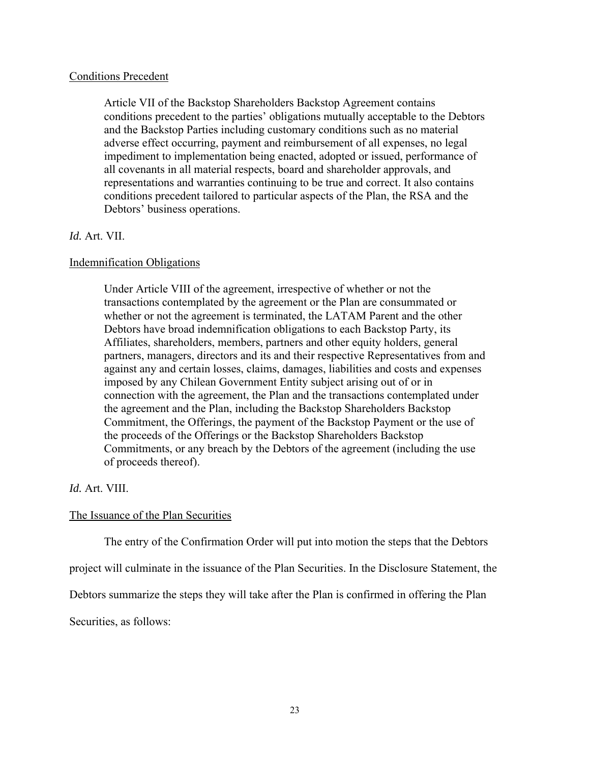Conditions Precedent

> Article VII of the Backstop Shareholders Backstop Agreement contains conditions precedent to the parties' obligations mutually acceptable to the Debtors and the Backstop Parties including customary conditions such as no material adverse effect occurring, payment and reimbursement of all expenses, no legal impediment to implementation being enacted, adopted or issued, performance of all covenants in all material respects, board and shareholder approvals, and representations and warranties continuing to be true and correct. It also contains conditions precedent tailored to particular aspects of the Plan, the RSA and the Debtors' business operations.

*Id.* Art. VII.

Indemnification Obligations

> Under Article VIII of the agreement, irrespective of whether or not the transactions contemplated by the agreement or the Plan are consummated or whether or not the agreement is terminated, the LATAM Parent and the other Debtors have broad indemnification obligations to each Backstop Party, its Affiliates, shareholders, members, partners and other equity holders, general partners, managers, directors and its and their respective Representatives from and against any and certain losses, claims, damages, liabilities and costs and expenses imposed by any Chilean Government Entity subject arising out of or in connection with the agreement, the Plan and the transactions contemplated under the agreement and the Plan, including the Backstop Shareholders Backstop Commitment, the Offerings, the payment of the Backstop Payment or the use of the proceeds of the Offerings or the Backstop Shareholders Backstop Commitments, or any breach by the Debtors of the agreement (including the use of proceeds thereof).

*Id.* Art. VIII.

The Issuance of the Plan Securities

The entry of the Confirmation Order will put into motion the steps that the Debtors project will culminate in the issuance of the Plan Securities. In the Disclosure Statement, the Debtors summarize the steps they will take after the Plan is confirmed in offering the Plan Securities, as follows: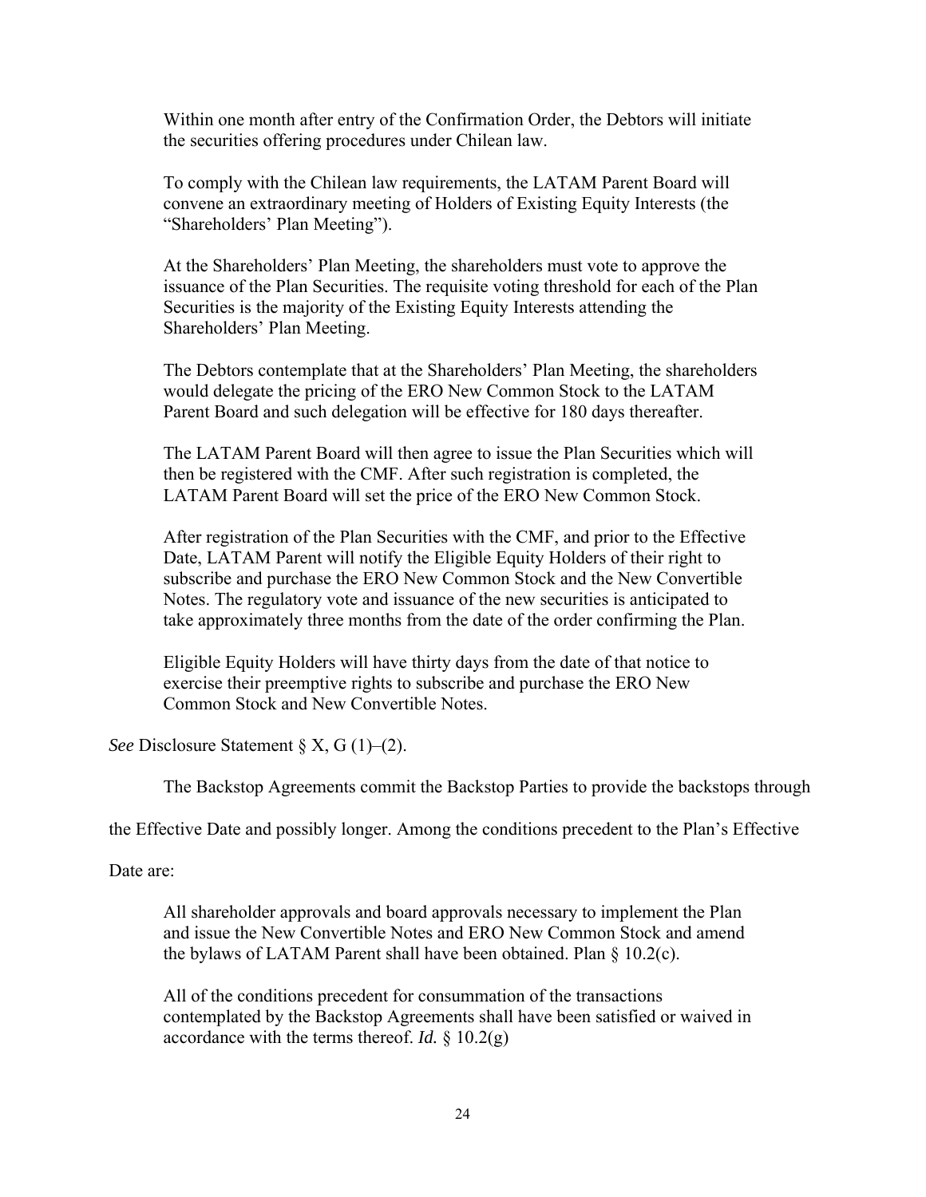> Within one month after entry of the Confirmation Order, the Debtors will initiate the securities offering procedures under Chilean law.
>
> To comply with the Chilean law requirements, the LATAM Parent Board will convene an extraordinary meeting of Holders of Existing Equity Interests (the "Shareholders' Plan Meeting").
>
> At the Shareholders' Plan Meeting, the shareholders must vote to approve the issuance of the Plan Securities. The requisite voting threshold for each of the Plan Securities is the majority of the Existing Equity Interests attending the Shareholders' Plan Meeting.
>
> The Debtors contemplate that at the Shareholders' Plan Meeting, the shareholders would delegate the pricing of the ERO New Common Stock to the LATAM Parent Board and such delegation will be effective for 180 days thereafter.
>
> The LATAM Parent Board will then agree to issue the Plan Securities which will then be registered with the CMF. After such registration is completed, the LATAM Parent Board will set the price of the ERO New Common Stock.
>
> After registration of the Plan Securities with the CMF, and prior to the Effective Date, LATAM Parent will notify the Eligible Equity Holders of their right to subscribe and purchase the ERO New Common Stock and the New Convertible Notes. The regulatory vote and issuance of the new securities is anticipated to take approximately three months from the date of the order confirming the Plan.
>
> Eligible Equity Holders will have thirty days from the date of that notice to exercise their preemptive rights to subscribe and purchase the ERO New Common Stock and New Convertible Notes.

*See* Disclosure Statement § X, G (1)–(2).

The Backstop Agreements commit the Backstop Parties to provide the backstops through the Effective Date and possibly longer. Among the conditions precedent to the Plan's Effective Date are:

> All shareholder approvals and board approvals necessary to implement the Plan and issue the New Convertible Notes and ERO New Common Stock and amend the bylaws of LATAM Parent shall have been obtained. Plan § 10.2(c).
>
> All of the conditions precedent for consummation of the transactions contemplated by the Backstop Agreements shall have been satisfied or waived in accordance with the terms thereof. *Id.* § 10.2(g)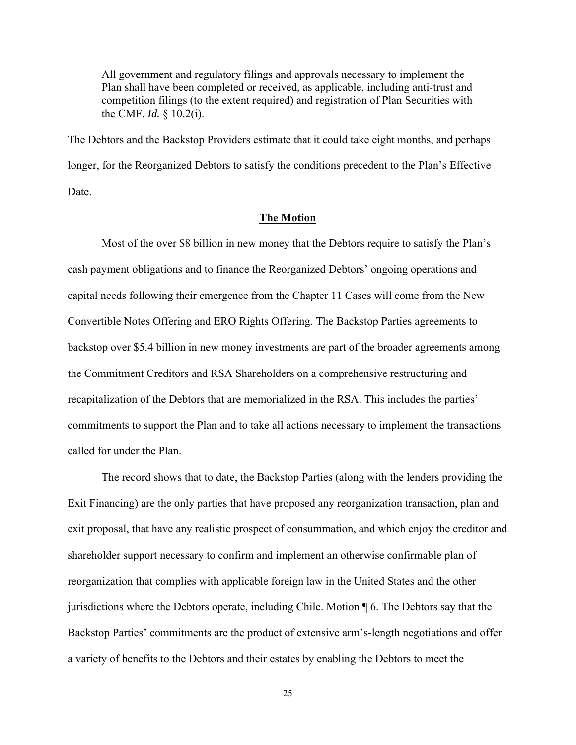> All government and regulatory filings and approvals necessary to implement the Plan shall have been completed or received, as applicable, including anti-trust and competition filings (to the extent required) and registration of Plan Securities with the CMF. *Id.* § 10.2(i).

The Debtors and the Backstop Providers estimate that it could take eight months, and perhaps longer, for the Reorganized Debtors to satisfy the conditions precedent to the Plan's Effective Date.

## **The Motion**

Most of the over $8 billion in new money that the Debtors require to satisfy the Plan's cash payment obligations and to finance the Reorganized Debtors' ongoing operations and capital needs following their emergence from the Chapter 11 Cases will come from the New Convertible Notes Offering and ERO Rights Offering. The Backstop Parties agreements to backstop over $5.4 billion in new money investments are part of the broader agreements among the Commitment Creditors and RSA Shareholders on a comprehensive restructuring and recapitalization of the Debtors that are memorialized in the RSA. This includes the parties' commitments to support the Plan and to take all actions necessary to implement the transactions called for under the Plan.

The record shows that to date, the Backstop Parties (along with the lenders providing the Exit Financing) are the only parties that have proposed any reorganization transaction, plan and exit proposal, that have any realistic prospect of consummation, and which enjoy the creditor and shareholder support necessary to confirm and implement an otherwise confirmable plan of reorganization that complies with applicable foreign law in the United States and the other jurisdictions where the Debtors operate, including Chile. Motion ¶ 6. The Debtors say that the Backstop Parties' commitments are the product of extensive arm's-length negotiations and offer a variety of benefits to the Debtors and their estates by enabling the Debtors to meet the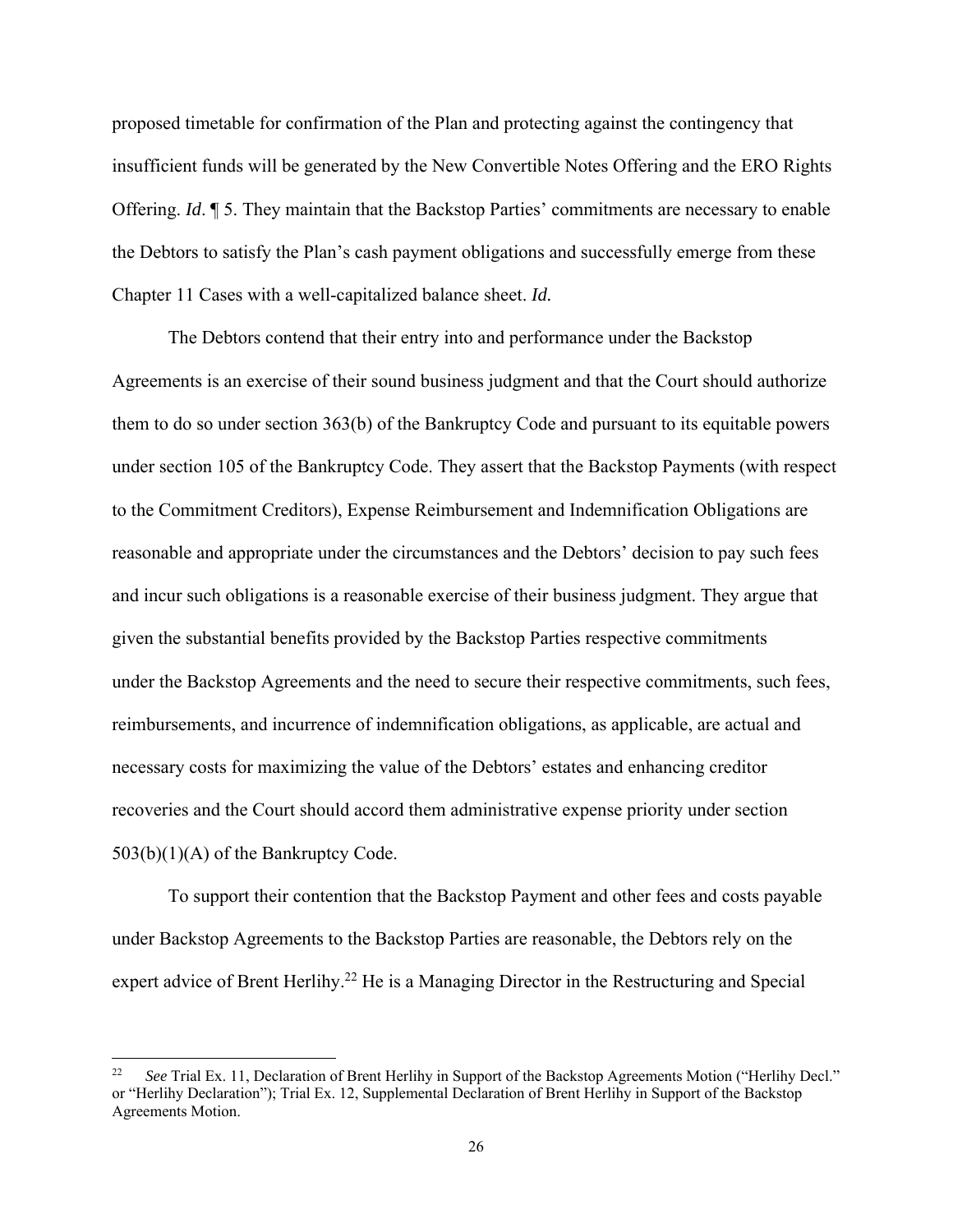proposed timetable for confirmation of the Plan and protecting against the contingency that insufficient funds will be generated by the New Convertible Notes Offering and the ERO Rights Offering. *Id*. ¶ 5. They maintain that the Backstop Parties' commitments are necessary to enable the Debtors to satisfy the Plan's cash payment obligations and successfully emerge from these Chapter 11 Cases with a well-capitalized balance sheet. *Id.*

The Debtors contend that their entry into and performance under the Backstop Agreements is an exercise of their sound business judgment and that the Court should authorize them to do so under section 363(b) of the Bankruptcy Code and pursuant to its equitable powers under section 105 of the Bankruptcy Code. They assert that the Backstop Payments (with respect to the Commitment Creditors), Expense Reimbursement and Indemnification Obligations are reasonable and appropriate under the circumstances and the Debtors' decision to pay such fees and incur such obligations is a reasonable exercise of their business judgment. They argue that given the substantial benefits provided by the Backstop Parties respective commitments under the Backstop Agreements and the need to secure their respective commitments, such fees, reimbursements, and incurrence of indemnification obligations, as applicable, are actual and necessary costs for maximizing the value of the Debtors' estates and enhancing creditor recoveries and the Court should accord them administrative expense priority under section 503(b)(1)(A) of the Bankruptcy Code.

To support their contention that the Backstop Payment and other fees and costs payable under Backstop Agreements to the Backstop Parties are reasonable, the Debtors rely on the expert advice of Brent Herlihy.[22] He is a Managing Director in the Restructuring and Special

---

[22] *See* Trial Ex. 11, Declaration of Brent Herlihy in Support of the Backstop Agreements Motion ("Herlihy Decl." or "Herlihy Declaration"); Trial Ex. 12, Supplemental Declaration of Brent Herlihy in Support of the Backstop Agreements Motion.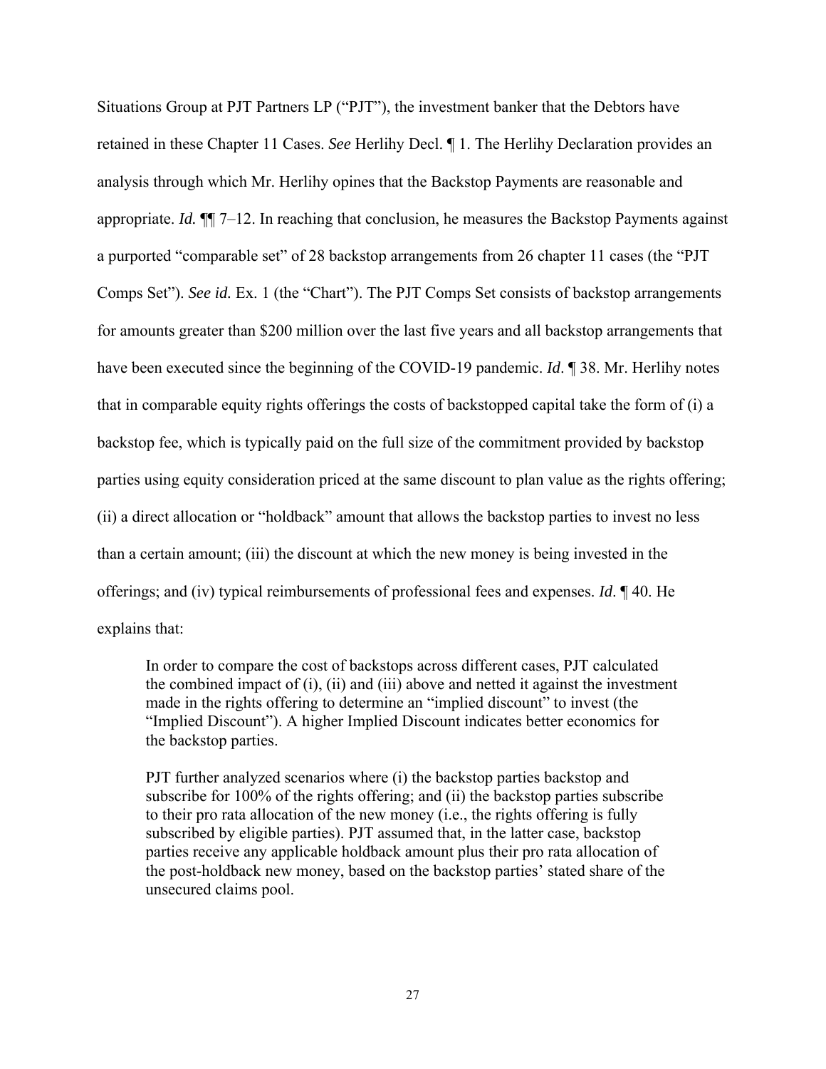Situations Group at PJT Partners LP ("PJT"), the investment banker that the Debtors have retained in these Chapter 11 Cases. *See* Herlihy Decl. ¶ 1. The Herlihy Declaration provides an analysis through which Mr. Herlihy opines that the Backstop Payments are reasonable and appropriate. *Id.* ¶¶ 7–12. In reaching that conclusion, he measures the Backstop Payments against a purported "comparable set" of 28 backstop arrangements from 26 chapter 11 cases (the "PJT Comps Set"). *See id.* Ex. 1 (the "Chart"). The PJT Comps Set consists of backstop arrangements for amounts greater than $200 million over the last five years and all backstop arrangements that have been executed since the beginning of the COVID-19 pandemic. *Id*. ¶ 38. Mr. Herlihy notes that in comparable equity rights offerings the costs of backstopped capital take the form of (i) a backstop fee, which is typically paid on the full size of the commitment provided by backstop parties using equity consideration priced at the same discount to plan value as the rights offering; (ii) a direct allocation or "holdback" amount that allows the backstop parties to invest no less than a certain amount; (iii) the discount at which the new money is being invested in the offerings; and (iv) typical reimbursements of professional fees and expenses. *Id*. ¶ 40. He explains that:

> In order to compare the cost of backstops across different cases, PJT calculated the combined impact of (i), (ii) and (iii) above and netted it against the investment made in the rights offering to determine an "implied discount" to invest (the "Implied Discount"). A higher Implied Discount indicates better economics for the backstop parties.
>
> PJT further analyzed scenarios where (i) the backstop parties backstop and subscribe for 100% of the rights offering; and (ii) the backstop parties subscribe to their pro rata allocation of the new money (i.e., the rights offering is fully subscribed by eligible parties). PJT assumed that, in the latter case, backstop parties receive any applicable holdback amount plus their pro rata allocation of the post-holdback new money, based on the backstop parties' stated share of the unsecured claims pool.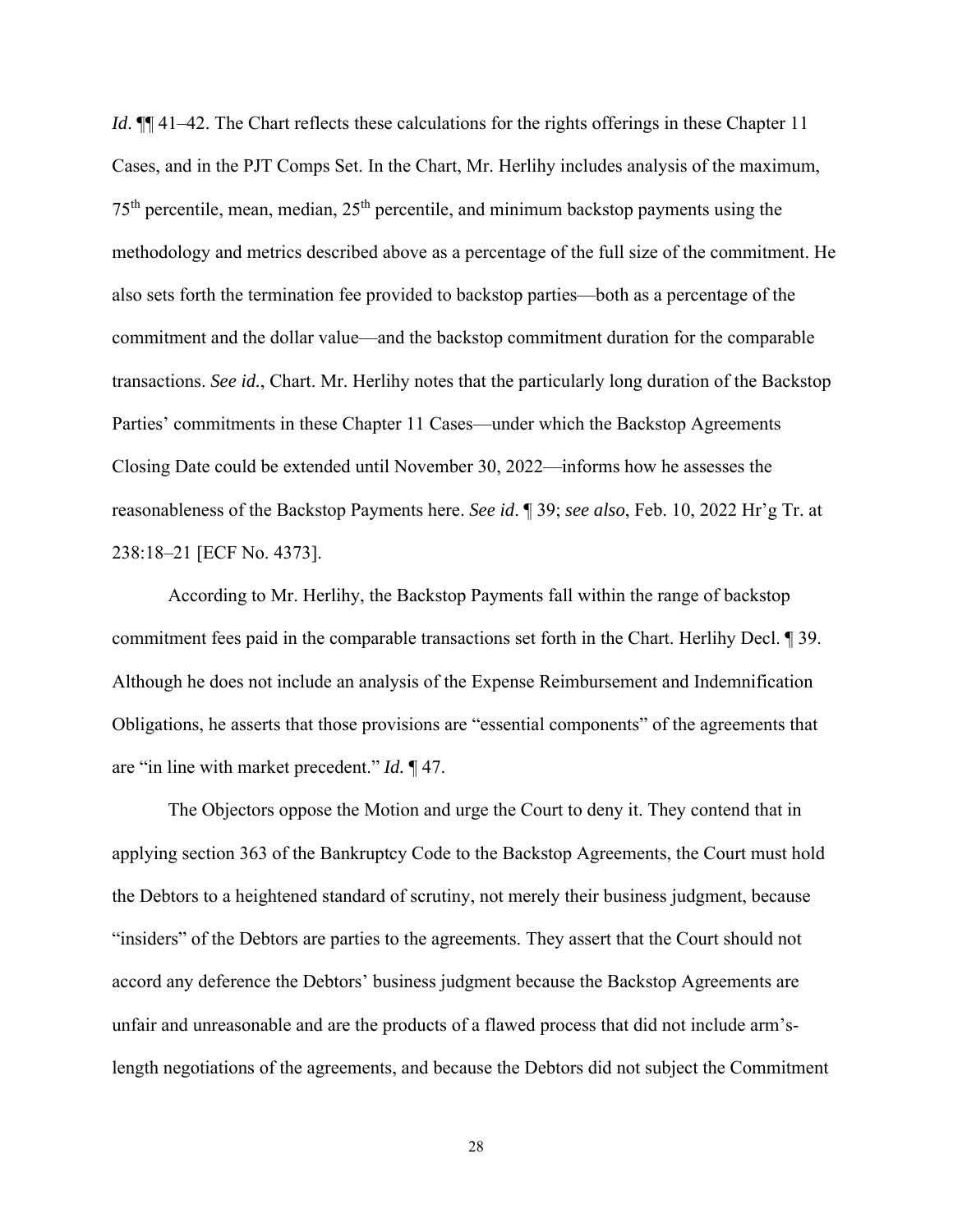*Id*. ¶¶ 41–42. The Chart reflects these calculations for the rights offerings in these Chapter 11 Cases, and in the PJT Comps Set. In the Chart, Mr. Herlihy includes analysis of the maximum, 75th percentile, mean, median, 25th percentile, and minimum backstop payments using the methodology and metrics described above as a percentage of the full size of the commitment. He also sets forth the termination fee provided to backstop parties—both as a percentage of the commitment and the dollar value—and the backstop commitment duration for the comparable transactions. *See id.*, Chart. Mr. Herlihy notes that the particularly long duration of the Backstop Parties' commitments in these Chapter 11 Cases—under which the Backstop Agreements Closing Date could be extended until November 30, 2022—informs how he assesses the reasonableness of the Backstop Payments here. *See id*. ¶ 39; *see also*, Feb. 10, 2022 Hr'g Tr. at 238:18–21 [ECF No. 4373].

According to Mr. Herlihy, the Backstop Payments fall within the range of backstop commitment fees paid in the comparable transactions set forth in the Chart. Herlihy Decl. ¶ 39. Although he does not include an analysis of the Expense Reimbursement and Indemnification Obligations, he asserts that those provisions are "essential components" of the agreements that are "in line with market precedent." *Id.* ¶ 47.

The Objectors oppose the Motion and urge the Court to deny it. They contend that in applying section 363 of the Bankruptcy Code to the Backstop Agreements, the Court must hold the Debtors to a heightened standard of scrutiny, not merely their business judgment, because "insiders" of the Debtors are parties to the agreements. They assert that the Court should not accord any deference the Debtors' business judgment because the Backstop Agreements are unfair and unreasonable and are the products of a flawed process that did not include arm's-length negotiations of the agreements, and because the Debtors did not subject the Commitment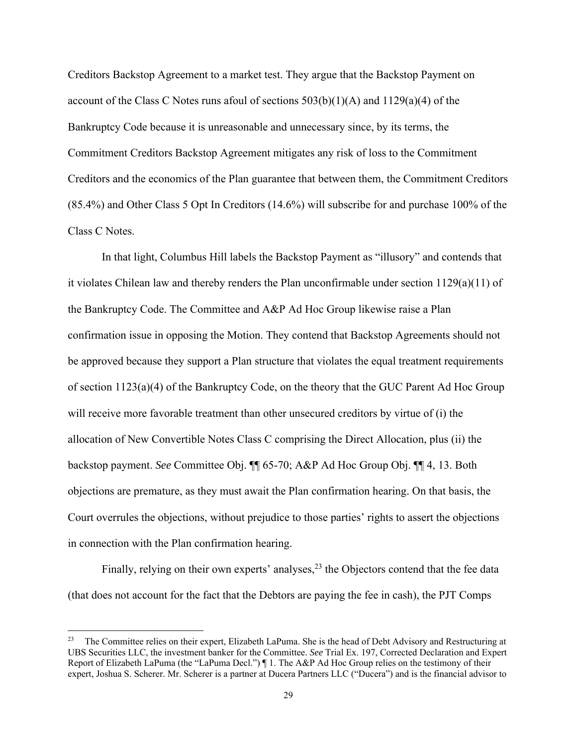Creditors Backstop Agreement to a market test. They argue that the Backstop Payment on account of the Class C Notes runs afoul of sections 503(b)(1)(A) and 1129(a)(4) of the Bankruptcy Code because it is unreasonable and unnecessary since, by its terms, the Commitment Creditors Backstop Agreement mitigates any risk of loss to the Commitment Creditors and the economics of the Plan guarantee that between them, the Commitment Creditors (85.4%) and Other Class 5 Opt In Creditors (14.6%) will subscribe for and purchase 100% of the Class C Notes.

In that light, Columbus Hill labels the Backstop Payment as "illusory" and contends that it violates Chilean law and thereby renders the Plan unconfirmable under section 1129(a)(11) of the Bankruptcy Code. The Committee and A&P Ad Hoc Group likewise raise a Plan confirmation issue in opposing the Motion. They contend that Backstop Agreements should not be approved because they support a Plan structure that violates the equal treatment requirements of section 1123(a)(4) of the Bankruptcy Code, on the theory that the GUC Parent Ad Hoc Group will receive more favorable treatment than other unsecured creditors by virtue of (i) the allocation of New Convertible Notes Class C comprising the Direct Allocation, plus (ii) the backstop payment. *See* Committee Obj. ¶¶ 65-70; A&P Ad Hoc Group Obj. ¶¶ 4, 13. Both objections are premature, as they must await the Plan confirmation hearing. On that basis, the Court overrules the objections, without prejudice to those parties' rights to assert the objections in connection with the Plan confirmation hearing.

Finally, relying on their own experts' analyses,[23] the Objectors contend that the fee data (that does not account for the fact that the Debtors are paying the fee in cash), the PJT Comps

[23] The Committee relies on their expert, Elizabeth LaPuma. She is the head of Debt Advisory and Restructuring at UBS Securities LLC, the investment banker for the Committee. *See* Trial Ex. 197, Corrected Declaration and Expert Report of Elizabeth LaPuma (the "LaPuma Decl.") ¶ 1. The A&P Ad Hoc Group relies on the testimony of their expert, Joshua S. Scherer. Mr. Scherer is a partner at Ducera Partners LLC ("Ducera") and is the financial advisor to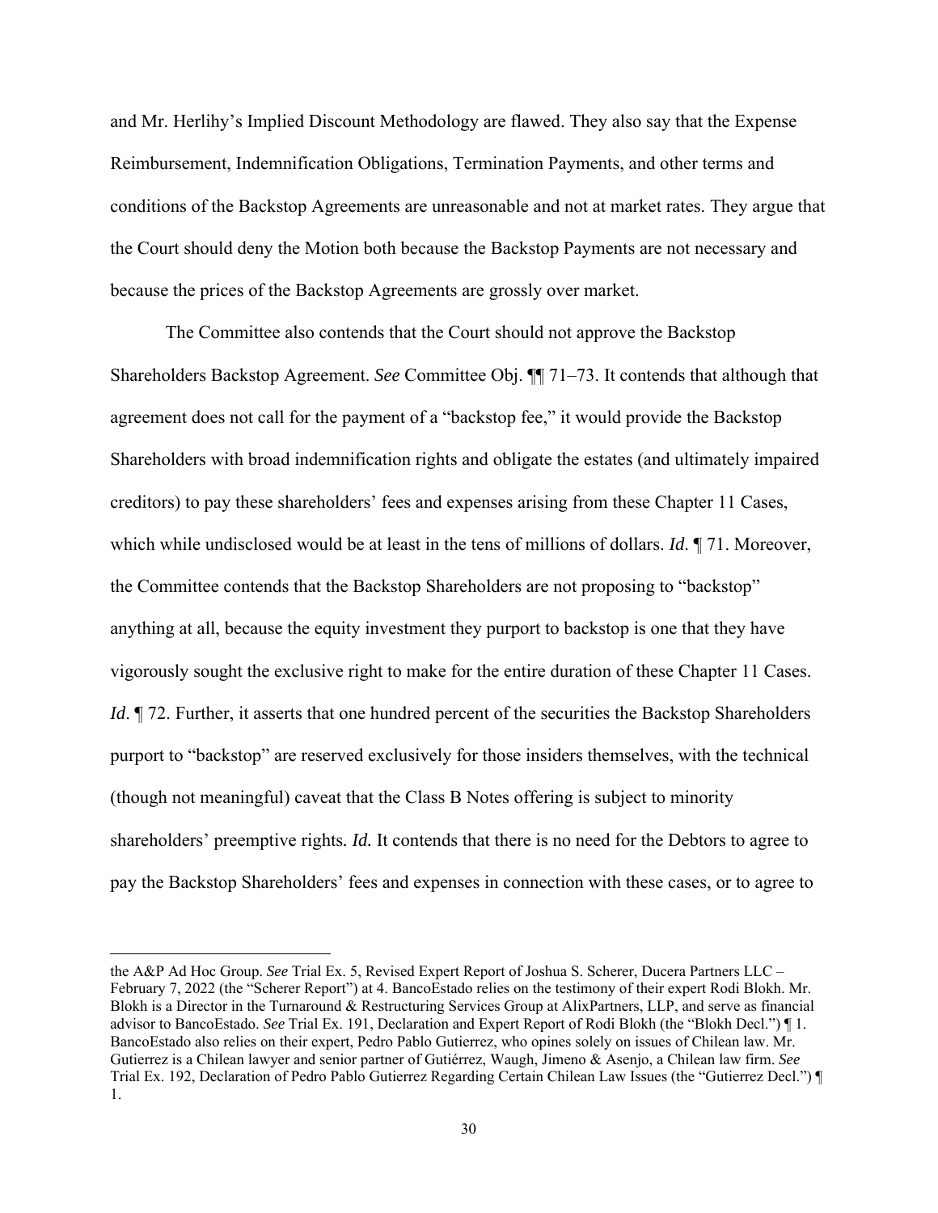and Mr. Herlihy's Implied Discount Methodology are flawed. They also say that the Expense Reimbursement, Indemnification Obligations, Termination Payments, and other terms and conditions of the Backstop Agreements are unreasonable and not at market rates. They argue that the Court should deny the Motion both because the Backstop Payments are not necessary and because the prices of the Backstop Agreements are grossly over market.

The Committee also contends that the Court should not approve the Backstop Shareholders Backstop Agreement. *See* Committee Obj. ¶¶ 71–73. It contends that although that agreement does not call for the payment of a "backstop fee," it would provide the Backstop Shareholders with broad indemnification rights and obligate the estates (and ultimately impaired creditors) to pay these shareholders' fees and expenses arising from these Chapter 11 Cases, which while undisclosed would be at least in the tens of millions of dollars. *Id*. ¶ 71. Moreover, the Committee contends that the Backstop Shareholders are not proposing to "backstop" anything at all, because the equity investment they purport to backstop is one that they have vigorously sought the exclusive right to make for the entire duration of these Chapter 11 Cases. *Id*. ¶ 72. Further, it asserts that one hundred percent of the securities the Backstop Shareholders purport to "backstop" are reserved exclusively for those insiders themselves, with the technical (though not meaningful) caveat that the Class B Notes offering is subject to minority shareholders' preemptive rights. *Id.* It contends that there is no need for the Debtors to agree to pay the Backstop Shareholders' fees and expenses in connection with these cases, or to agree to

---

the A&P Ad Hoc Group. *See* Trial Ex. 5, Revised Expert Report of Joshua S. Scherer, Ducera Partners LLC – February 7, 2022 (the "Scherer Report") at 4. BancoEstado relies on the testimony of their expert Rodi Blokh. Mr. Blokh is a Director in the Turnaround & Restructuring Services Group at AlixPartners, LLP, and serve as financial advisor to BancoEstado. *See* Trial Ex. 191, Declaration and Expert Report of Rodi Blokh (the "Blokh Decl.") ¶ 1. BancoEstado also relies on their expert, Pedro Pablo Gutierrez, who opines solely on issues of Chilean law. Mr. Gutierrez is a Chilean lawyer and senior partner of Gutiérrez, Waugh, Jimeno & Asenjo, a Chilean law firm. *See* Trial Ex. 192, Declaration of Pedro Pablo Gutierrez Regarding Certain Chilean Law Issues (the "Gutierrez Decl.") ¶ 1.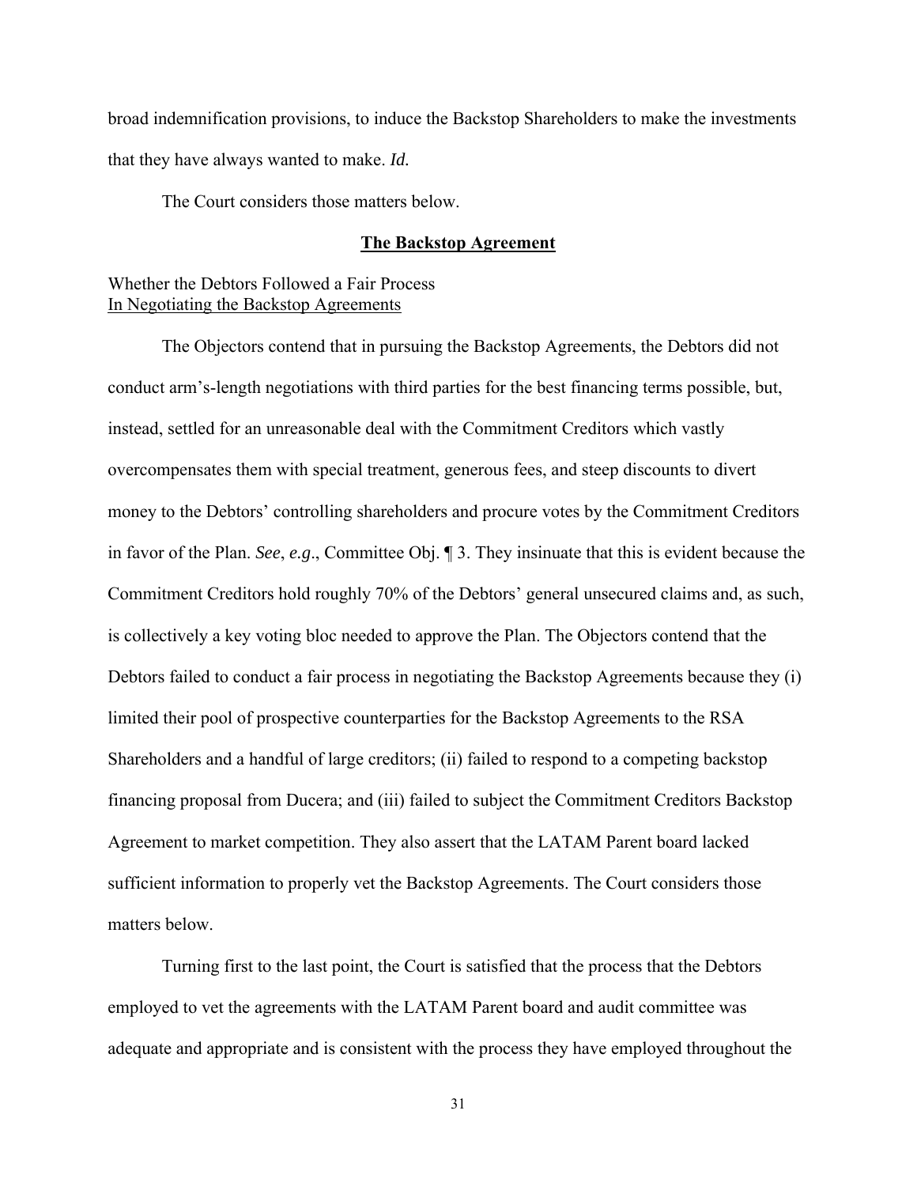broad indemnification provisions, to induce the Backstop Shareholders to make the investments that they have always wanted to make. *Id.*

The Court considers those matters below.

## **The Backstop Agreement**

### Whether the Debtors Followed a Fair Process In Negotiating the Backstop Agreements

The Objectors contend that in pursuing the Backstop Agreements, the Debtors did not conduct arm's-length negotiations with third parties for the best financing terms possible, but, instead, settled for an unreasonable deal with the Commitment Creditors which vastly overcompensates them with special treatment, generous fees, and steep discounts to divert money to the Debtors' controlling shareholders and procure votes by the Commitment Creditors in favor of the Plan. *See*, *e.g*., Committee Obj. ¶ 3. They insinuate that this is evident because the Commitment Creditors hold roughly 70% of the Debtors' general unsecured claims and, as such, is collectively a key voting bloc needed to approve the Plan. The Objectors contend that the Debtors failed to conduct a fair process in negotiating the Backstop Agreements because they (i) limited their pool of prospective counterparties for the Backstop Agreements to the RSA Shareholders and a handful of large creditors; (ii) failed to respond to a competing backstop financing proposal from Ducera; and (iii) failed to subject the Commitment Creditors Backstop Agreement to market competition. They also assert that the LATAM Parent board lacked sufficient information to properly vet the Backstop Agreements. The Court considers those matters below.

Turning first to the last point, the Court is satisfied that the process that the Debtors employed to vet the agreements with the LATAM Parent board and audit committee was adequate and appropriate and is consistent with the process they have employed throughout the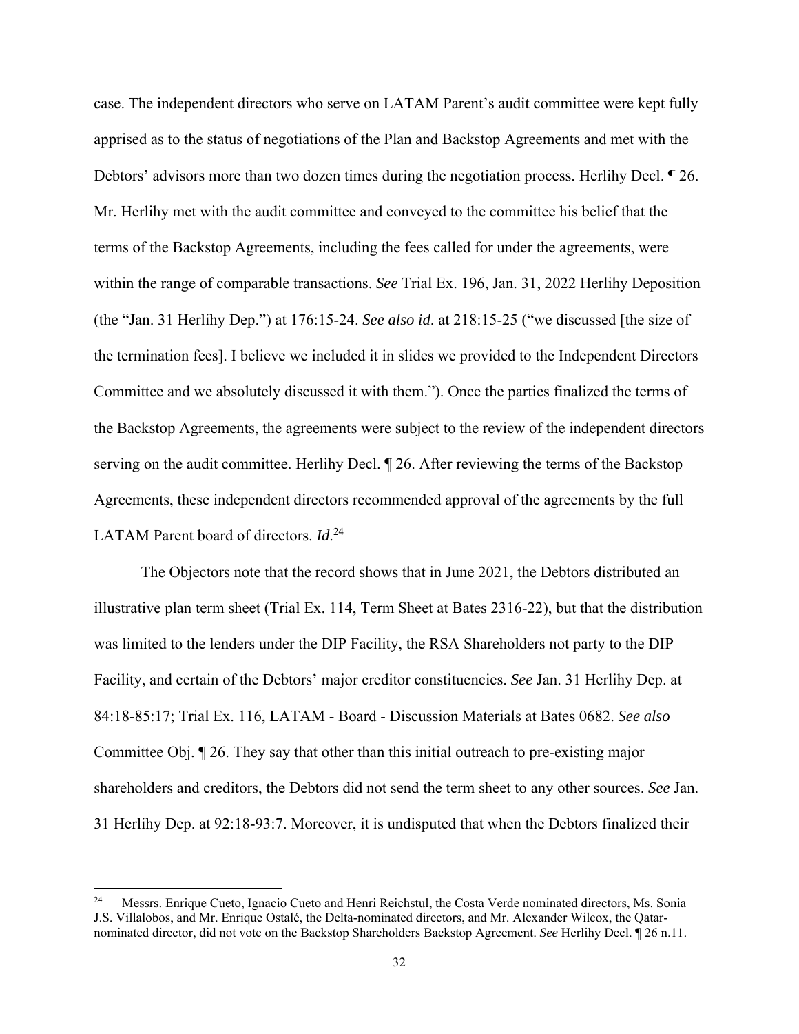case. The independent directors who serve on LATAM Parent's audit committee were kept fully apprised as to the status of negotiations of the Plan and Backstop Agreements and met with the Debtors' advisors more than two dozen times during the negotiation process. Herlihy Decl. ¶ 26. Mr. Herlihy met with the audit committee and conveyed to the committee his belief that the terms of the Backstop Agreements, including the fees called for under the agreements, were within the range of comparable transactions. *See* Trial Ex. 196, Jan. 31, 2022 Herlihy Deposition (the "Jan. 31 Herlihy Dep.") at 176:15-24. *See also id*. at 218:15-25 ("we discussed [the size of the termination fees]. I believe we included it in slides we provided to the Independent Directors Committee and we absolutely discussed it with them."). Once the parties finalized the terms of the Backstop Agreements, the agreements were subject to the review of the independent directors serving on the audit committee. Herlihy Decl. ¶ 26. After reviewing the terms of the Backstop Agreements, these independent directors recommended approval of the agreements by the full LATAM Parent board of directors. *Id*.[24]

The Objectors note that the record shows that in June 2021, the Debtors distributed an illustrative plan term sheet (Trial Ex. 114, Term Sheet at Bates 2316-22), but that the distribution was limited to the lenders under the DIP Facility, the RSA Shareholders not party to the DIP Facility, and certain of the Debtors' major creditor constituencies. *See* Jan. 31 Herlihy Dep. at 84:18-85:17; Trial Ex. 116, LATAM - Board - Discussion Materials at Bates 0682. *See also* Committee Obj. ¶ 26. They say that other than this initial outreach to pre-existing major shareholders and creditors, the Debtors did not send the term sheet to any other sources. *See* Jan. 31 Herlihy Dep. at 92:18-93:7. Moreover, it is undisputed that when the Debtors finalized their

[24] Messrs. Enrique Cueto, Ignacio Cueto and Henri Reichstul, the Costa Verde nominated directors, Ms. Sonia J.S. Villalobos, and Mr. Enrique Ostalé, the Delta-nominated directors, and Mr. Alexander Wilcox, the Qatar-nominated director, did not vote on the Backstop Shareholders Backstop Agreement. *See* Herlihy Decl. ¶ 26 n.11.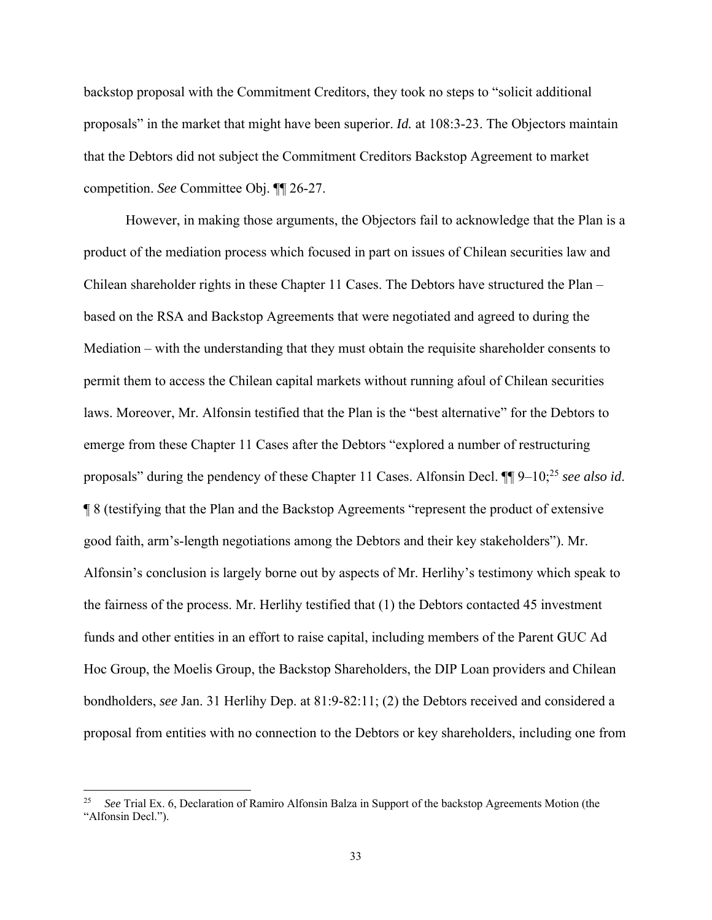backstop proposal with the Commitment Creditors, they took no steps to "solicit additional proposals" in the market that might have been superior. *Id.* at 108:3-23. The Objectors maintain that the Debtors did not subject the Commitment Creditors Backstop Agreement to market competition. *See* Committee Obj. ¶¶ 26-27.

However, in making those arguments, the Objectors fail to acknowledge that the Plan is a product of the mediation process which focused in part on issues of Chilean securities law and Chilean shareholder rights in these Chapter 11 Cases. The Debtors have structured the Plan – based on the RSA and Backstop Agreements that were negotiated and agreed to during the Mediation – with the understanding that they must obtain the requisite shareholder consents to permit them to access the Chilean capital markets without running afoul of Chilean securities laws. Moreover, Mr. Alfonsin testified that the Plan is the "best alternative" for the Debtors to emerge from these Chapter 11 Cases after the Debtors "explored a number of restructuring proposals" during the pendency of these Chapter 11 Cases. Alfonsin Decl. ¶¶ 9–10;[25] *see also id*. ¶ 8 (testifying that the Plan and the Backstop Agreements "represent the product of extensive good faith, arm's-length negotiations among the Debtors and their key stakeholders"). Mr. Alfonsin's conclusion is largely borne out by aspects of Mr. Herlihy's testimony which speak to the fairness of the process. Mr. Herlihy testified that (1) the Debtors contacted 45 investment funds and other entities in an effort to raise capital, including members of the Parent GUC Ad Hoc Group, the Moelis Group, the Backstop Shareholders, the DIP Loan providers and Chilean bondholders, *see* Jan. 31 Herlihy Dep. at 81:9-82:11; (2) the Debtors received and considered a proposal from entities with no connection to the Debtors or key shareholders, including one from

---

[25] *See* Trial Ex. 6, Declaration of Ramiro Alfonsin Balza in Support of the backstop Agreements Motion (the "Alfonsin Decl.").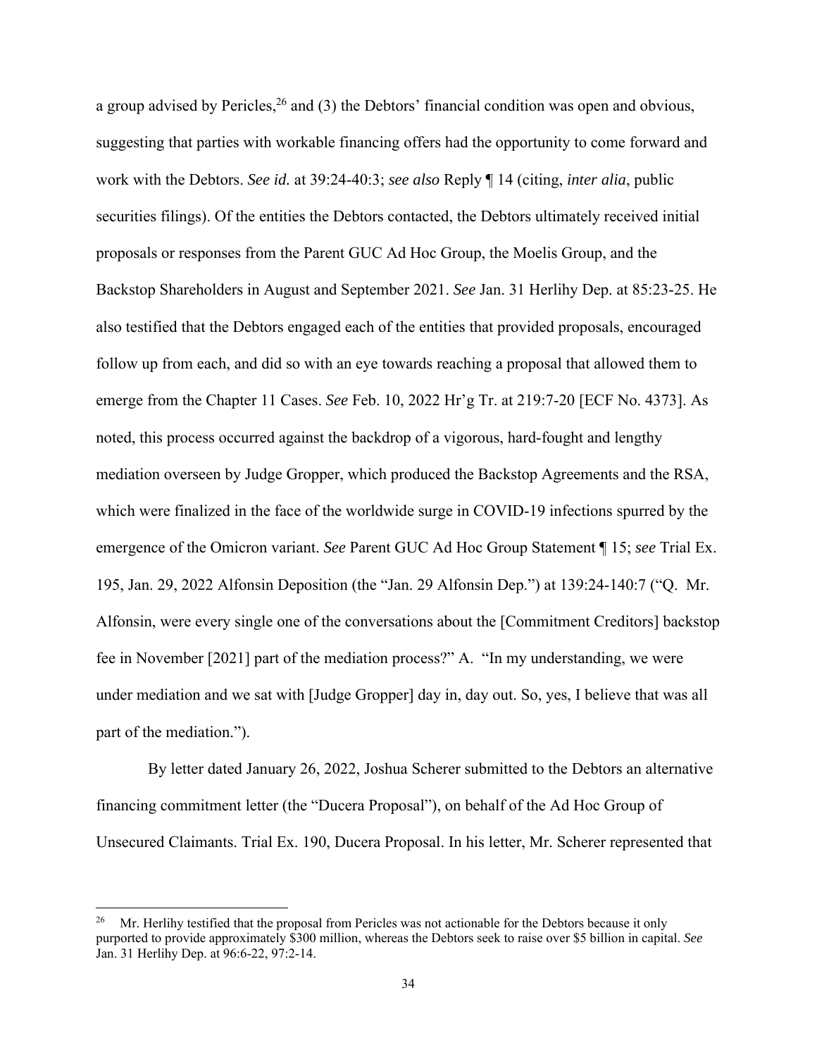a group advised by Pericles,[26] and (3) the Debtors' financial condition was open and obvious, suggesting that parties with workable financing offers had the opportunity to come forward and work with the Debtors. *See id.* at 39:24-40:3; *see also* Reply ¶ 14 (citing, *inter alia*, public securities filings). Of the entities the Debtors contacted, the Debtors ultimately received initial proposals or responses from the Parent GUC Ad Hoc Group, the Moelis Group, and the Backstop Shareholders in August and September 2021. *See* Jan. 31 Herlihy Dep. at 85:23-25. He also testified that the Debtors engaged each of the entities that provided proposals, encouraged follow up from each, and did so with an eye towards reaching a proposal that allowed them to emerge from the Chapter 11 Cases. *See* Feb. 10, 2022 Hr'g Tr. at 219:7-20 [ECF No. 4373]. As noted, this process occurred against the backdrop of a vigorous, hard-fought and lengthy mediation overseen by Judge Gropper, which produced the Backstop Agreements and the RSA, which were finalized in the face of the worldwide surge in COVID-19 infections spurred by the emergence of the Omicron variant. *See* Parent GUC Ad Hoc Group Statement ¶ 15; *see* Trial Ex. 195, Jan. 29, 2022 Alfonsin Deposition (the "Jan. 29 Alfonsin Dep.") at 139:24-140:7 ("Q. Mr. Alfonsin, were every single one of the conversations about the [Commitment Creditors] backstop fee in November [2021] part of the mediation process?" A. "In my understanding, we were under mediation and we sat with [Judge Gropper] day in, day out. So, yes, I believe that was all part of the mediation.").

By letter dated January 26, 2022, Joshua Scherer submitted to the Debtors an alternative financing commitment letter (the "Ducera Proposal"), on behalf of the Ad Hoc Group of Unsecured Claimants. Trial Ex. 190, Ducera Proposal. In his letter, Mr. Scherer represented that

[26] Mr. Herlihy testified that the proposal from Pericles was not actionable for the Debtors because it only purported to provide approximately $300 million, whereas the Debtors seek to raise over $5 billion in capital. *See* Jan. 31 Herlihy Dep. at 96:6-22, 97:2-14.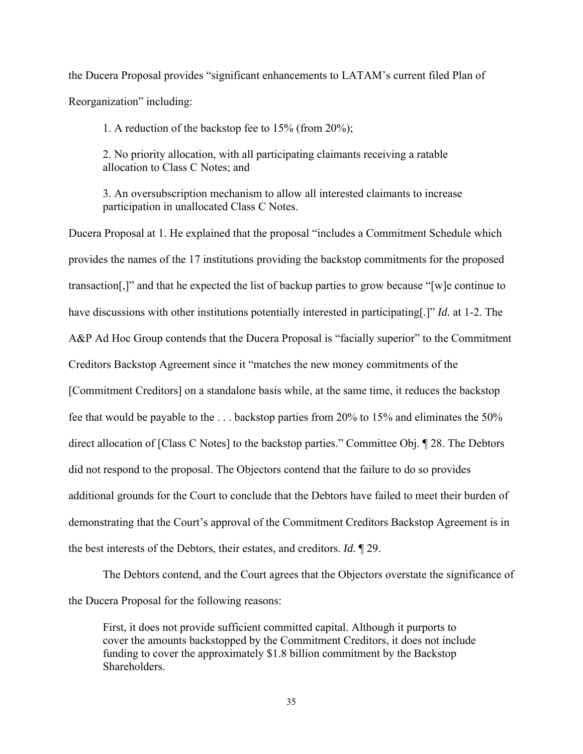the Ducera Proposal provides "significant enhancements to LATAM's current filed Plan of Reorganization" including:

> 1. A reduction of the backstop fee to 15% (from 20%);
>
> 2. No priority allocation, with all participating claimants receiving a ratable allocation to Class C Notes; and
>
> 3. An oversubscription mechanism to allow all interested claimants to increase participation in unallocated Class C Notes.

Ducera Proposal at 1. He explained that the proposal "includes a Commitment Schedule which provides the names of the 17 institutions providing the backstop commitments for the proposed transaction[,]" and that he expected the list of backup parties to grow because "[w]e continue to have discussions with other institutions potentially interested in participating[.]" *Id.* at 1-2. The A&P Ad Hoc Group contends that the Ducera Proposal is "facially superior" to the Commitment Creditors Backstop Agreement since it "matches the new money commitments of the [Commitment Creditors] on a standalone basis while, at the same time, it reduces the backstop fee that would be payable to the . . . backstop parties from 20% to 15% and eliminates the 50% direct allocation of [Class C Notes] to the backstop parties." Committee Obj. ¶ 28. The Debtors did not respond to the proposal. The Objectors contend that the failure to do so provides additional grounds for the Court to conclude that the Debtors have failed to meet their burden of demonstrating that the Court's approval of the Commitment Creditors Backstop Agreement is in the best interests of the Debtors, their estates, and creditors. *Id.* ¶ 29.

The Debtors contend, and the Court agrees that the Objectors overstate the significance of the Ducera Proposal for the following reasons:

> First, it does not provide sufficient committed capital. Although it purports to cover the amounts backstopped by the Commitment Creditors, it does not include funding to cover the approximately $1.8 billion commitment by the Backstop Shareholders.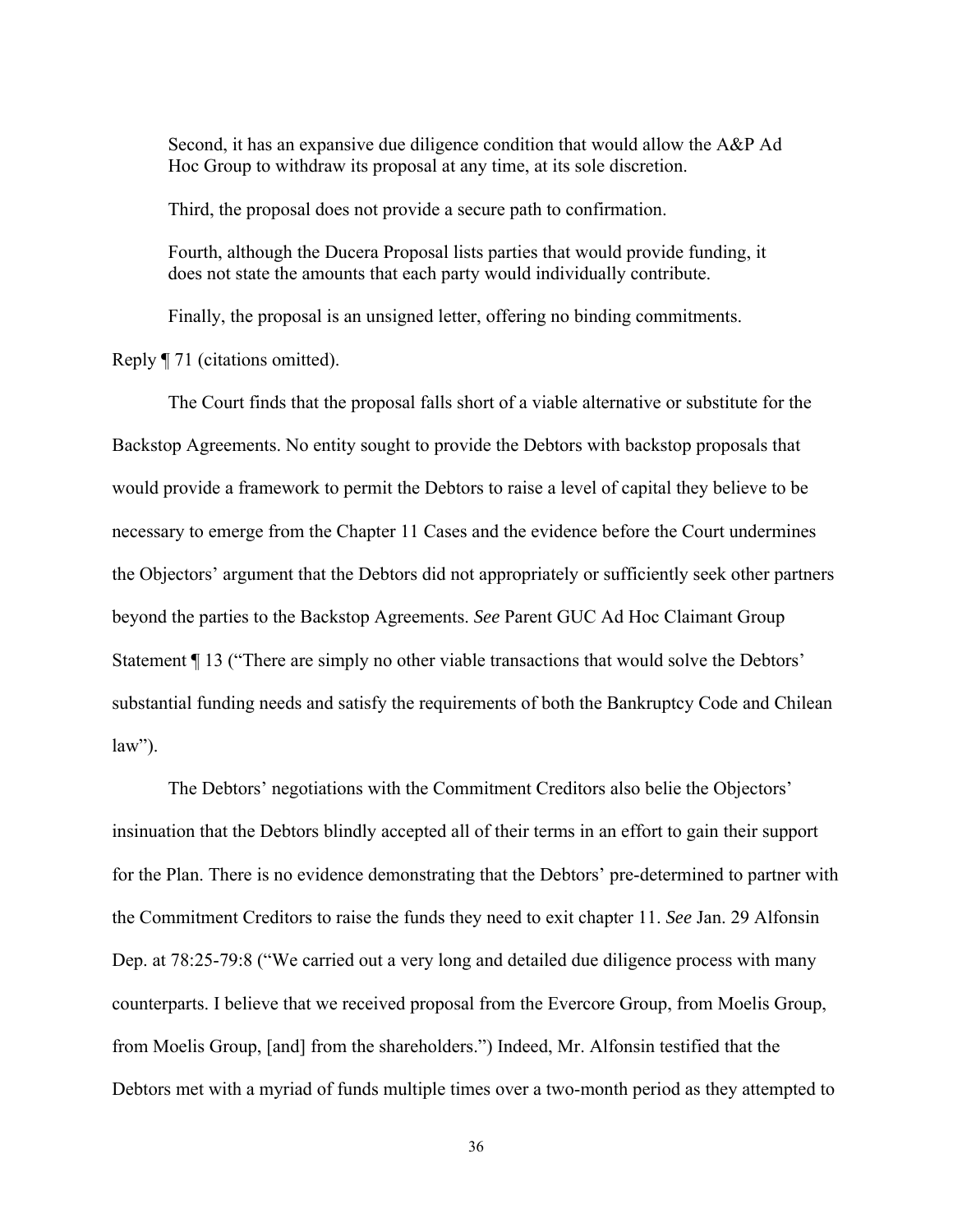> Second, it has an expansive due diligence condition that would allow the A&P Ad Hoc Group to withdraw its proposal at any time, at its sole discretion.
>
> Third, the proposal does not provide a secure path to confirmation.
>
> Fourth, although the Ducera Proposal lists parties that would provide funding, it does not state the amounts that each party would individually contribute.
>
> Finally, the proposal is an unsigned letter, offering no binding commitments.

Reply ¶ 71 (citations omitted).

The Court finds that the proposal falls short of a viable alternative or substitute for the Backstop Agreements. No entity sought to provide the Debtors with backstop proposals that would provide a framework to permit the Debtors to raise a level of capital they believe to be necessary to emerge from the Chapter 11 Cases and the evidence before the Court undermines the Objectors' argument that the Debtors did not appropriately or sufficiently seek other partners beyond the parties to the Backstop Agreements. *See* Parent GUC Ad Hoc Claimant Group Statement ¶ 13 ("There are simply no other viable transactions that would solve the Debtors' substantial funding needs and satisfy the requirements of both the Bankruptcy Code and Chilean law").

The Debtors' negotiations with the Commitment Creditors also belie the Objectors' insinuation that the Debtors blindly accepted all of their terms in an effort to gain their support for the Plan. There is no evidence demonstrating that the Debtors' pre-determined to partner with the Commitment Creditors to raise the funds they need to exit chapter 11. *See* Jan. 29 Alfonsin Dep. at 78:25-79:8 ("We carried out a very long and detailed due diligence process with many counterparts. I believe that we received proposal from the Evercore Group, from Moelis Group, from Moelis Group, [and] from the shareholders.") Indeed, Mr. Alfonsin testified that the Debtors met with a myriad of funds multiple times over a two-month period as they attempted to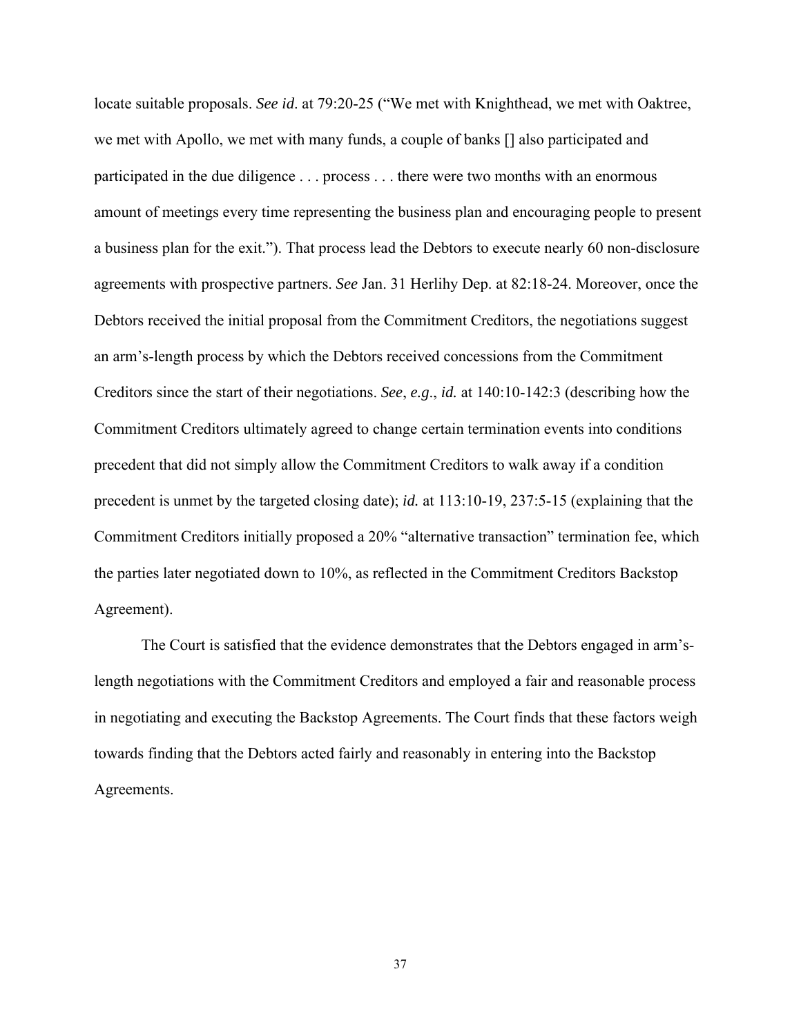locate suitable proposals. *See id*. at 79:20-25 ("We met with Knighthead, we met with Oaktree, we met with Apollo, we met with many funds, a couple of banks [] also participated and participated in the due diligence . . . process . . . there were two months with an enormous amount of meetings every time representing the business plan and encouraging people to present a business plan for the exit."). That process lead the Debtors to execute nearly 60 non-disclosure agreements with prospective partners. *See* Jan. 31 Herlihy Dep. at 82:18-24. Moreover, once the Debtors received the initial proposal from the Commitment Creditors, the negotiations suggest an arm's-length process by which the Debtors received concessions from the Commitment Creditors since the start of their negotiations. *See*, *e.g*., *id.* at 140:10-142:3 (describing how the Commitment Creditors ultimately agreed to change certain termination events into conditions precedent that did not simply allow the Commitment Creditors to walk away if a condition precedent is unmet by the targeted closing date); *id.* at 113:10-19, 237:5-15 (explaining that the Commitment Creditors initially proposed a 20% "alternative transaction" termination fee, which the parties later negotiated down to 10%, as reflected in the Commitment Creditors Backstop Agreement).

The Court is satisfied that the evidence demonstrates that the Debtors engaged in arm's-length negotiations with the Commitment Creditors and employed a fair and reasonable process in negotiating and executing the Backstop Agreements. The Court finds that these factors weigh towards finding that the Debtors acted fairly and reasonably in entering into the Backstop Agreements.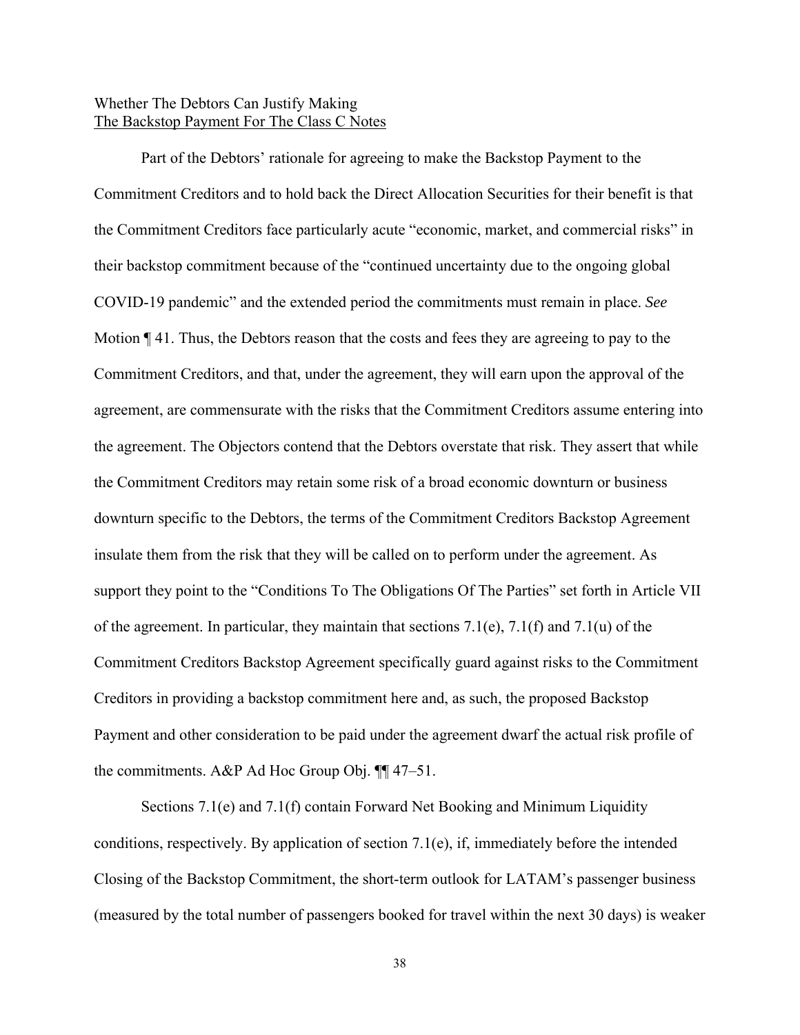Whether The Debtors Can Justify Making
The Backstop Payment For The Class C Notes

Part of the Debtors' rationale for agreeing to make the Backstop Payment to the Commitment Creditors and to hold back the Direct Allocation Securities for their benefit is that the Commitment Creditors face particularly acute "economic, market, and commercial risks" in their backstop commitment because of the "continued uncertainty due to the ongoing global COVID-19 pandemic" and the extended period the commitments must remain in place. *See* Motion ¶ 41. Thus, the Debtors reason that the costs and fees they are agreeing to pay to the Commitment Creditors, and that, under the agreement, they will earn upon the approval of the agreement, are commensurate with the risks that the Commitment Creditors assume entering into the agreement. The Objectors contend that the Debtors overstate that risk. They assert that while the Commitment Creditors may retain some risk of a broad economic downturn or business downturn specific to the Debtors, the terms of the Commitment Creditors Backstop Agreement insulate them from the risk that they will be called on to perform under the agreement. As support they point to the "Conditions To The Obligations Of The Parties" set forth in Article VII of the agreement. In particular, they maintain that sections 7.1(e), 7.1(f) and 7.1(u) of the Commitment Creditors Backstop Agreement specifically guard against risks to the Commitment Creditors in providing a backstop commitment here and, as such, the proposed Backstop Payment and other consideration to be paid under the agreement dwarf the actual risk profile of the commitments. A&P Ad Hoc Group Obj. ¶¶ 47–51.

Sections 7.1(e) and 7.1(f) contain Forward Net Booking and Minimum Liquidity conditions, respectively. By application of section 7.1(e), if, immediately before the intended Closing of the Backstop Commitment, the short-term outlook for LATAM's passenger business (measured by the total number of passengers booked for travel within the next 30 days) is weaker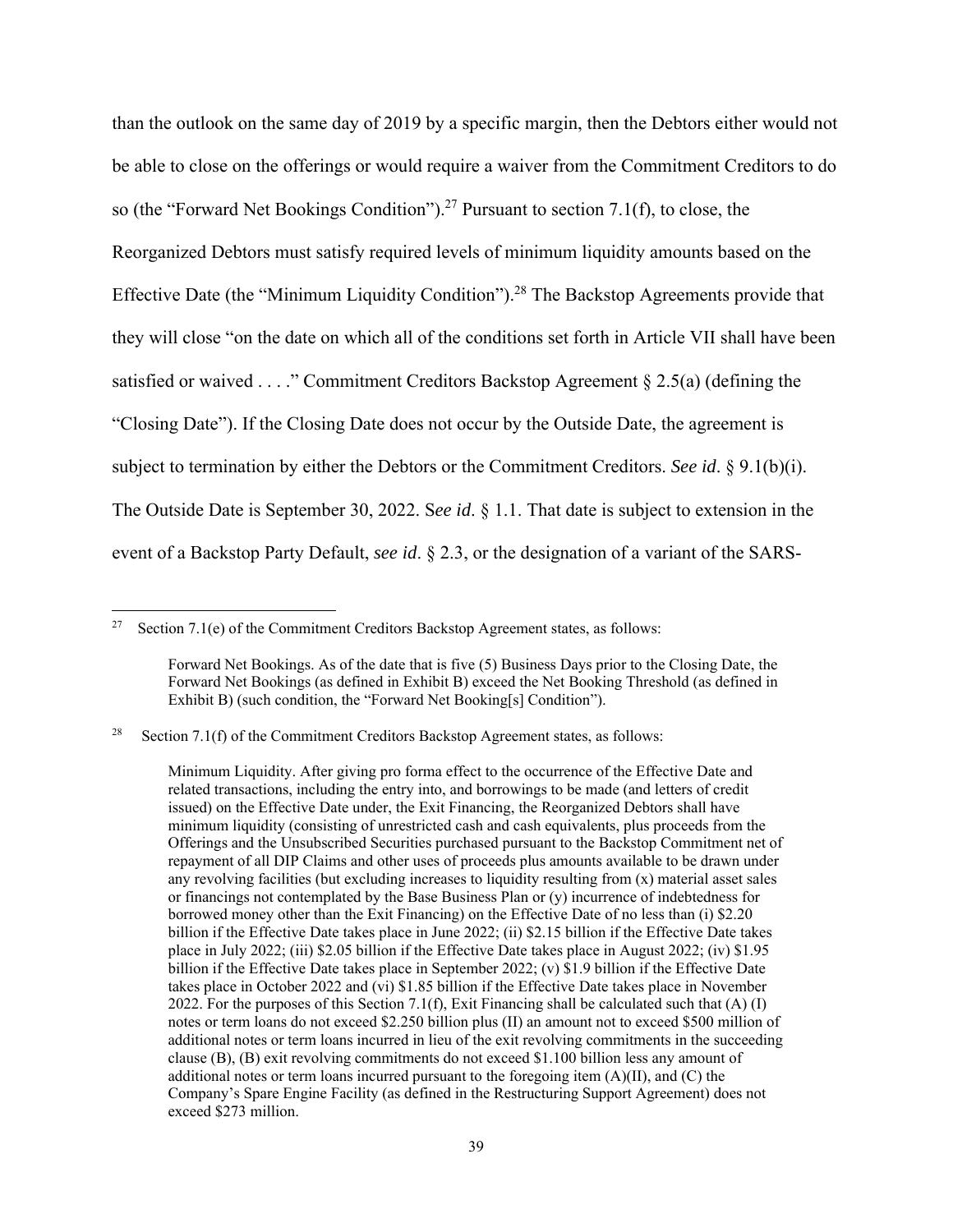than the outlook on the same day of 2019 by a specific margin, then the Debtors either would not be able to close on the offerings or would require a waiver from the Commitment Creditors to do so (the "Forward Net Bookings Condition").[27] Pursuant to section 7.1(f), to close, the Reorganized Debtors must satisfy required levels of minimum liquidity amounts based on the Effective Date (the "Minimum Liquidity Condition").[28] The Backstop Agreements provide that they will close "on the date on which all of the conditions set forth in Article VII shall have been satisfied or waived . . . ." Commitment Creditors Backstop Agreement § 2.5(a) (defining the "Closing Date"). If the Closing Date does not occur by the Outside Date, the agreement is subject to termination by either the Debtors or the Commitment Creditors. *See id*. § 9.1(b)(i). The Outside Date is September 30, 2022. S*ee id*. § 1.1. That date is subject to extension in the event of a Backstop Party Default, *see id*. § 2.3, or the designation of a variant of the SARS-

---

[27] Section 7.1(e) of the Commitment Creditors Backstop Agreement states, as follows:

> Forward Net Bookings. As of the date that is five (5) Business Days prior to the Closing Date, the Forward Net Bookings (as defined in Exhibit B) exceed the Net Booking Threshold (as defined in Exhibit B) (such condition, the "Forward Net Booking[s] Condition").

[28] Section 7.1(f) of the Commitment Creditors Backstop Agreement states, as follows:

> Minimum Liquidity. After giving pro forma effect to the occurrence of the Effective Date and related transactions, including the entry into, and borrowings to be made (and letters of credit issued) on the Effective Date under, the Exit Financing, the Reorganized Debtors shall have minimum liquidity (consisting of unrestricted cash and cash equivalents, plus proceeds from the Offerings and the Unsubscribed Securities purchased pursuant to the Backstop Commitment net of repayment of all DIP Claims and other uses of proceeds plus amounts available to be drawn under any revolving facilities (but excluding increases to liquidity resulting from (x) material asset sales or financings not contemplated by the Base Business Plan or (y) incurrence of indebtedness for borrowed money other than the Exit Financing) on the Effective Date of no less than (i) $2.20 billion if the Effective Date takes place in June 2022; (ii) $2.15 billion if the Effective Date takes place in July 2022; (iii) $2.05 billion if the Effective Date takes place in August 2022; (iv) $1.95 billion if the Effective Date takes place in September 2022; (v) $1.9 billion if the Effective Date takes place in October 2022 and (vi) $1.85 billion if the Effective Date takes place in November 2022. For the purposes of this Section 7.1(f), Exit Financing shall be calculated such that (A) (I) notes or term loans do not exceed $2.250 billion plus (II) an amount not to exceed $500 million of additional notes or term loans incurred in lieu of the exit revolving commitments in the succeeding clause (B), (B) exit revolving commitments do not exceed $1.100 billion less any amount of additional notes or term loans incurred pursuant to the foregoing item (A)(II), and (C) the Company's Spare Engine Facility (as defined in the Restructuring Support Agreement) does not exceed $273 million.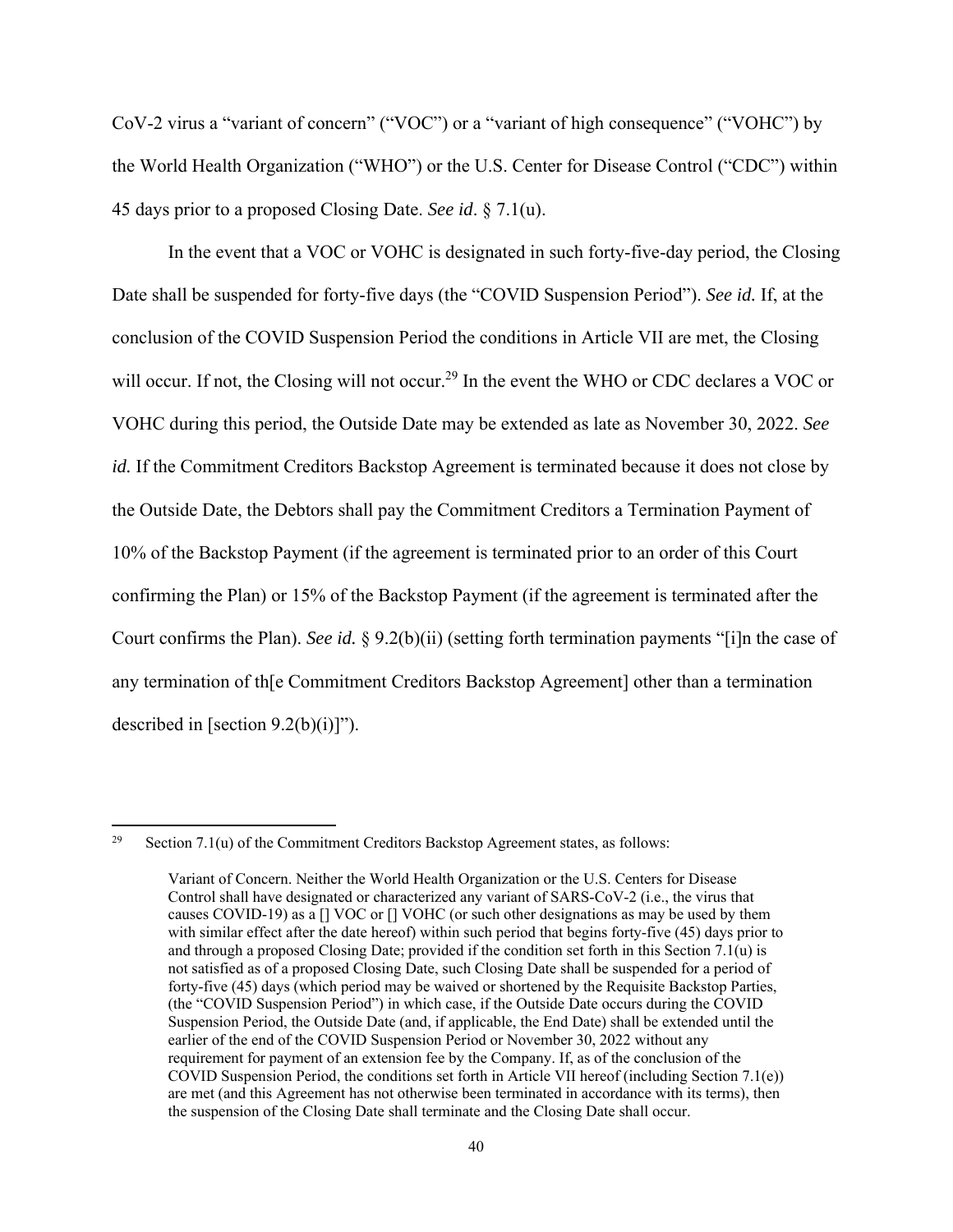CoV-2 virus a "variant of concern" ("VOC") or a "variant of high consequence" ("VOHC") by the World Health Organization ("WHO") or the U.S. Center for Disease Control ("CDC") within 45 days prior to a proposed Closing Date. *See id*. § 7.1(u).

In the event that a VOC or VOHC is designated in such forty-five-day period, the Closing Date shall be suspended for forty-five days (the "COVID Suspension Period"). *See id.* If, at the conclusion of the COVID Suspension Period the conditions in Article VII are met, the Closing will occur. If not, the Closing will not occur.[29] In the event the WHO or CDC declares a VOC or VOHC during this period, the Outside Date may be extended as late as November 30, 2022. *See id.* If the Commitment Creditors Backstop Agreement is terminated because it does not close by the Outside Date, the Debtors shall pay the Commitment Creditors a Termination Payment of 10% of the Backstop Payment (if the agreement is terminated prior to an order of this Court confirming the Plan) or 15% of the Backstop Payment (if the agreement is terminated after the Court confirms the Plan). *See id.* § 9.2(b)(ii) (setting forth termination payments "[i]n the case of any termination of th[e Commitment Creditors Backstop Agreement] other than a termination described in [section 9.2(b)(i)]").

---

[29] Section 7.1(u) of the Commitment Creditors Backstop Agreement states, as follows:

> Variant of Concern. Neither the World Health Organization or the U.S. Centers for Disease Control shall have designated or characterized any variant of SARS-CoV-2 (i.e., the virus that causes COVID-19) as a [] VOC or [] VOHC (or such other designations as may be used by them with similar effect after the date hereof) within such period that begins forty-five (45) days prior to and through a proposed Closing Date; provided if the condition set forth in this Section 7.1(u) is not satisfied as of a proposed Closing Date, such Closing Date shall be suspended for a period of forty-five (45) days (which period may be waived or shortened by the Requisite Backstop Parties, (the "COVID Suspension Period") in which case, if the Outside Date occurs during the COVID Suspension Period, the Outside Date (and, if applicable, the End Date) shall be extended until the earlier of the end of the COVID Suspension Period or November 30, 2022 without any requirement for payment of an extension fee by the Company. If, as of the conclusion of the COVID Suspension Period, the conditions set forth in Article VII hereof (including Section 7.1(e)) are met (and this Agreement has not otherwise been terminated in accordance with its terms), then the suspension of the Closing Date shall terminate and the Closing Date shall occur.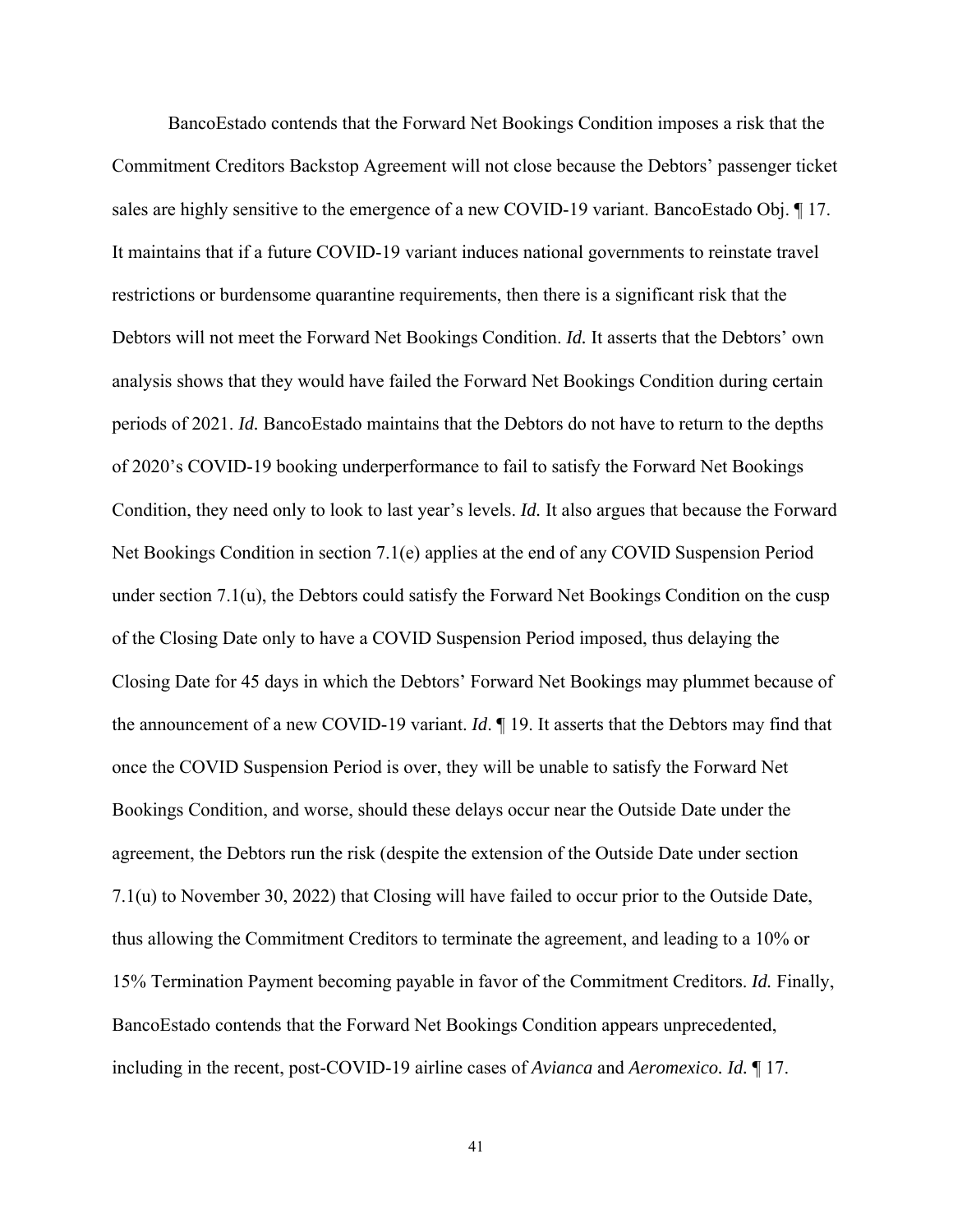BancoEstado contends that the Forward Net Bookings Condition imposes a risk that the Commitment Creditors Backstop Agreement will not close because the Debtors' passenger ticket sales are highly sensitive to the emergence of a new COVID-19 variant. BancoEstado Obj. ¶ 17. It maintains that if a future COVID-19 variant induces national governments to reinstate travel restrictions or burdensome quarantine requirements, then there is a significant risk that the Debtors will not meet the Forward Net Bookings Condition. *Id.* It asserts that the Debtors' own analysis shows that they would have failed the Forward Net Bookings Condition during certain periods of 2021. *Id.* BancoEstado maintains that the Debtors do not have to return to the depths of 2020's COVID-19 booking underperformance to fail to satisfy the Forward Net Bookings Condition, they need only to look to last year's levels. *Id.* It also argues that because the Forward Net Bookings Condition in section 7.1(e) applies at the end of any COVID Suspension Period under section 7.1(u), the Debtors could satisfy the Forward Net Bookings Condition on the cusp of the Closing Date only to have a COVID Suspension Period imposed, thus delaying the Closing Date for 45 days in which the Debtors' Forward Net Bookings may plummet because of the announcement of a new COVID-19 variant. *Id*. ¶ 19. It asserts that the Debtors may find that once the COVID Suspension Period is over, they will be unable to satisfy the Forward Net Bookings Condition, and worse, should these delays occur near the Outside Date under the agreement, the Debtors run the risk (despite the extension of the Outside Date under section 7.1(u) to November 30, 2022) that Closing will have failed to occur prior to the Outside Date, thus allowing the Commitment Creditors to terminate the agreement, and leading to a 10% or 15% Termination Payment becoming payable in favor of the Commitment Creditors. *Id.* Finally, BancoEstado contends that the Forward Net Bookings Condition appears unprecedented, including in the recent, post-COVID-19 airline cases of *Avianca* and *Aeromexico. Id.* ¶ 17.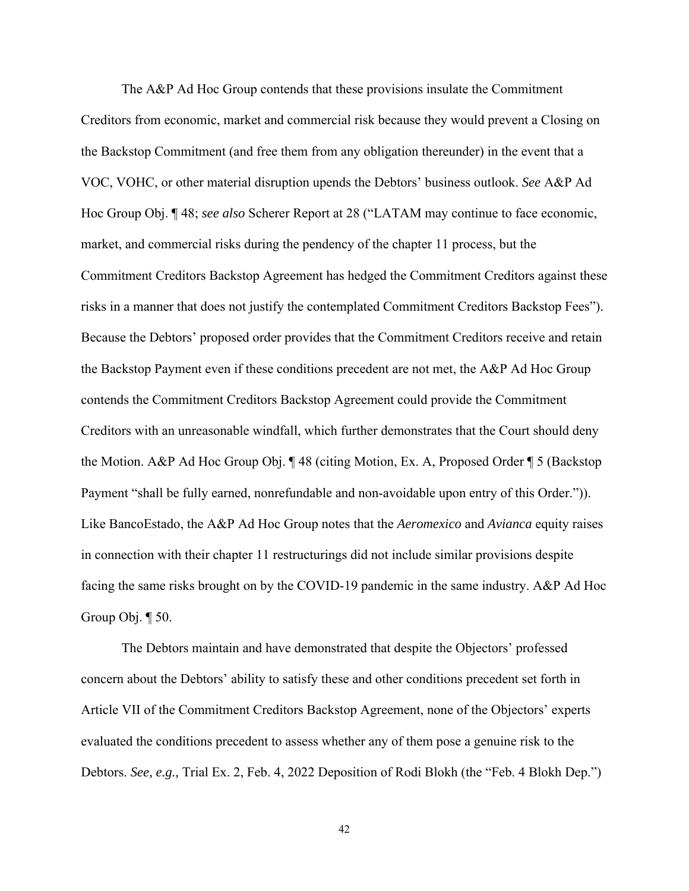The A&P Ad Hoc Group contends that these provisions insulate the Commitment Creditors from economic, market and commercial risk because they would prevent a Closing on the Backstop Commitment (and free them from any obligation thereunder) in the event that a VOC, VOHC, or other material disruption upends the Debtors' business outlook. *See* A&P Ad Hoc Group Obj. ¶ 48; *see also* Scherer Report at 28 ("LATAM may continue to face economic, market, and commercial risks during the pendency of the chapter 11 process, but the Commitment Creditors Backstop Agreement has hedged the Commitment Creditors against these risks in a manner that does not justify the contemplated Commitment Creditors Backstop Fees"). Because the Debtors' proposed order provides that the Commitment Creditors receive and retain the Backstop Payment even if these conditions precedent are not met, the A&P Ad Hoc Group contends the Commitment Creditors Backstop Agreement could provide the Commitment Creditors with an unreasonable windfall, which further demonstrates that the Court should deny the Motion. A&P Ad Hoc Group Obj. ¶ 48 (citing Motion, Ex. A, Proposed Order ¶ 5 (Backstop Payment "shall be fully earned, nonrefundable and non-avoidable upon entry of this Order.")). Like BancoEstado, the A&P Ad Hoc Group notes that the *Aeromexico* and *Avianca* equity raises in connection with their chapter 11 restructurings did not include similar provisions despite facing the same risks brought on by the COVID-19 pandemic in the same industry. A&P Ad Hoc Group Obj. ¶ 50.

The Debtors maintain and have demonstrated that despite the Objectors' professed concern about the Debtors' ability to satisfy these and other conditions precedent set forth in Article VII of the Commitment Creditors Backstop Agreement, none of the Objectors' experts evaluated the conditions precedent to assess whether any of them pose a genuine risk to the Debtors. *See, e.g.,* Trial Ex. 2, Feb. 4, 2022 Deposition of Rodi Blokh (the "Feb. 4 Blokh Dep.")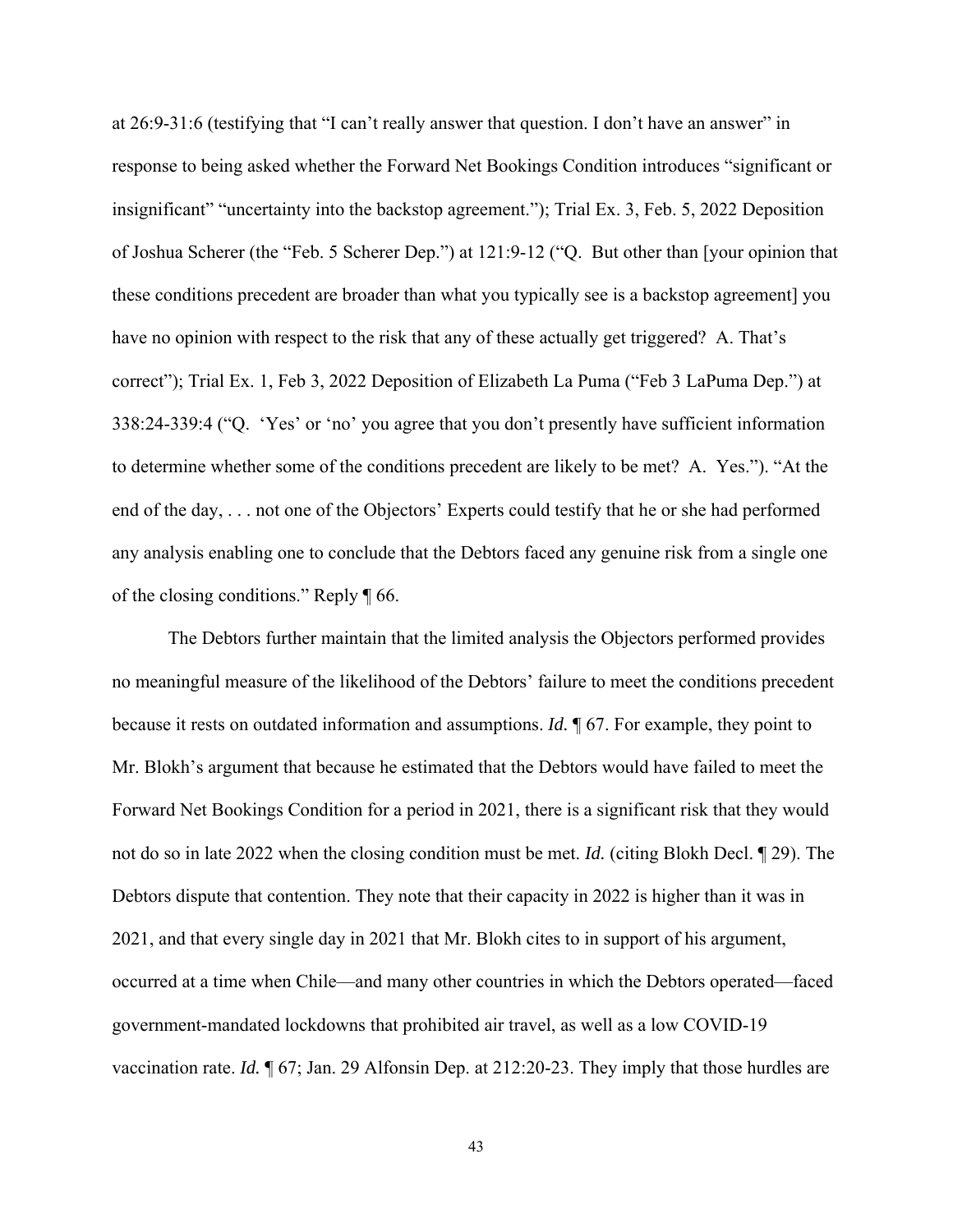at 26:9-31:6 (testifying that "I can't really answer that question. I don't have an answer" in response to being asked whether the Forward Net Bookings Condition introduces "significant or insignificant" "uncertainty into the backstop agreement."); Trial Ex. 3, Feb. 5, 2022 Deposition of Joshua Scherer (the "Feb. 5 Scherer Dep.") at 121:9-12 ("Q. But other than [your opinion that these conditions precedent are broader than what you typically see is a backstop agreement] you have no opinion with respect to the risk that any of these actually get triggered? A. That's correct"); Trial Ex. 1, Feb 3, 2022 Deposition of Elizabeth La Puma ("Feb 3 LaPuma Dep.") at 338:24-339:4 ("Q. 'Yes' or 'no' you agree that you don't presently have sufficient information to determine whether some of the conditions precedent are likely to be met? A. Yes."). "At the end of the day, . . . not one of the Objectors' Experts could testify that he or she had performed any analysis enabling one to conclude that the Debtors faced any genuine risk from a single one of the closing conditions." Reply ¶ 66.

The Debtors further maintain that the limited analysis the Objectors performed provides no meaningful measure of the likelihood of the Debtors' failure to meet the conditions precedent because it rests on outdated information and assumptions. *Id.* ¶ 67. For example, they point to Mr. Blokh's argument that because he estimated that the Debtors would have failed to meet the Forward Net Bookings Condition for a period in 2021, there is a significant risk that they would not do so in late 2022 when the closing condition must be met. *Id.* (citing Blokh Decl. ¶ 29). The Debtors dispute that contention. They note that their capacity in 2022 is higher than it was in 2021, and that every single day in 2021 that Mr. Blokh cites to in support of his argument, occurred at a time when Chile—and many other countries in which the Debtors operated—faced government-mandated lockdowns that prohibited air travel, as well as a low COVID-19 vaccination rate. *Id.* ¶ 67; Jan. 29 Alfonsin Dep. at 212:20-23. They imply that those hurdles are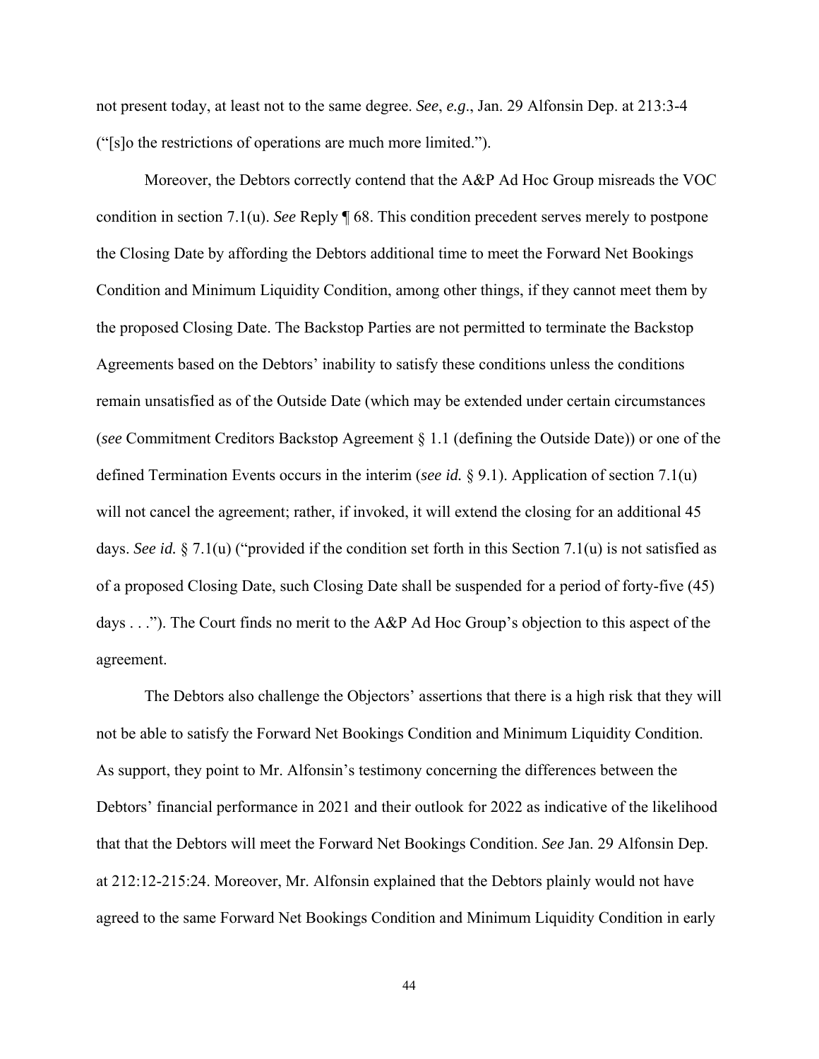not present today, at least not to the same degree. *See*, *e.g*., Jan. 29 Alfonsin Dep. at 213:3-4 ("[s]o the restrictions of operations are much more limited.").

Moreover, the Debtors correctly contend that the A&P Ad Hoc Group misreads the VOC condition in section 7.1(u). *See* Reply ¶ 68. This condition precedent serves merely to postpone the Closing Date by affording the Debtors additional time to meet the Forward Net Bookings Condition and Minimum Liquidity Condition, among other things, if they cannot meet them by the proposed Closing Date. The Backstop Parties are not permitted to terminate the Backstop Agreements based on the Debtors' inability to satisfy these conditions unless the conditions remain unsatisfied as of the Outside Date (which may be extended under certain circumstances (*see* Commitment Creditors Backstop Agreement § 1.1 (defining the Outside Date)) or one of the defined Termination Events occurs in the interim (*see id.* § 9.1). Application of section 7.1(u) will not cancel the agreement; rather, if invoked, it will extend the closing for an additional 45 days. *See id.* § 7.1(u) ("provided if the condition set forth in this Section 7.1(u) is not satisfied as of a proposed Closing Date, such Closing Date shall be suspended for a period of forty-five (45) days . . ."). The Court finds no merit to the A&P Ad Hoc Group's objection to this aspect of the agreement.

The Debtors also challenge the Objectors' assertions that there is a high risk that they will not be able to satisfy the Forward Net Bookings Condition and Minimum Liquidity Condition. As support, they point to Mr. Alfonsin's testimony concerning the differences between the Debtors' financial performance in 2021 and their outlook for 2022 as indicative of the likelihood that that the Debtors will meet the Forward Net Bookings Condition. *See* Jan. 29 Alfonsin Dep. at 212:12-215:24. Moreover, Mr. Alfonsin explained that the Debtors plainly would not have agreed to the same Forward Net Bookings Condition and Minimum Liquidity Condition in early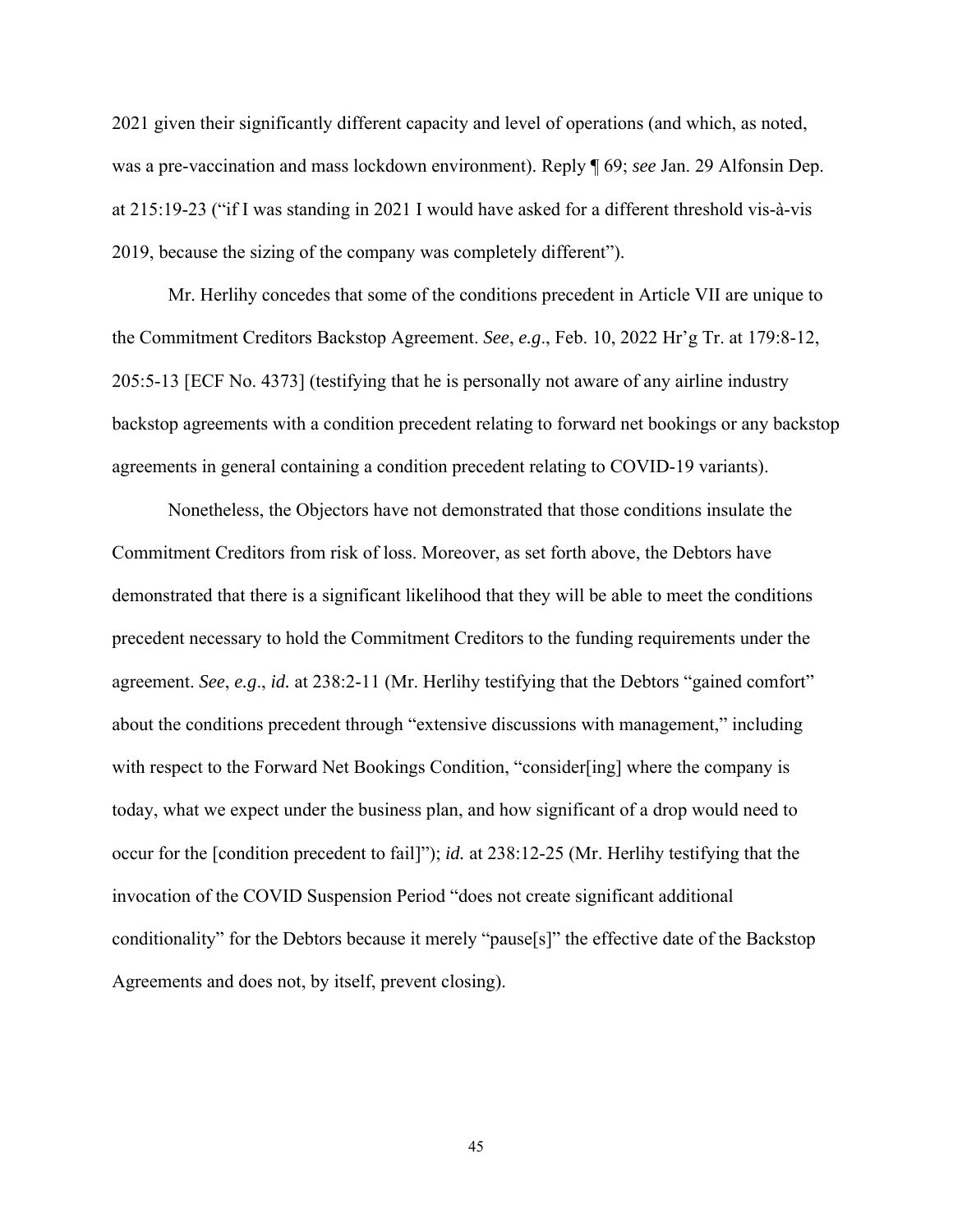2021 given their significantly different capacity and level of operations (and which, as noted, was a pre-vaccination and mass lockdown environment). Reply ¶ 69; *see* Jan. 29 Alfonsin Dep. at 215:19-23 ("if I was standing in 2021 I would have asked for a different threshold vis-à-vis 2019, because the sizing of the company was completely different").

Mr. Herlihy concedes that some of the conditions precedent in Article VII are unique to the Commitment Creditors Backstop Agreement. *See*, *e.g*., Feb. 10, 2022 Hr'g Tr. at 179:8-12, 205:5-13 [ECF No. 4373] (testifying that he is personally not aware of any airline industry backstop agreements with a condition precedent relating to forward net bookings or any backstop agreements in general containing a condition precedent relating to COVID-19 variants).

Nonetheless, the Objectors have not demonstrated that those conditions insulate the Commitment Creditors from risk of loss. Moreover, as set forth above, the Debtors have demonstrated that there is a significant likelihood that they will be able to meet the conditions precedent necessary to hold the Commitment Creditors to the funding requirements under the agreement. *See*, *e.g*., *id.* at 238:2-11 (Mr. Herlihy testifying that the Debtors "gained comfort" about the conditions precedent through "extensive discussions with management," including with respect to the Forward Net Bookings Condition, "consider[ing] where the company is today, what we expect under the business plan, and how significant of a drop would need to occur for the [condition precedent to fail]"); *id.* at 238:12-25 (Mr. Herlihy testifying that the invocation of the COVID Suspension Period "does not create significant additional conditionality" for the Debtors because it merely "pause[s]" the effective date of the Backstop Agreements and does not, by itself, prevent closing).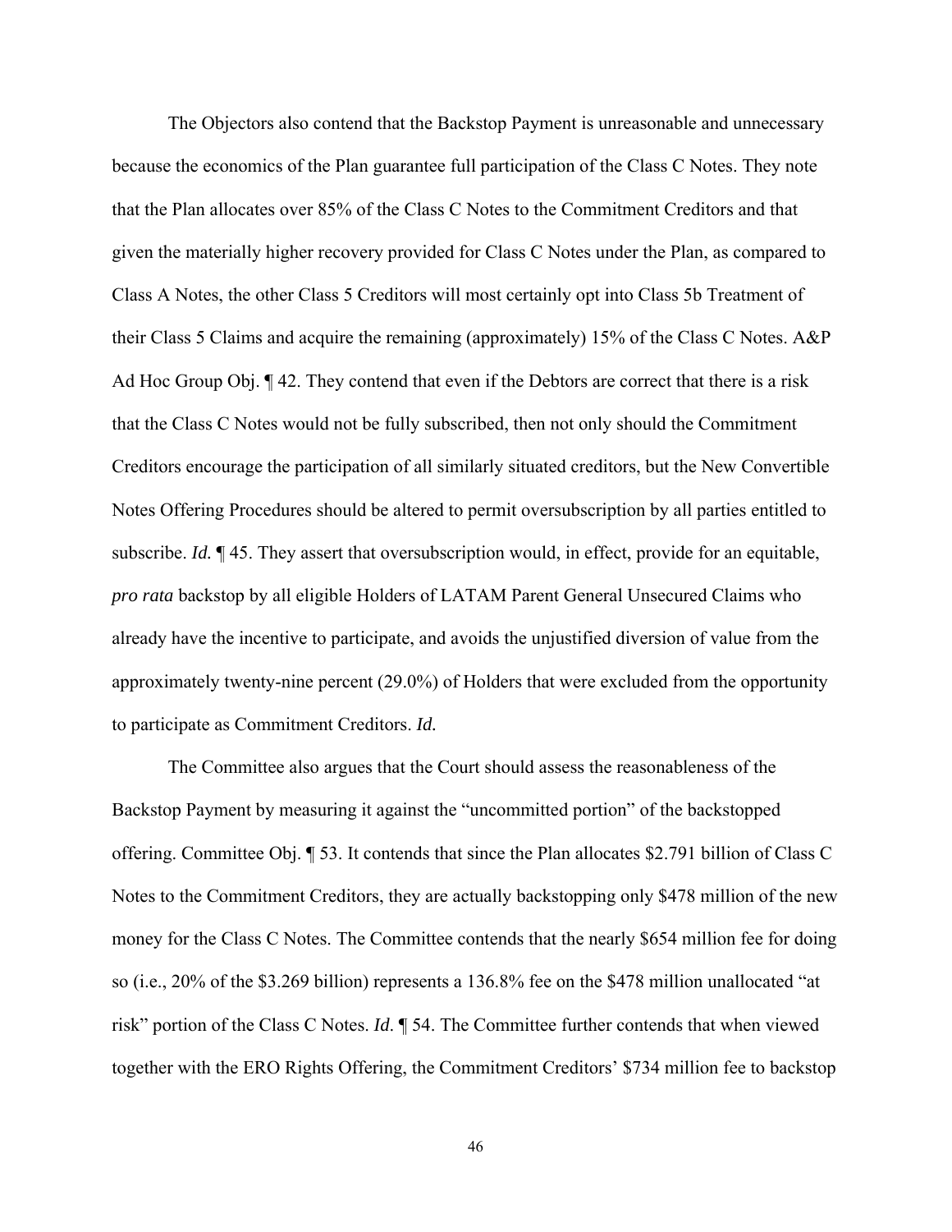The Objectors also contend that the Backstop Payment is unreasonable and unnecessary because the economics of the Plan guarantee full participation of the Class C Notes. They note that the Plan allocates over 85% of the Class C Notes to the Commitment Creditors and that given the materially higher recovery provided for Class C Notes under the Plan, as compared to Class A Notes, the other Class 5 Creditors will most certainly opt into Class 5b Treatment of their Class 5 Claims and acquire the remaining (approximately) 15% of the Class C Notes. A&P Ad Hoc Group Obj. ¶ 42. They contend that even if the Debtors are correct that there is a risk that the Class C Notes would not be fully subscribed, then not only should the Commitment Creditors encourage the participation of all similarly situated creditors, but the New Convertible Notes Offering Procedures should be altered to permit oversubscription by all parties entitled to subscribe. *Id.* ¶ 45. They assert that oversubscription would, in effect, provide for an equitable, *pro rata* backstop by all eligible Holders of LATAM Parent General Unsecured Claims who already have the incentive to participate, and avoids the unjustified diversion of value from the approximately twenty-nine percent (29.0%) of Holders that were excluded from the opportunity to participate as Commitment Creditors. *Id.*

The Committee also argues that the Court should assess the reasonableness of the Backstop Payment by measuring it against the "uncommitted portion" of the backstopped offering. Committee Obj. ¶ 53. It contends that since the Plan allocates $2.791 billion of Class C Notes to the Commitment Creditors, they are actually backstopping only $478 million of the new money for the Class C Notes. The Committee contends that the nearly $654 million fee for doing so (i.e., 20% of the $3.269 billion) represents a 136.8% fee on the $478 million unallocated "at risk" portion of the Class C Notes. *Id*. ¶ 54. The Committee further contends that when viewed together with the ERO Rights Offering, the Commitment Creditors' $734 million fee to backstop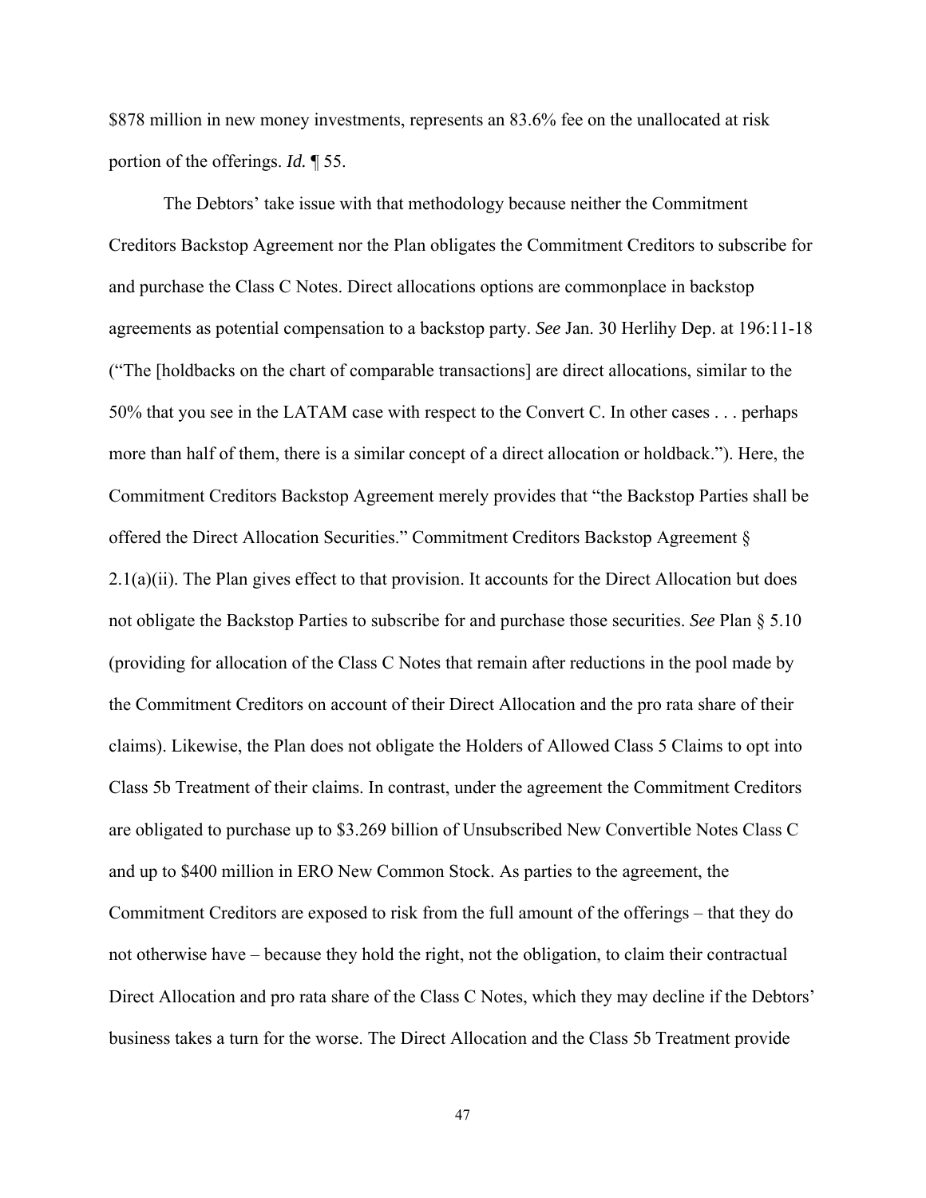$878 million in new money investments, represents an 83.6% fee on the unallocated at risk portion of the offerings. *Id.* ¶ 55.

The Debtors' take issue with that methodology because neither the Commitment Creditors Backstop Agreement nor the Plan obligates the Commitment Creditors to subscribe for and purchase the Class C Notes. Direct allocations options are commonplace in backstop agreements as potential compensation to a backstop party. *See* Jan. 30 Herlihy Dep. at 196:11-18 ("The [holdbacks on the chart of comparable transactions] are direct allocations, similar to the 50% that you see in the LATAM case with respect to the Convert C. In other cases . . . perhaps more than half of them, there is a similar concept of a direct allocation or holdback."). Here, the Commitment Creditors Backstop Agreement merely provides that "the Backstop Parties shall be offered the Direct Allocation Securities." Commitment Creditors Backstop Agreement § 2.1(a)(ii). The Plan gives effect to that provision. It accounts for the Direct Allocation but does not obligate the Backstop Parties to subscribe for and purchase those securities. *See* Plan § 5.10 (providing for allocation of the Class C Notes that remain after reductions in the pool made by the Commitment Creditors on account of their Direct Allocation and the pro rata share of their claims). Likewise, the Plan does not obligate the Holders of Allowed Class 5 Claims to opt into Class 5b Treatment of their claims. In contrast, under the agreement the Commitment Creditors are obligated to purchase up to $3.269 billion of Unsubscribed New Convertible Notes Class C and up to $400 million in ERO New Common Stock. As parties to the agreement, the Commitment Creditors are exposed to risk from the full amount of the offerings – that they do not otherwise have – because they hold the right, not the obligation, to claim their contractual Direct Allocation and pro rata share of the Class C Notes, which they may decline if the Debtors' business takes a turn for the worse. The Direct Allocation and the Class 5b Treatment provide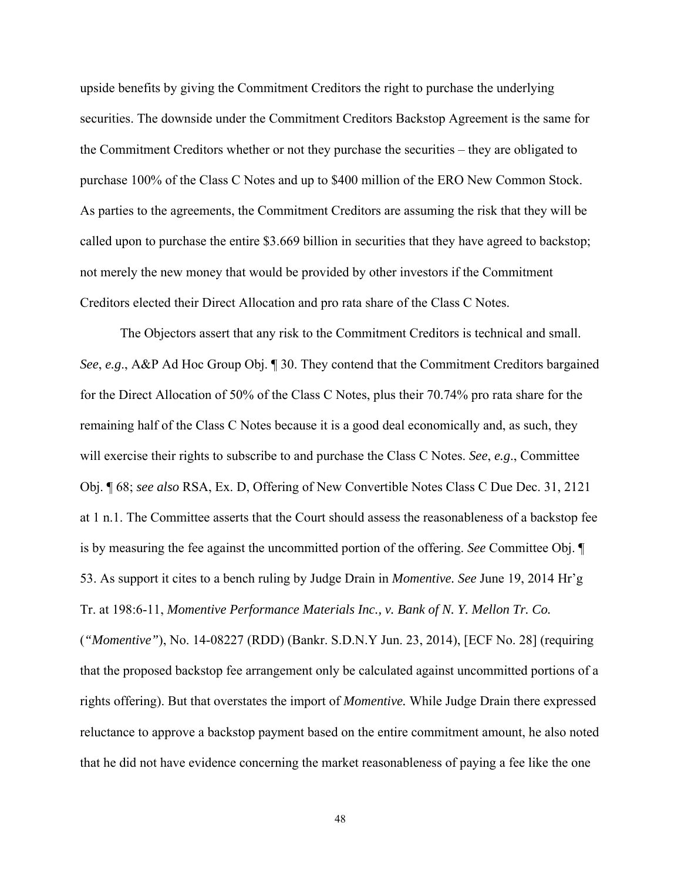upside benefits by giving the Commitment Creditors the right to purchase the underlying securities. The downside under the Commitment Creditors Backstop Agreement is the same for the Commitment Creditors whether or not they purchase the securities – they are obligated to purchase 100% of the Class C Notes and up to $400 million of the ERO New Common Stock. As parties to the agreements, the Commitment Creditors are assuming the risk that they will be called upon to purchase the entire $3.669 billion in securities that they have agreed to backstop; not merely the new money that would be provided by other investors if the Commitment Creditors elected their Direct Allocation and pro rata share of the Class C Notes.

The Objectors assert that any risk to the Commitment Creditors is technical and small. *See*, *e.g.*, A&P Ad Hoc Group Obj. ¶ 30. They contend that the Commitment Creditors bargained for the Direct Allocation of 50% of the Class C Notes, plus their 70.74% pro rata share for the remaining half of the Class C Notes because it is a good deal economically and, as such, they will exercise their rights to subscribe to and purchase the Class C Notes. *See*, *e.g.*, Committee Obj. ¶ 68; *see also* RSA, Ex. D, Offering of New Convertible Notes Class C Due Dec. 31, 2121 at 1 n.1. The Committee asserts that the Court should assess the reasonableness of a backstop fee is by measuring the fee against the uncommitted portion of the offering. *See* Committee Obj. ¶ 53. As support it cites to a bench ruling by Judge Drain in *Momentive. See* June 19, 2014 Hr'g Tr. at 198:6-11, *Momentive Performance Materials Inc., v. Bank of N. Y. Mellon Tr. Co.* (*"Momentive"*), No. 14-08227 (RDD) (Bankr. S.D.N.Y Jun. 23, 2014), [ECF No. 28] (requiring that the proposed backstop fee arrangement only be calculated against uncommitted portions of a rights offering). But that overstates the import of *Momentive.* While Judge Drain there expressed reluctance to approve a backstop payment based on the entire commitment amount, he also noted that he did not have evidence concerning the market reasonableness of paying a fee like the one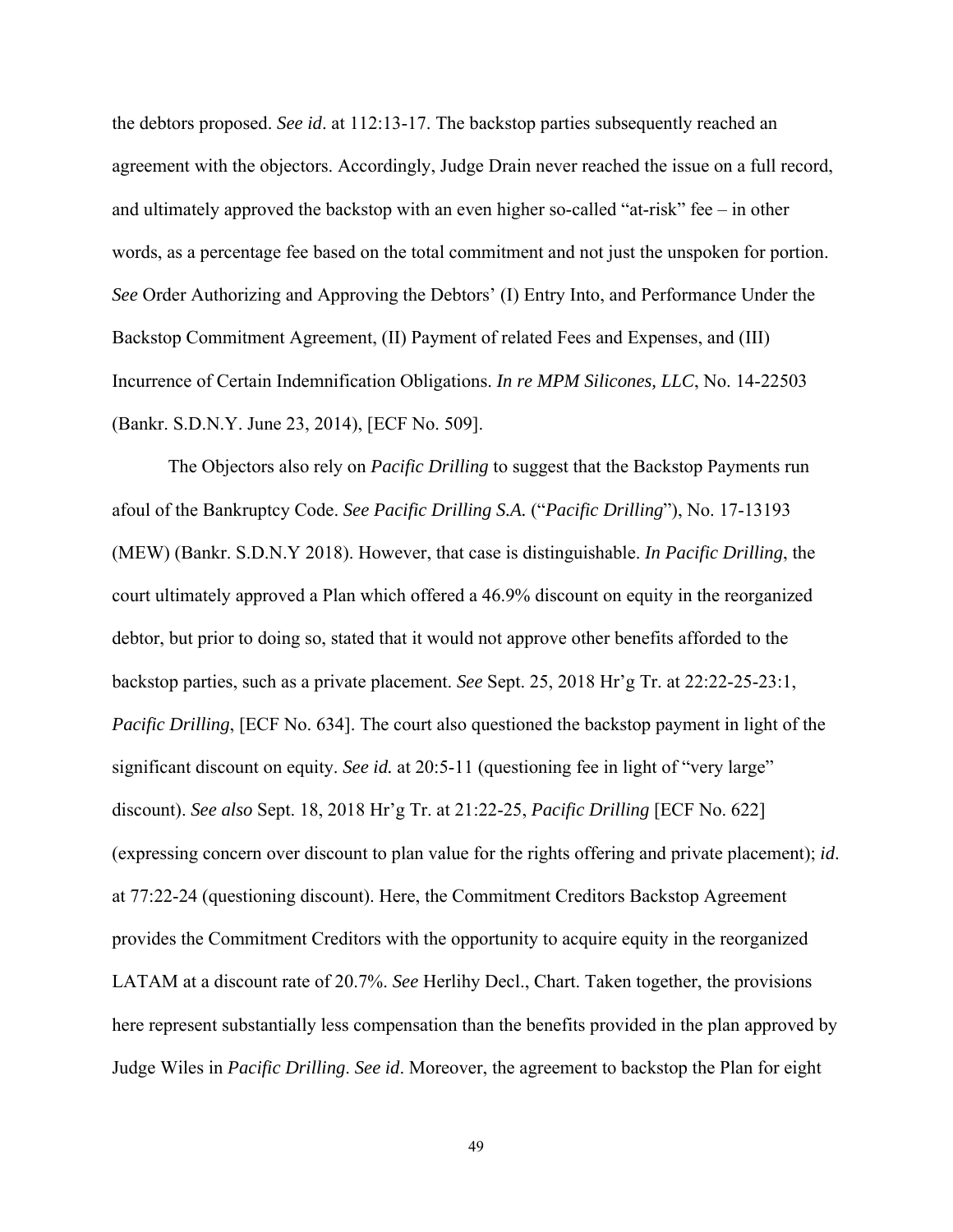the debtors proposed. *See id*. at 112:13-17. The backstop parties subsequently reached an agreement with the objectors. Accordingly, Judge Drain never reached the issue on a full record, and ultimately approved the backstop with an even higher so-called "at-risk" fee – in other words, as a percentage fee based on the total commitment and not just the unspoken for portion. *See* Order Authorizing and Approving the Debtors' (I) Entry Into, and Performance Under the Backstop Commitment Agreement, (II) Payment of related Fees and Expenses, and (III) Incurrence of Certain Indemnification Obligations. *In re MPM Silicones, LLC*, No. 14-22503 (Bankr. S.D.N.Y. June 23, 2014), [ECF No. 509].

The Objectors also rely on *Pacific Drilling* to suggest that the Backstop Payments run afoul of the Bankruptcy Code. *See Pacific Drilling S.A.* ("*Pacific Drilling*"), No. 17-13193 (MEW) (Bankr. S.D.N.Y 2018). However, that case is distinguishable. *In Pacific Drilling*, the court ultimately approved a Plan which offered a 46.9% discount on equity in the reorganized debtor, but prior to doing so, stated that it would not approve other benefits afforded to the backstop parties, such as a private placement. *See* Sept. 25, 2018 Hr'g Tr. at 22:22-25-23:1, *Pacific Drilling*, [ECF No. 634]. The court also questioned the backstop payment in light of the significant discount on equity. *See id.* at 20:5-11 (questioning fee in light of "very large" discount). *See also* Sept. 18, 2018 Hr'g Tr. at 21:22-25, *Pacific Drilling* [ECF No. 622] (expressing concern over discount to plan value for the rights offering and private placement); *id*. at 77:22-24 (questioning discount). Here, the Commitment Creditors Backstop Agreement provides the Commitment Creditors with the opportunity to acquire equity in the reorganized LATAM at a discount rate of 20.7%. *See* Herlihy Decl., Chart. Taken together, the provisions here represent substantially less compensation than the benefits provided in the plan approved by Judge Wiles in *Pacific Drilling*. *See id*. Moreover, the agreement to backstop the Plan for eight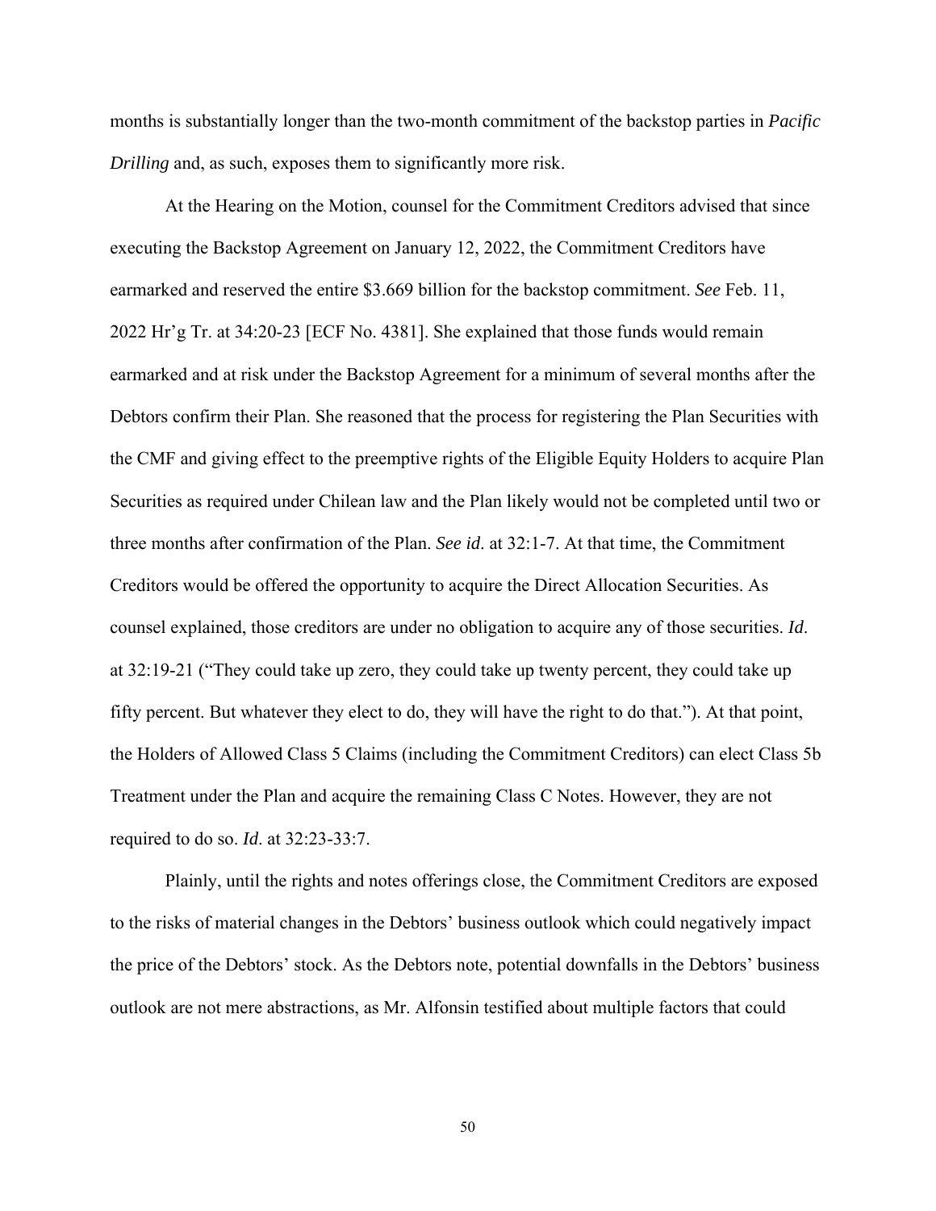months is substantially longer than the two-month commitment of the backstop parties in *Pacific Drilling* and, as such, exposes them to significantly more risk.

At the Hearing on the Motion, counsel for the Commitment Creditors advised that since executing the Backstop Agreement on January 12, 2022, the Commitment Creditors have earmarked and reserved the entire $3.669 billion for the backstop commitment. *See* Feb. 11, 2022 Hr'g Tr. at 34:20-23 [ECF No. 4381]. She explained that those funds would remain earmarked and at risk under the Backstop Agreement for a minimum of several months after the Debtors confirm their Plan. She reasoned that the process for registering the Plan Securities with the CMF and giving effect to the preemptive rights of the Eligible Equity Holders to acquire Plan Securities as required under Chilean law and the Plan likely would not be completed until two or three months after confirmation of the Plan. *See id*. at 32:1-7. At that time, the Commitment Creditors would be offered the opportunity to acquire the Direct Allocation Securities. As counsel explained, those creditors are under no obligation to acquire any of those securities. *Id*. at 32:19-21 ("They could take up zero, they could take up twenty percent, they could take up fifty percent. But whatever they elect to do, they will have the right to do that."). At that point, the Holders of Allowed Class 5 Claims (including the Commitment Creditors) can elect Class 5b Treatment under the Plan and acquire the remaining Class C Notes. However, they are not required to do so. *Id*. at 32:23-33:7.

Plainly, until the rights and notes offerings close, the Commitment Creditors are exposed to the risks of material changes in the Debtors' business outlook which could negatively impact the price of the Debtors' stock. As the Debtors note, potential downfalls in the Debtors' business outlook are not mere abstractions, as Mr. Alfonsin testified about multiple factors that could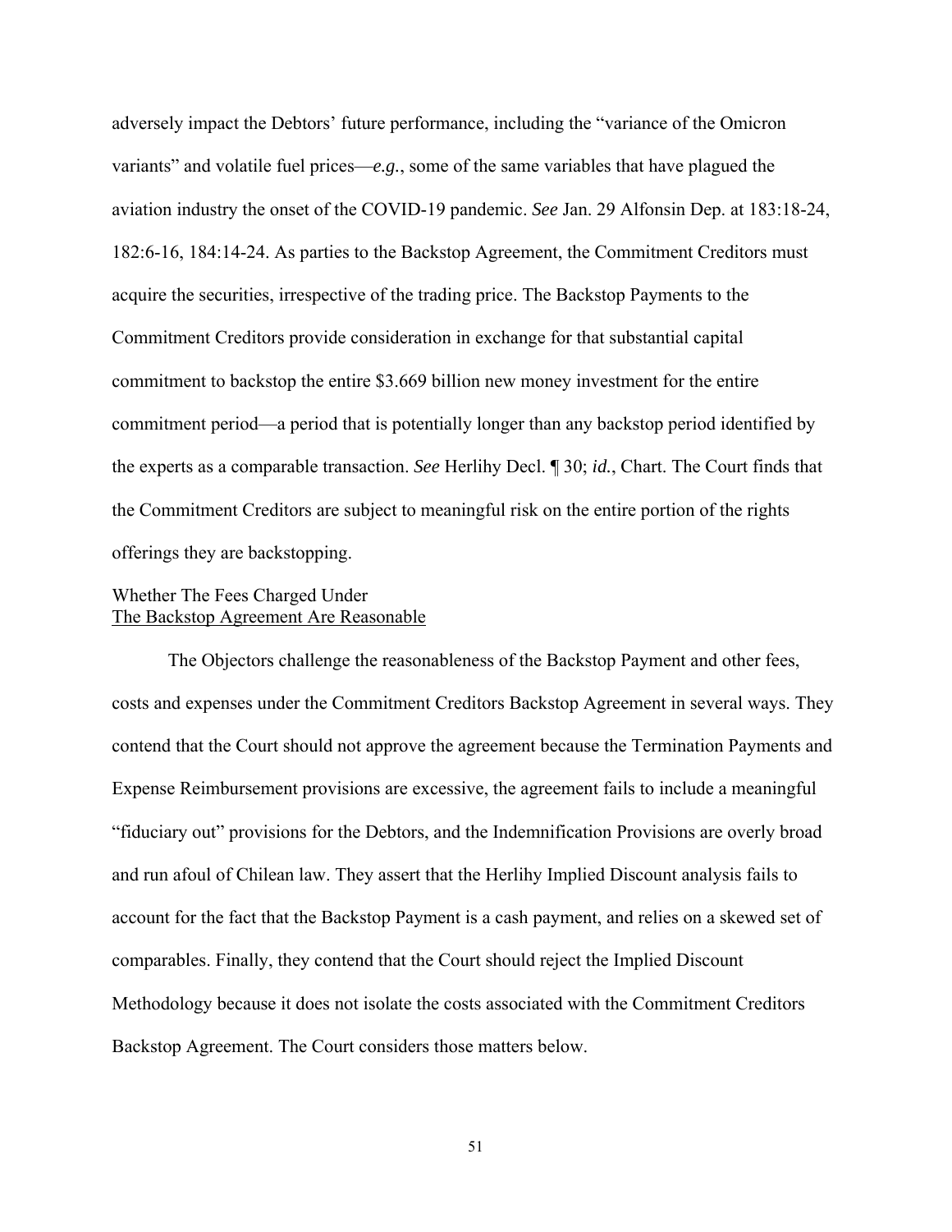adversely impact the Debtors' future performance, including the "variance of the Omicron variants" and volatile fuel prices—*e.g.*, some of the same variables that have plagued the aviation industry the onset of the COVID-19 pandemic. *See* Jan. 29 Alfonsin Dep. at 183:18-24, 182:6-16, 184:14-24. As parties to the Backstop Agreement, the Commitment Creditors must acquire the securities, irrespective of the trading price. The Backstop Payments to the Commitment Creditors provide consideration in exchange for that substantial capital commitment to backstop the entire $3.669 billion new money investment for the entire commitment period—a period that is potentially longer than any backstop period identified by the experts as a comparable transaction. *See* Herlihy Decl. ¶ 30; *id.*, Chart. The Court finds that the Commitment Creditors are subject to meaningful risk on the entire portion of the rights offerings they are backstopping.

Whether The Fees Charged Under
<u>The Backstop Agreement Are Reasonable</u>

The Objectors challenge the reasonableness of the Backstop Payment and other fees, costs and expenses under the Commitment Creditors Backstop Agreement in several ways. They contend that the Court should not approve the agreement because the Termination Payments and Expense Reimbursement provisions are excessive, the agreement fails to include a meaningful "fiduciary out" provisions for the Debtors, and the Indemnification Provisions are overly broad and run afoul of Chilean law. They assert that the Herlihy Implied Discount analysis fails to account for the fact that the Backstop Payment is a cash payment, and relies on a skewed set of comparables. Finally, they contend that the Court should reject the Implied Discount Methodology because it does not isolate the costs associated with the Commitment Creditors Backstop Agreement. The Court considers those matters below.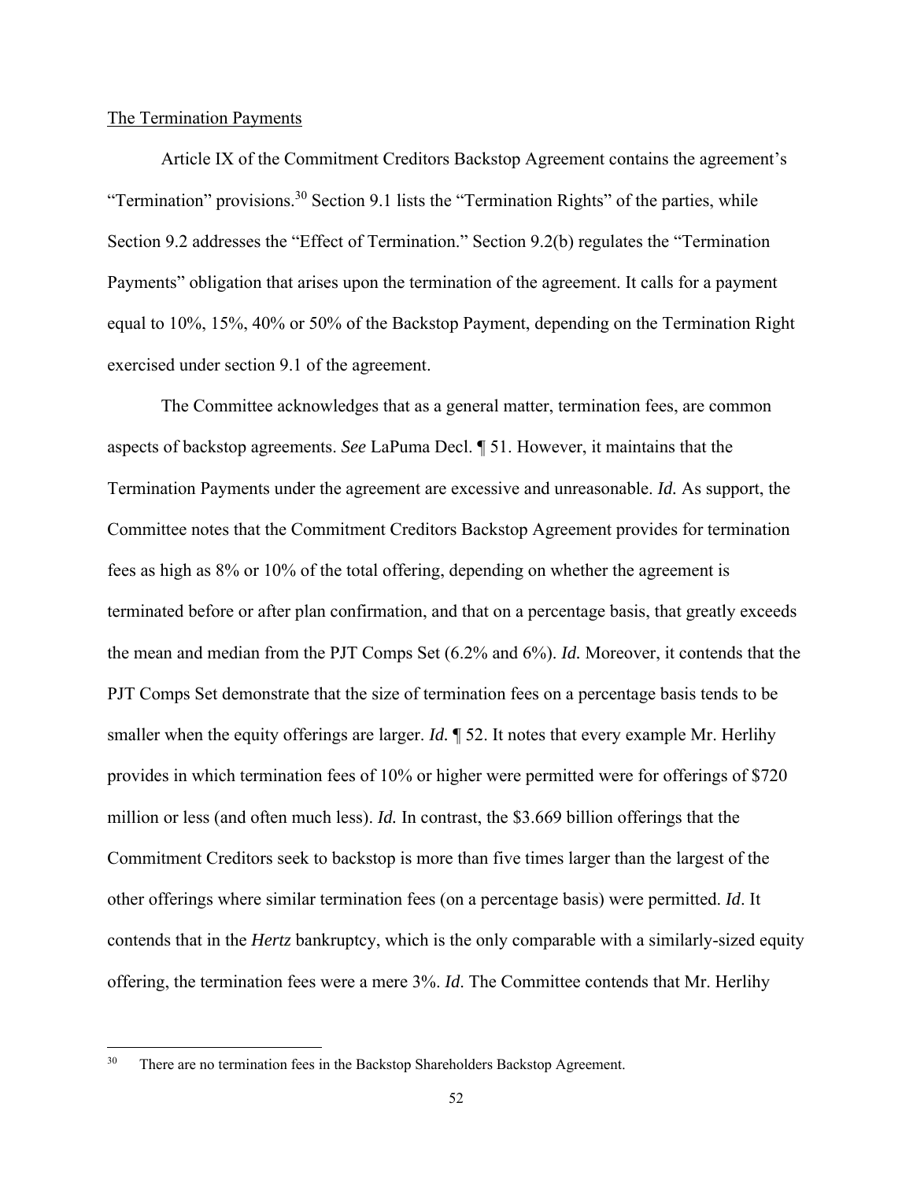The Termination Payments

Article IX of the Commitment Creditors Backstop Agreement contains the agreement's "Termination" provisions.[30] Section 9.1 lists the "Termination Rights" of the parties, while Section 9.2 addresses the "Effect of Termination." Section 9.2(b) regulates the "Termination Payments" obligation that arises upon the termination of the agreement. It calls for a payment equal to 10%, 15%, 40% or 50% of the Backstop Payment, depending on the Termination Right exercised under section 9.1 of the agreement.

The Committee acknowledges that as a general matter, termination fees, are common aspects of backstop agreements. *See* LaPuma Decl. ¶ 51. However, it maintains that the Termination Payments under the agreement are excessive and unreasonable. *Id.* As support, the Committee notes that the Commitment Creditors Backstop Agreement provides for termination fees as high as 8% or 10% of the total offering, depending on whether the agreement is terminated before or after plan confirmation, and that on a percentage basis, that greatly exceeds the mean and median from the PJT Comps Set (6.2% and 6%). *Id.* Moreover, it contends that the PJT Comps Set demonstrate that the size of termination fees on a percentage basis tends to be smaller when the equity offerings are larger. *Id.* ¶ 52. It notes that every example Mr. Herlihy provides in which termination fees of 10% or higher were permitted were for offerings of $720 million or less (and often much less). *Id.* In contrast, the $3.669 billion offerings that the Commitment Creditors seek to backstop is more than five times larger than the largest of the other offerings where similar termination fees (on a percentage basis) were permitted. *Id*. It contends that in the *Hertz* bankruptcy, which is the only comparable with a similarly-sized equity offering, the termination fees were a mere 3%. *Id*. The Committee contends that Mr. Herlihy

---

[30] There are no termination fees in the Backstop Shareholders Backstop Agreement.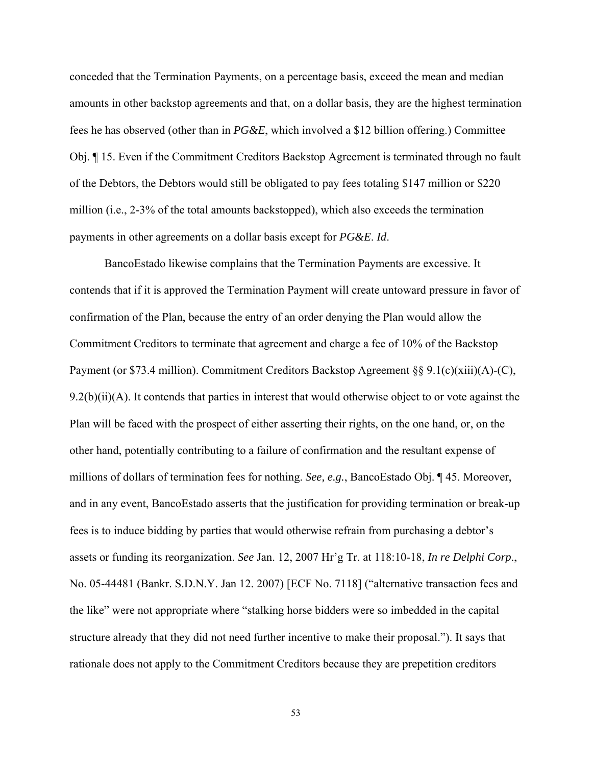conceded that the Termination Payments, on a percentage basis, exceed the mean and median amounts in other backstop agreements and that, on a dollar basis, they are the highest termination fees he has observed (other than in *PG&E*, which involved a $12 billion offering.) Committee Obj. ¶ 15. Even if the Commitment Creditors Backstop Agreement is terminated through no fault of the Debtors, the Debtors would still be obligated to pay fees totaling $147 million or $220 million (i.e., 2-3% of the total amounts backstopped), which also exceeds the termination payments in other agreements on a dollar basis except for *PG&E*. *Id*.

BancoEstado likewise complains that the Termination Payments are excessive. It contends that if it is approved the Termination Payment will create untoward pressure in favor of confirmation of the Plan, because the entry of an order denying the Plan would allow the Commitment Creditors to terminate that agreement and charge a fee of 10% of the Backstop Payment (or $73.4 million). Commitment Creditors Backstop Agreement §§ 9.1(c)(xiii)(A)-(C), 9.2(b)(ii)(A). It contends that parties in interest that would otherwise object to or vote against the Plan will be faced with the prospect of either asserting their rights, on the one hand, or, on the other hand, potentially contributing to a failure of confirmation and the resultant expense of millions of dollars of termination fees for nothing. *See, e.g.*, BancoEstado Obj. ¶ 45. Moreover, and in any event, BancoEstado asserts that the justification for providing termination or break-up fees is to induce bidding by parties that would otherwise refrain from purchasing a debtor's assets or funding its reorganization. *See* Jan. 12, 2007 Hr'g Tr. at 118:10-18, *In re Delphi Corp*., No. 05-44481 (Bankr. S.D.N.Y. Jan 12. 2007) [ECF No. 7118] ("alternative transaction fees and the like" were not appropriate where "stalking horse bidders were so imbedded in the capital structure already that they did not need further incentive to make their proposal."). It says that rationale does not apply to the Commitment Creditors because they are prepetition creditors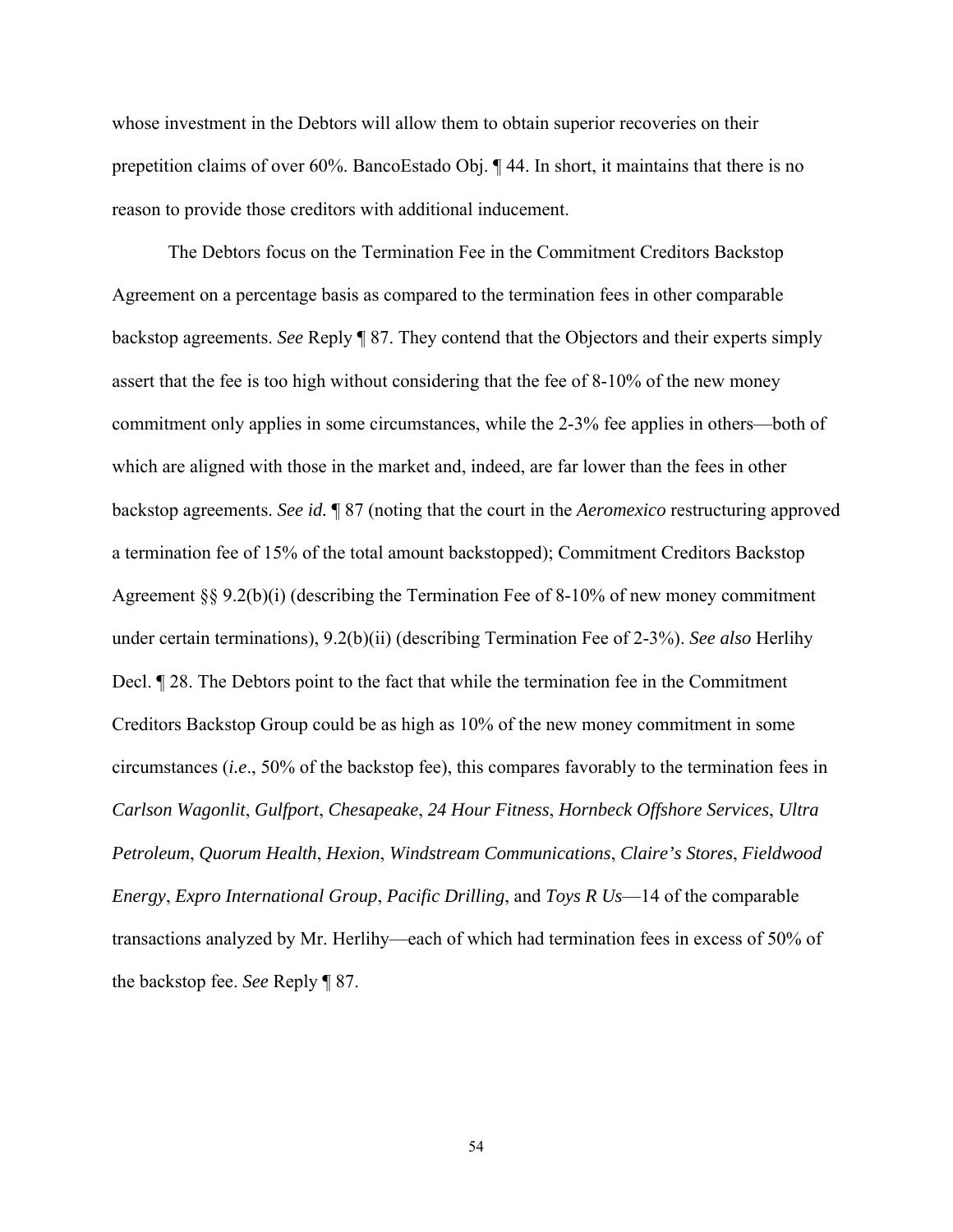whose investment in the Debtors will allow them to obtain superior recoveries on their prepetition claims of over 60%. BancoEstado Obj. ¶ 44. In short, it maintains that there is no reason to provide those creditors with additional inducement.

The Debtors focus on the Termination Fee in the Commitment Creditors Backstop Agreement on a percentage basis as compared to the termination fees in other comparable backstop agreements. *See* Reply ¶ 87. They contend that the Objectors and their experts simply assert that the fee is too high without considering that the fee of 8-10% of the new money commitment only applies in some circumstances, while the 2-3% fee applies in others—both of which are aligned with those in the market and, indeed, are far lower than the fees in other backstop agreements. *See id.* ¶ 87 (noting that the court in the *Aeromexico* restructuring approved a termination fee of 15% of the total amount backstopped); Commitment Creditors Backstop Agreement §§ 9.2(b)(i) (describing the Termination Fee of 8-10% of new money commitment under certain terminations), 9.2(b)(ii) (describing Termination Fee of 2-3%). *See also* Herlihy Decl. ¶ 28. The Debtors point to the fact that while the termination fee in the Commitment Creditors Backstop Group could be as high as 10% of the new money commitment in some circumstances (*i.e*., 50% of the backstop fee), this compares favorably to the termination fees in *Carlson Wagonlit*, *Gulfport*, *Chesapeake*, *24 Hour Fitness*, *Hornbeck Offshore Services*, *Ultra Petroleum*, *Quorum Health*, *Hexion*, *Windstream Communications*, *Claire's Stores*, *Fieldwood Energy*, *Expro International Group*, *Pacific Drilling*, and *Toys R Us*—14 of the comparable transactions analyzed by Mr. Herlihy—each of which had termination fees in excess of 50% of the backstop fee. *See* Reply ¶ 87.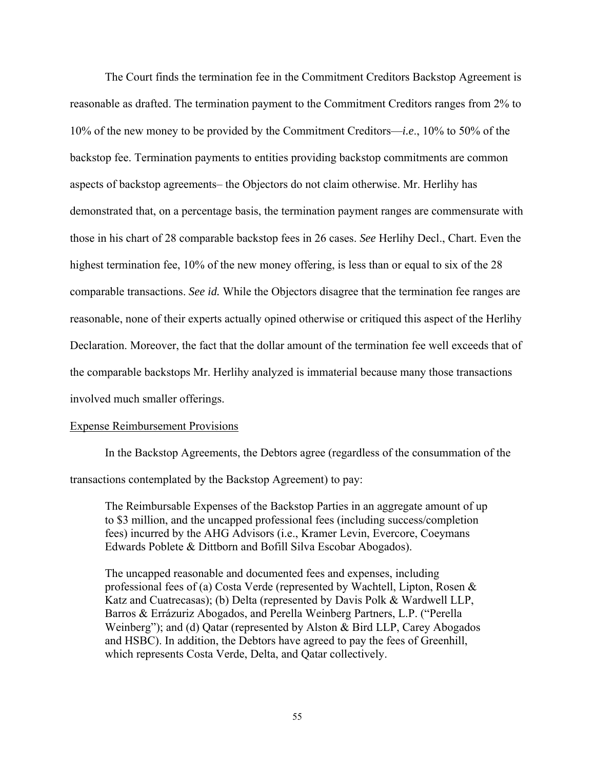The Court finds the termination fee in the Commitment Creditors Backstop Agreement is reasonable as drafted. The termination payment to the Commitment Creditors ranges from 2% to 10% of the new money to be provided by the Commitment Creditors—*i.e*., 10% to 50% of the backstop fee. Termination payments to entities providing backstop commitments are common aspects of backstop agreements– the Objectors do not claim otherwise. Mr. Herlihy has demonstrated that, on a percentage basis, the termination payment ranges are commensurate with those in his chart of 28 comparable backstop fees in 26 cases. *See* Herlihy Decl., Chart. Even the highest termination fee, 10% of the new money offering, is less than or equal to six of the 28 comparable transactions. *See id.* While the Objectors disagree that the termination fee ranges are reasonable, none of their experts actually opined otherwise or critiqued this aspect of the Herlihy Declaration. Moreover, the fact that the dollar amount of the termination fee well exceeds that of the comparable backstops Mr. Herlihy analyzed is immaterial because many those transactions involved much smaller offerings.

<u>Expense Reimbursement Provisions</u>

In the Backstop Agreements, the Debtors agree (regardless of the consummation of the transactions contemplated by the Backstop Agreement) to pay:

> The Reimbursable Expenses of the Backstop Parties in an aggregate amount of up to $3 million, and the uncapped professional fees (including success/completion fees) incurred by the AHG Advisors (i.e., Kramer Levin, Evercore, Coeymans Edwards Poblete & Dittborn and Bofill Silva Escobar Abogados).
>
> The uncapped reasonable and documented fees and expenses, including professional fees of (a) Costa Verde (represented by Wachtell, Lipton, Rosen & Katz and Cuatrecasas); (b) Delta (represented by Davis Polk & Wardwell LLP, Barros & Errázuriz Abogados, and Perella Weinberg Partners, L.P. ("Perella Weinberg"); and (d) Qatar (represented by Alston & Bird LLP, Carey Abogados and HSBC). In addition, the Debtors have agreed to pay the fees of Greenhill, which represents Costa Verde, Delta, and Qatar collectively.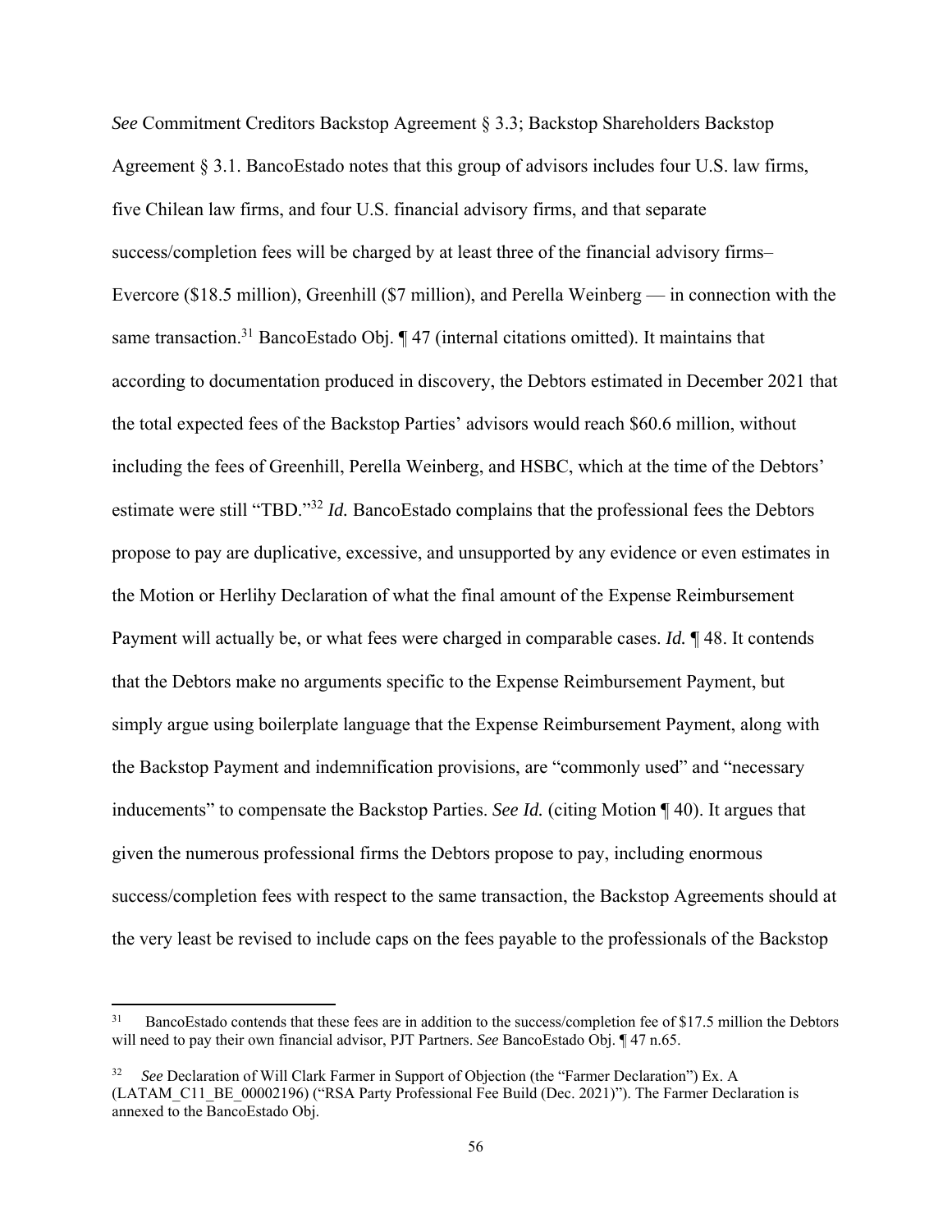*See* Commitment Creditors Backstop Agreement § 3.3; Backstop Shareholders Backstop Agreement § 3.1. BancoEstado notes that this group of advisors includes four U.S. law firms, five Chilean law firms, and four U.S. financial advisory firms, and that separate success/completion fees will be charged by at least three of the financial advisory firms– Evercore ($18.5 million), Greenhill ($7 million), and Perella Weinberg — in connection with the same transaction.[31] BancoEstado Obj. ¶ 47 (internal citations omitted). It maintains that according to documentation produced in discovery, the Debtors estimated in December 2021 that the total expected fees of the Backstop Parties' advisors would reach $60.6 million, without including the fees of Greenhill, Perella Weinberg, and HSBC, which at the time of the Debtors' estimate were still "TBD."[32] *Id.* BancoEstado complains that the professional fees the Debtors propose to pay are duplicative, excessive, and unsupported by any evidence or even estimates in the Motion or Herlihy Declaration of what the final amount of the Expense Reimbursement Payment will actually be, or what fees were charged in comparable cases. *Id.* ¶ 48. It contends that the Debtors make no arguments specific to the Expense Reimbursement Payment, but simply argue using boilerplate language that the Expense Reimbursement Payment, along with the Backstop Payment and indemnification provisions, are "commonly used" and "necessary inducements" to compensate the Backstop Parties. *See Id.* (citing Motion ¶ 40). It argues that given the numerous professional firms the Debtors propose to pay, including enormous success/completion fees with respect to the same transaction, the Backstop Agreements should at the very least be revised to include caps on the fees payable to the professionals of the Backstop

---

[31] BancoEstado contends that these fees are in addition to the success/completion fee of $17.5 million the Debtors will need to pay their own financial advisor, PJT Partners. *See* BancoEstado Obj. ¶ 47 n.65.

[32] *See* Declaration of Will Clark Farmer in Support of Objection (the "Farmer Declaration") Ex. A (LATAM_C11_BE_00002196) ("RSA Party Professional Fee Build (Dec. 2021)"). The Farmer Declaration is annexed to the BancoEstado Obj.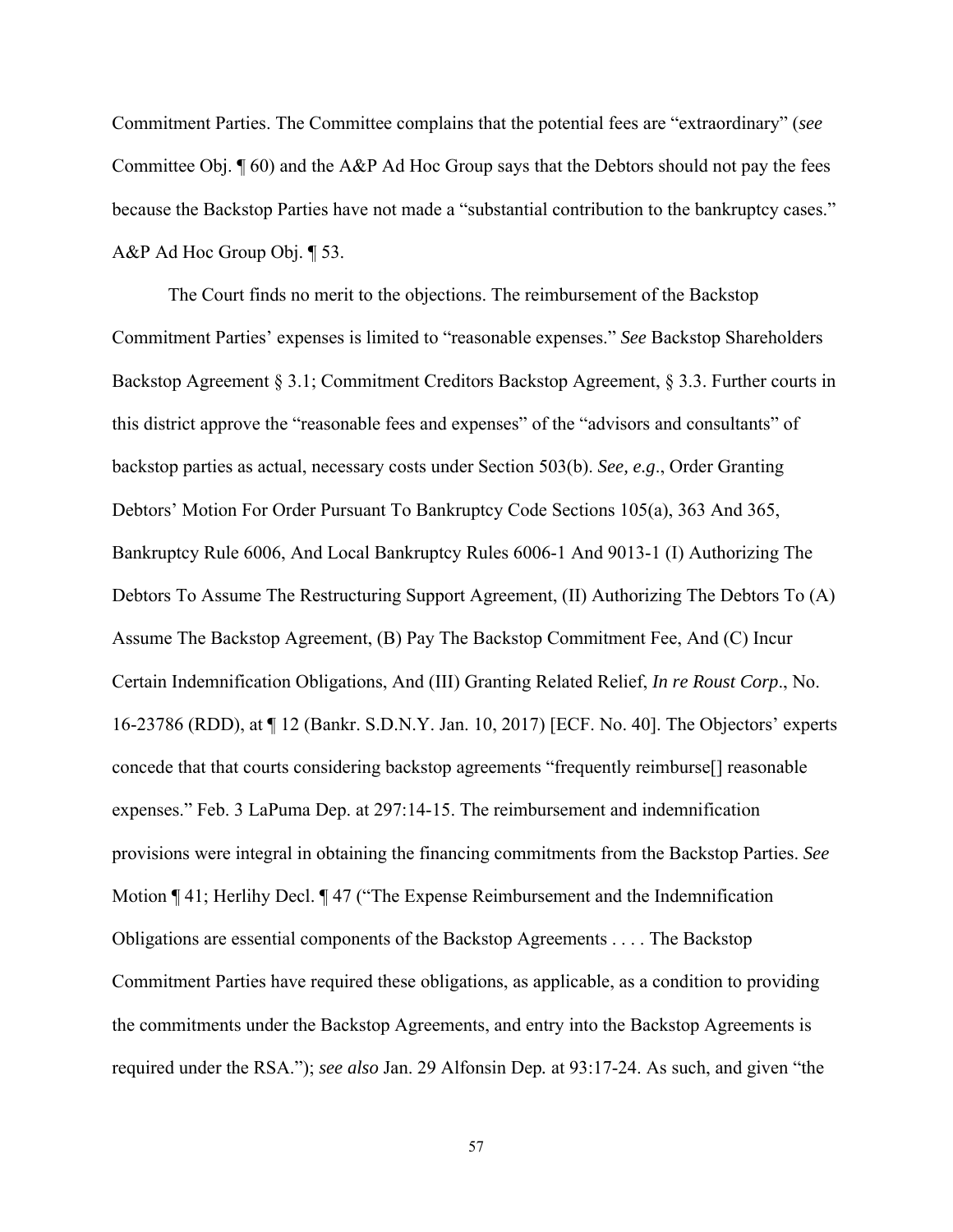Commitment Parties. The Committee complains that the potential fees are "extraordinary" (*see* Committee Obj. ¶ 60) and the A&P Ad Hoc Group says that the Debtors should not pay the fees because the Backstop Parties have not made a "substantial contribution to the bankruptcy cases." A&P Ad Hoc Group Obj. ¶ 53.

The Court finds no merit to the objections. The reimbursement of the Backstop Commitment Parties' expenses is limited to "reasonable expenses." *See* Backstop Shareholders Backstop Agreement § 3.1; Commitment Creditors Backstop Agreement, § 3.3. Further courts in this district approve the "reasonable fees and expenses" of the "advisors and consultants" of backstop parties as actual, necessary costs under Section 503(b). *See, e.g.*, Order Granting Debtors' Motion For Order Pursuant To Bankruptcy Code Sections 105(a), 363 And 365, Bankruptcy Rule 6006, And Local Bankruptcy Rules 6006-1 And 9013-1 (I) Authorizing The Debtors To Assume The Restructuring Support Agreement, (II) Authorizing The Debtors To (A) Assume The Backstop Agreement, (B) Pay The Backstop Commitment Fee, And (C) Incur Certain Indemnification Obligations, And (III) Granting Related Relief, *In re Roust Corp*., No. 16-23786 (RDD), at ¶ 12 (Bankr. S.D.N.Y. Jan. 10, 2017) [ECF. No. 40]. The Objectors' experts concede that that courts considering backstop agreements "frequently reimburse[] reasonable expenses." Feb. 3 LaPuma Dep. at 297:14-15. The reimbursement and indemnification provisions were integral in obtaining the financing commitments from the Backstop Parties. *See* Motion ¶ 41; Herlihy Decl. ¶ 47 ("The Expense Reimbursement and the Indemnification Obligations are essential components of the Backstop Agreements . . . . The Backstop Commitment Parties have required these obligations, as applicable, as a condition to providing the commitments under the Backstop Agreements, and entry into the Backstop Agreements is required under the RSA."); *see also* Jan. 29 Alfonsin Dep*.* at 93:17-24. As such, and given "the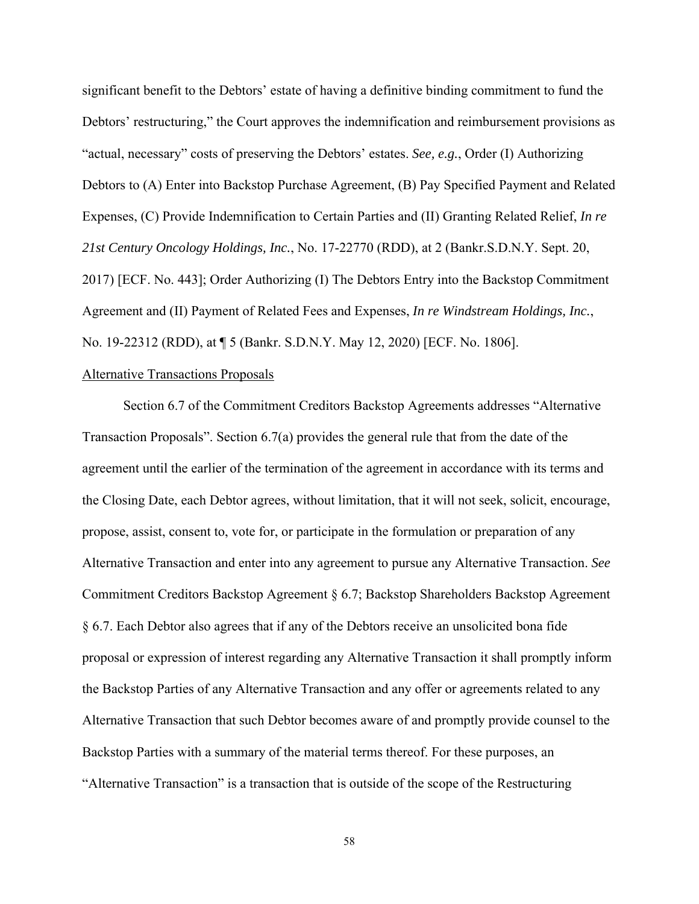significant benefit to the Debtors' estate of having a definitive binding commitment to fund the Debtors' restructuring," the Court approves the indemnification and reimbursement provisions as "actual, necessary" costs of preserving the Debtors' estates. *See, e.g.*, Order (I) Authorizing Debtors to (A) Enter into Backstop Purchase Agreement, (B) Pay Specified Payment and Related Expenses, (C) Provide Indemnification to Certain Parties and (II) Granting Related Relief, *In re 21st Century Oncology Holdings, Inc.*, No. 17-22770 (RDD), at 2 (Bankr.S.D.N.Y. Sept. 20, 2017) [ECF. No. 443]; Order Authorizing (I) The Debtors Entry into the Backstop Commitment Agreement and (II) Payment of Related Fees and Expenses, *In re Windstream Holdings, Inc.*, No. 19-22312 (RDD), at ¶ 5 (Bankr. S.D.N.Y. May 12, 2020) [ECF. No. 1806].

<u>Alternative Transactions Proposals</u>

Section 6.7 of the Commitment Creditors Backstop Agreements addresses "Alternative Transaction Proposals". Section 6.7(a) provides the general rule that from the date of the agreement until the earlier of the termination of the agreement in accordance with its terms and the Closing Date, each Debtor agrees, without limitation, that it will not seek, solicit, encourage, propose, assist, consent to, vote for, or participate in the formulation or preparation of any Alternative Transaction and enter into any agreement to pursue any Alternative Transaction. *See* Commitment Creditors Backstop Agreement § 6.7; Backstop Shareholders Backstop Agreement § 6.7. Each Debtor also agrees that if any of the Debtors receive an unsolicited bona fide proposal or expression of interest regarding any Alternative Transaction it shall promptly inform the Backstop Parties of any Alternative Transaction and any offer or agreements related to any Alternative Transaction that such Debtor becomes aware of and promptly provide counsel to the Backstop Parties with a summary of the material terms thereof. For these purposes, an "Alternative Transaction" is a transaction that is outside of the scope of the Restructuring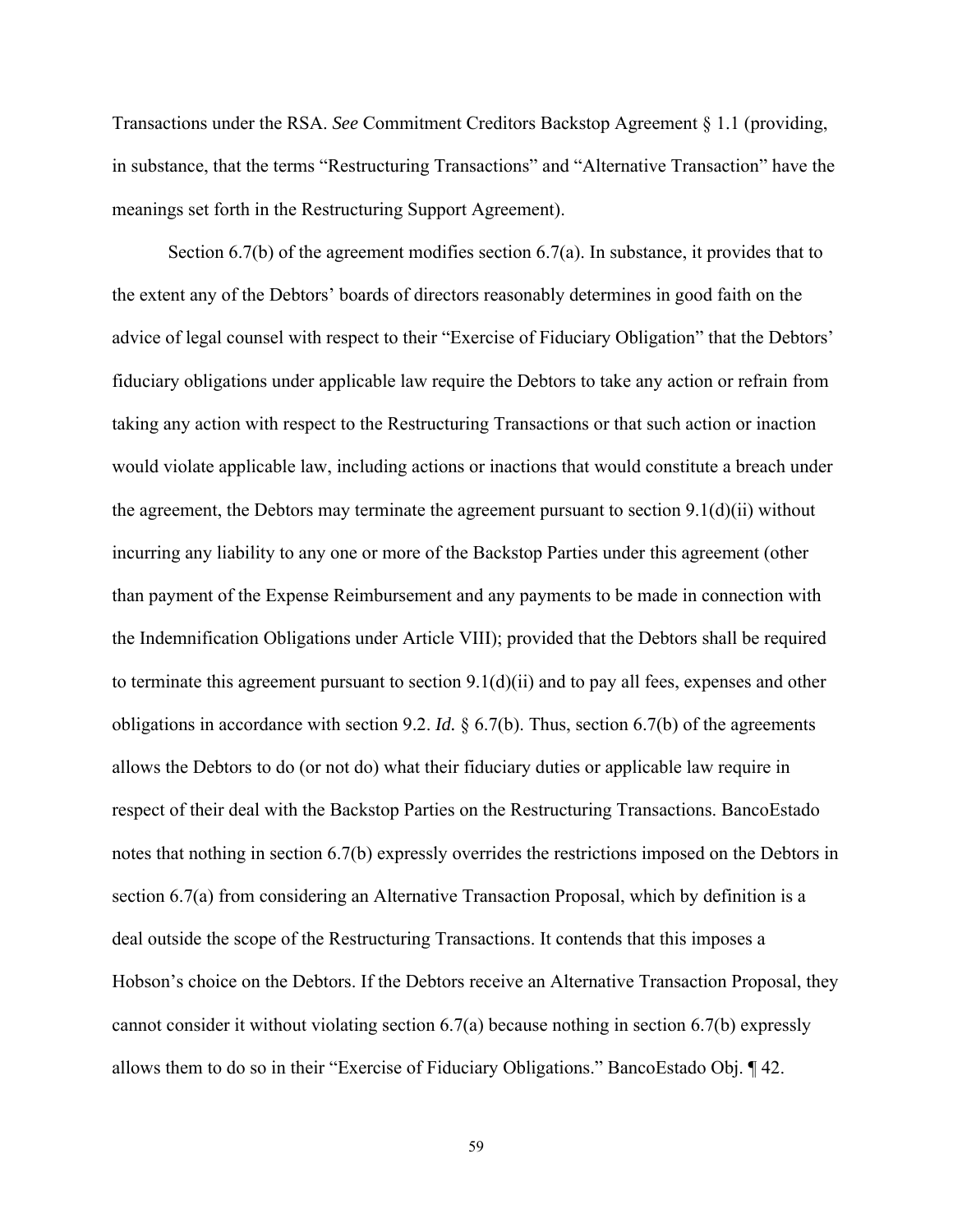Transactions under the RSA. *See* Commitment Creditors Backstop Agreement § 1.1 (providing, in substance, that the terms "Restructuring Transactions" and "Alternative Transaction" have the meanings set forth in the Restructuring Support Agreement).

Section 6.7(b) of the agreement modifies section 6.7(a). In substance, it provides that to the extent any of the Debtors' boards of directors reasonably determines in good faith on the advice of legal counsel with respect to their "Exercise of Fiduciary Obligation" that the Debtors' fiduciary obligations under applicable law require the Debtors to take any action or refrain from taking any action with respect to the Restructuring Transactions or that such action or inaction would violate applicable law, including actions or inactions that would constitute a breach under the agreement, the Debtors may terminate the agreement pursuant to section 9.1(d)(ii) without incurring any liability to any one or more of the Backstop Parties under this agreement (other than payment of the Expense Reimbursement and any payments to be made in connection with the Indemnification Obligations under Article VIII); provided that the Debtors shall be required to terminate this agreement pursuant to section 9.1(d)(ii) and to pay all fees, expenses and other obligations in accordance with section 9.2. *Id.* § 6.7(b). Thus, section 6.7(b) of the agreements allows the Debtors to do (or not do) what their fiduciary duties or applicable law require in respect of their deal with the Backstop Parties on the Restructuring Transactions. BancoEstado notes that nothing in section 6.7(b) expressly overrides the restrictions imposed on the Debtors in section 6.7(a) from considering an Alternative Transaction Proposal, which by definition is a deal outside the scope of the Restructuring Transactions. It contends that this imposes a Hobson's choice on the Debtors. If the Debtors receive an Alternative Transaction Proposal, they cannot consider it without violating section 6.7(a) because nothing in section 6.7(b) expressly allows them to do so in their "Exercise of Fiduciary Obligations." BancoEstado Obj. ¶ 42.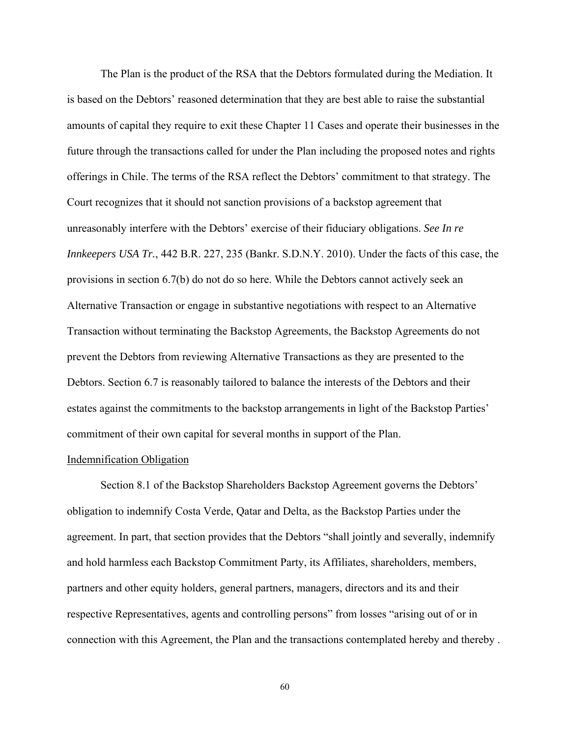The Plan is the product of the RSA that the Debtors formulated during the Mediation. It is based on the Debtors' reasoned determination that they are best able to raise the substantial amounts of capital they require to exit these Chapter 11 Cases and operate their businesses in the future through the transactions called for under the Plan including the proposed notes and rights offerings in Chile. The terms of the RSA reflect the Debtors' commitment to that strategy. The Court recognizes that it should not sanction provisions of a backstop agreement that unreasonably interfere with the Debtors' exercise of their fiduciary obligations. *See In re Innkeepers USA Tr.*, 442 B.R. 227, 235 (Bankr. S.D.N.Y. 2010). Under the facts of this case, the provisions in section 6.7(b) do not do so here. While the Debtors cannot actively seek an Alternative Transaction or engage in substantive negotiations with respect to an Alternative Transaction without terminating the Backstop Agreements, the Backstop Agreements do not prevent the Debtors from reviewing Alternative Transactions as they are presented to the Debtors. Section 6.7 is reasonably tailored to balance the interests of the Debtors and their estates against the commitments to the backstop arrangements in light of the Backstop Parties' commitment of their own capital for several months in support of the Plan.

<u>Indemnification Obligation</u>

Section 8.1 of the Backstop Shareholders Backstop Agreement governs the Debtors' obligation to indemnify Costa Verde, Qatar and Delta, as the Backstop Parties under the agreement. In part, that section provides that the Debtors "shall jointly and severally, indemnify and hold harmless each Backstop Commitment Party, its Affiliates, shareholders, members, partners and other equity holders, general partners, managers, directors and its and their respective Representatives, agents and controlling persons" from losses "arising out of or in connection with this Agreement, the Plan and the transactions contemplated hereby and thereby .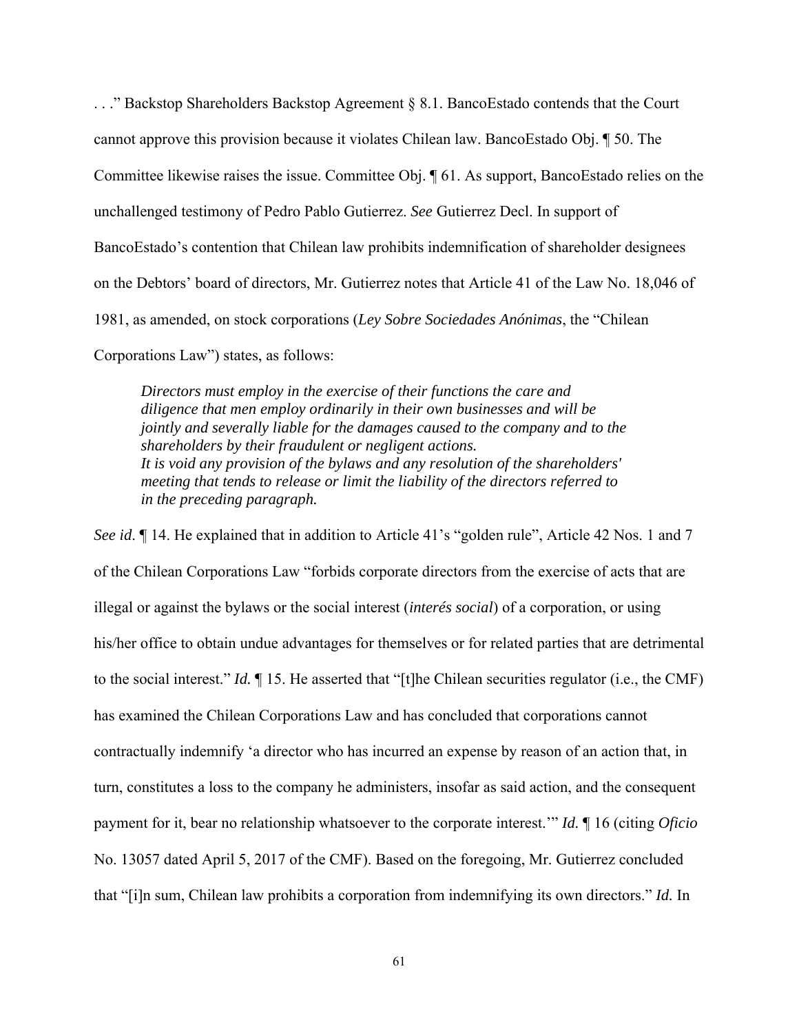. . ." Backstop Shareholders Backstop Agreement § 8.1. BancoEstado contends that the Court cannot approve this provision because it violates Chilean law. BancoEstado Obj. ¶ 50. The Committee likewise raises the issue. Committee Obj. ¶ 61. As support, BancoEstado relies on the unchallenged testimony of Pedro Pablo Gutierrez. *See* Gutierrez Decl. In support of BancoEstado's contention that Chilean law prohibits indemnification of shareholder designees on the Debtors' board of directors, Mr. Gutierrez notes that Article 41 of the Law No. 18,046 of 1981, as amended, on stock corporations (*Ley Sobre Sociedades Anónimas*, the "Chilean Corporations Law") states, as follows:

> *Directors must employ in the exercise of their functions the care and diligence that men employ ordinarily in their own businesses and will be jointly and severally liable for the damages caused to the company and to the shareholders by their fraudulent or negligent actions.*
> *It is void any provision of the bylaws and any resolution of the shareholders' meeting that tends to release or limit the liability of the directors referred to in the preceding paragraph.*

*See id*. ¶ 14. He explained that in addition to Article 41's "golden rule", Article 42 Nos. 1 and 7 of the Chilean Corporations Law "forbids corporate directors from the exercise of acts that are illegal or against the bylaws or the social interest (*interés social*) of a corporation, or using his/her office to obtain undue advantages for themselves or for related parties that are detrimental to the social interest." *Id.* ¶ 15. He asserted that "[t]he Chilean securities regulator (i.e., the CMF) has examined the Chilean Corporations Law and has concluded that corporations cannot contractually indemnify 'a director who has incurred an expense by reason of an action that, in turn, constitutes a loss to the company he administers, insofar as said action, and the consequent payment for it, bear no relationship whatsoever to the corporate interest.'" *Id.* ¶ 16 (citing *Oficio* No. 13057 dated April 5, 2017 of the CMF). Based on the foregoing, Mr. Gutierrez concluded that "[i]n sum, Chilean law prohibits a corporation from indemnifying its own directors." *Id.* In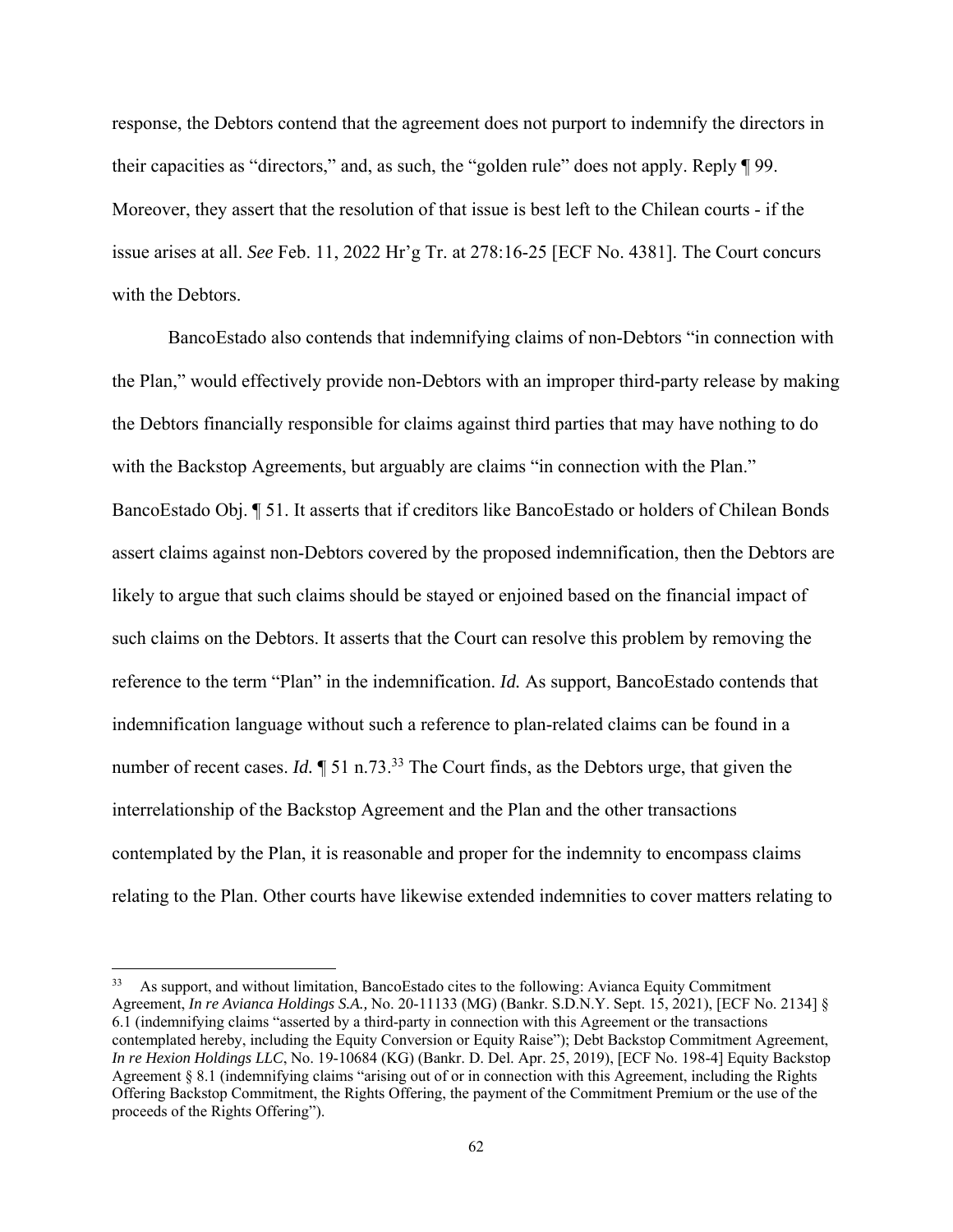response, the Debtors contend that the agreement does not purport to indemnify the directors in their capacities as "directors," and, as such, the "golden rule" does not apply. Reply ¶ 99. Moreover, they assert that the resolution of that issue is best left to the Chilean courts - if the issue arises at all. *See* Feb. 11, 2022 Hr'g Tr. at 278:16-25 [ECF No. 4381]. The Court concurs with the Debtors.

BancoEstado also contends that indemnifying claims of non-Debtors "in connection with the Plan," would effectively provide non-Debtors with an improper third-party release by making the Debtors financially responsible for claims against third parties that may have nothing to do with the Backstop Agreements, but arguably are claims "in connection with the Plan." BancoEstado Obj. ¶ 51. It asserts that if creditors like BancoEstado or holders of Chilean Bonds assert claims against non-Debtors covered by the proposed indemnification, then the Debtors are likely to argue that such claims should be stayed or enjoined based on the financial impact of such claims on the Debtors. It asserts that the Court can resolve this problem by removing the reference to the term "Plan" in the indemnification. *Id.* As support, BancoEstado contends that indemnification language without such a reference to plan-related claims can be found in a number of recent cases. *Id.* ¶ 51 n.73.[33] The Court finds, as the Debtors urge, that given the interrelationship of the Backstop Agreement and the Plan and the other transactions contemplated by the Plan, it is reasonable and proper for the indemnity to encompass claims relating to the Plan. Other courts have likewise extended indemnities to cover matters relating to

[33] As support, and without limitation, BancoEstado cites to the following: Avianca Equity Commitment Agreement, *In re Avianca Holdings S.A.,* No. 20-11133 (MG) (Bankr. S.D.N.Y. Sept. 15, 2021), [ECF No. 2134] § 6.1 (indemnifying claims "asserted by a third-party in connection with this Agreement or the transactions contemplated hereby, including the Equity Conversion or Equity Raise"); Debt Backstop Commitment Agreement, *In re Hexion Holdings LLC*, No. 19-10684 (KG) (Bankr. D. Del. Apr. 25, 2019), [ECF No. 198-4] Equity Backstop Agreement § 8.1 (indemnifying claims "arising out of or in connection with this Agreement, including the Rights Offering Backstop Commitment, the Rights Offering, the payment of the Commitment Premium or the use of the proceeds of the Rights Offering").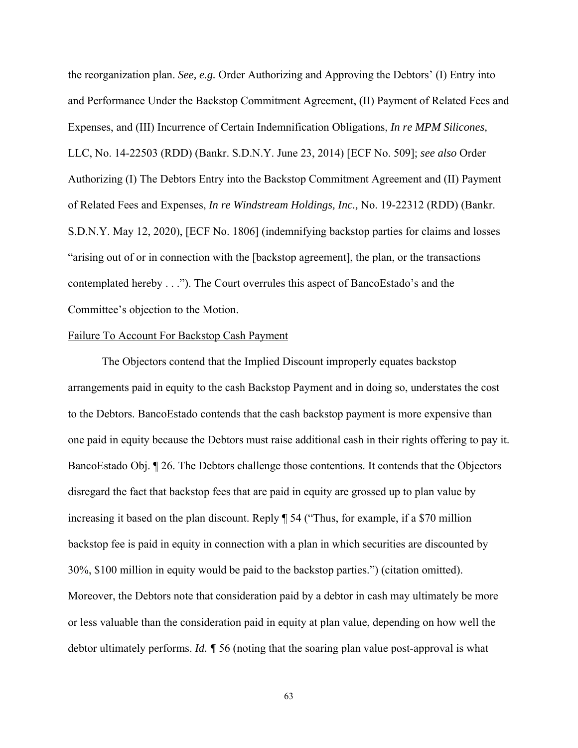the reorganization plan. *See, e.g.* Order Authorizing and Approving the Debtors' (I) Entry into and Performance Under the Backstop Commitment Agreement, (II) Payment of Related Fees and Expenses, and (III) Incurrence of Certain Indemnification Obligations, *In re MPM Silicones,* LLC, No. 14-22503 (RDD) (Bankr. S.D.N.Y. June 23, 2014) [ECF No. 509]; *see also* Order Authorizing (I) The Debtors Entry into the Backstop Commitment Agreement and (II) Payment of Related Fees and Expenses, *In re Windstream Holdings, Inc.,* No. 19-22312 (RDD) (Bankr. S.D.N.Y. May 12, 2020), [ECF No. 1806] (indemnifying backstop parties for claims and losses "arising out of or in connection with the [backstop agreement], the plan, or the transactions contemplated hereby . . ."). The Court overrules this aspect of BancoEstado's and the Committee's objection to the Motion.

Failure To Account For Backstop Cash Payment

The Objectors contend that the Implied Discount improperly equates backstop arrangements paid in equity to the cash Backstop Payment and in doing so, understates the cost to the Debtors. BancoEstado contends that the cash backstop payment is more expensive than one paid in equity because the Debtors must raise additional cash in their rights offering to pay it. BancoEstado Obj. ¶ 26. The Debtors challenge those contentions. It contends that the Objectors disregard the fact that backstop fees that are paid in equity are grossed up to plan value by increasing it based on the plan discount. Reply ¶ 54 ("Thus, for example, if a $70 million backstop fee is paid in equity in connection with a plan in which securities are discounted by 30%, $100 million in equity would be paid to the backstop parties.") (citation omitted). Moreover, the Debtors note that consideration paid by a debtor in cash may ultimately be more or less valuable than the consideration paid in equity at plan value, depending on how well the debtor ultimately performs. *Id.* ¶ 56 (noting that the soaring plan value post-approval is what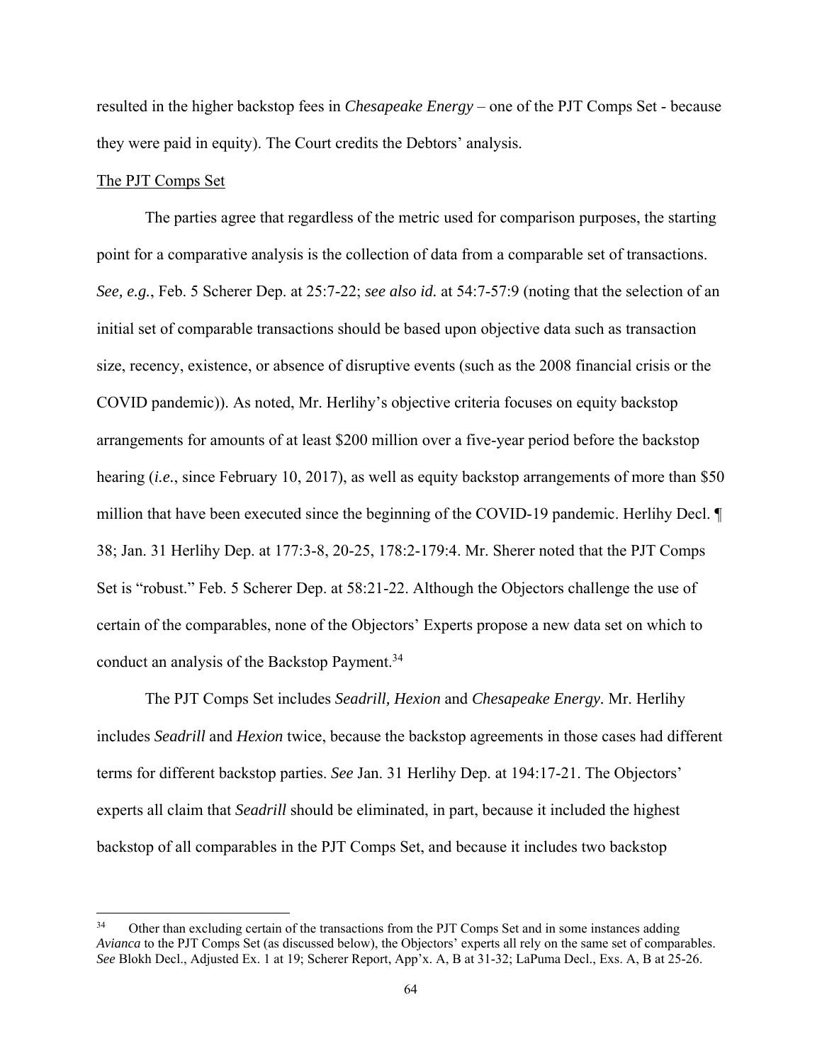resulted in the higher backstop fees in *Chesapeake Energy* – one of the PJT Comps Set - because they were paid in equity). The Court credits the Debtors' analysis.

The PJT Comps Set

The parties agree that regardless of the metric used for comparison purposes, the starting point for a comparative analysis is the collection of data from a comparable set of transactions. *See, e.g.*, Feb. 5 Scherer Dep. at 25:7-22; *see also id.* at 54:7-57:9 (noting that the selection of an initial set of comparable transactions should be based upon objective data such as transaction size, recency, existence, or absence of disruptive events (such as the 2008 financial crisis or the COVID pandemic)). As noted, Mr. Herlihy's objective criteria focuses on equity backstop arrangements for amounts of at least \$200 million over a five-year period before the backstop hearing (*i.e.*, since February 10, 2017), as well as equity backstop arrangements of more than \$50 million that have been executed since the beginning of the COVID-19 pandemic. Herlihy Decl. ¶ 38; Jan. 31 Herlihy Dep. at 177:3-8, 20-25, 178:2-179:4. Mr. Sherer noted that the PJT Comps Set is "robust." Feb. 5 Scherer Dep. at 58:21-22. Although the Objectors challenge the use of certain of the comparables, none of the Objectors' Experts propose a new data set on which to conduct an analysis of the Backstop Payment.[34]

The PJT Comps Set includes *Seadrill, Hexion* and *Chesapeake Energy.* Mr. Herlihy includes *Seadrill* and *Hexion* twice, because the backstop agreements in those cases had different terms for different backstop parties. *See* Jan. 31 Herlihy Dep. at 194:17-21. The Objectors' experts all claim that *Seadrill* should be eliminated, in part, because it included the highest backstop of all comparables in the PJT Comps Set, and because it includes two backstop

[34] Other than excluding certain of the transactions from the PJT Comps Set and in some instances adding *Avianca* to the PJT Comps Set (as discussed below), the Objectors' experts all rely on the same set of comparables. *See* Blokh Decl., Adjusted Ex. 1 at 19; Scherer Report, App'x. A, B at 31-32; LaPuma Decl., Exs. A, B at 25-26.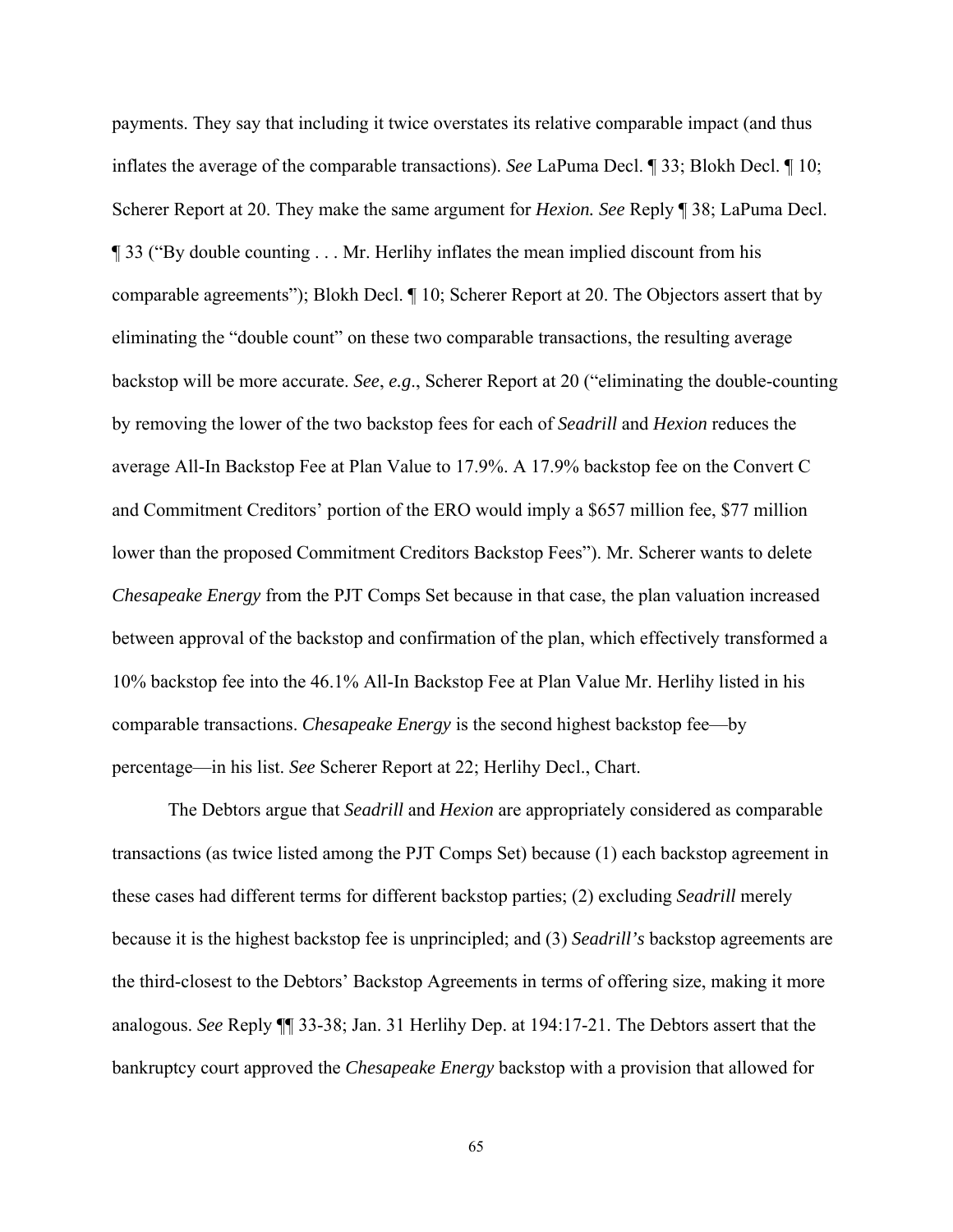payments. They say that including it twice overstates its relative comparable impact (and thus inflates the average of the comparable transactions). *See* LaPuma Decl. ¶ 33; Blokh Decl. ¶ 10; Scherer Report at 20. They make the same argument for *Hexion. See* Reply ¶ 38; LaPuma Decl. ¶ 33 ("By double counting . . . Mr. Herlihy inflates the mean implied discount from his comparable agreements"); Blokh Decl. ¶ 10; Scherer Report at 20. The Objectors assert that by eliminating the "double count" on these two comparable transactions, the resulting average backstop will be more accurate. *See*, *e.g*., Scherer Report at 20 ("eliminating the double-counting by removing the lower of the two backstop fees for each of *Seadrill* and *Hexion* reduces the average All-In Backstop Fee at Plan Value to 17.9%. A 17.9% backstop fee on the Convert C and Commitment Creditors' portion of the ERO would imply a $657 million fee, $77 million lower than the proposed Commitment Creditors Backstop Fees"). Mr. Scherer wants to delete *Chesapeake Energy* from the PJT Comps Set because in that case, the plan valuation increased between approval of the backstop and confirmation of the plan, which effectively transformed a 10% backstop fee into the 46.1% All-In Backstop Fee at Plan Value Mr. Herlihy listed in his comparable transactions. *Chesapeake Energy* is the second highest backstop fee—by percentage—in his list. *See* Scherer Report at 22; Herlihy Decl., Chart.

The Debtors argue that *Seadrill* and *Hexion* are appropriately considered as comparable transactions (as twice listed among the PJT Comps Set) because (1) each backstop agreement in these cases had different terms for different backstop parties; (2) excluding *Seadrill* merely because it is the highest backstop fee is unprincipled; and (3) *Seadrill's* backstop agreements are the third-closest to the Debtors' Backstop Agreements in terms of offering size, making it more analogous. *See* Reply ¶¶ 33-38; Jan. 31 Herlihy Dep. at 194:17-21. The Debtors assert that the bankruptcy court approved the *Chesapeake Energy* backstop with a provision that allowed for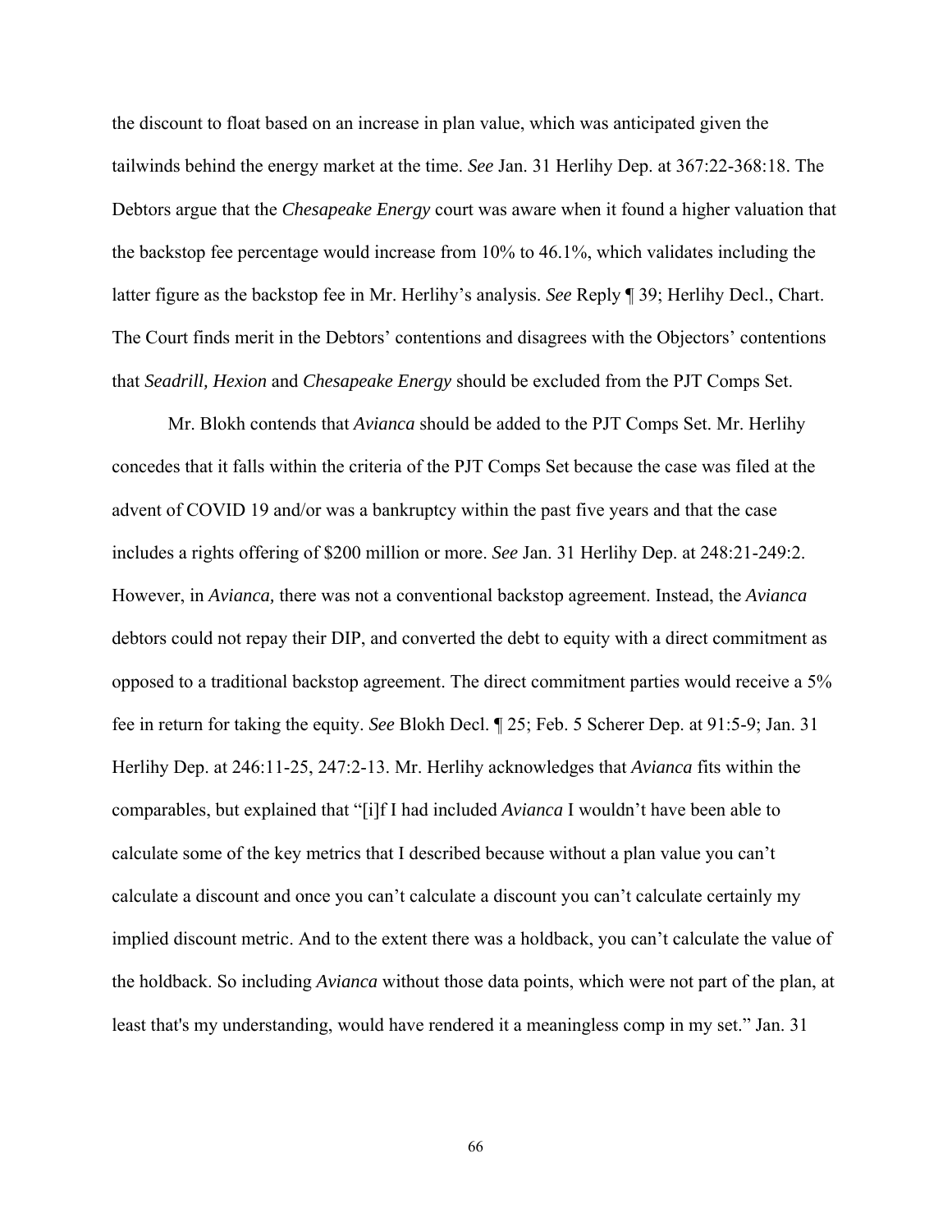the discount to float based on an increase in plan value, which was anticipated given the tailwinds behind the energy market at the time. *See* Jan. 31 Herlihy Dep. at 367:22-368:18. The Debtors argue that the *Chesapeake Energy* court was aware when it found a higher valuation that the backstop fee percentage would increase from 10% to 46.1%, which validates including the latter figure as the backstop fee in Mr. Herlihy's analysis. *See* Reply ¶ 39; Herlihy Decl., Chart. The Court finds merit in the Debtors' contentions and disagrees with the Objectors' contentions that *Seadrill, Hexion* and *Chesapeake Energy* should be excluded from the PJT Comps Set.

Mr. Blokh contends that *Avianca* should be added to the PJT Comps Set. Mr. Herlihy concedes that it falls within the criteria of the PJT Comps Set because the case was filed at the advent of COVID 19 and/or was a bankruptcy within the past five years and that the case includes a rights offering of $200 million or more. *See* Jan. 31 Herlihy Dep. at 248:21-249:2. However, in *Avianca,* there was not a conventional backstop agreement. Instead, the *Avianca* debtors could not repay their DIP, and converted the debt to equity with a direct commitment as opposed to a traditional backstop agreement. The direct commitment parties would receive a 5% fee in return for taking the equity. *See* Blokh Decl. ¶ 25; Feb. 5 Scherer Dep. at 91:5-9; Jan. 31 Herlihy Dep. at 246:11-25, 247:2-13. Mr. Herlihy acknowledges that *Avianca* fits within the comparables, but explained that "[i]f I had included *Avianca* I wouldn't have been able to calculate some of the key metrics that I described because without a plan value you can't calculate a discount and once you can't calculate a discount you can't calculate certainly my implied discount metric. And to the extent there was a holdback, you can't calculate the value of the holdback. So including *Avianca* without those data points, which were not part of the plan, at least that's my understanding, would have rendered it a meaningless comp in my set." Jan. 31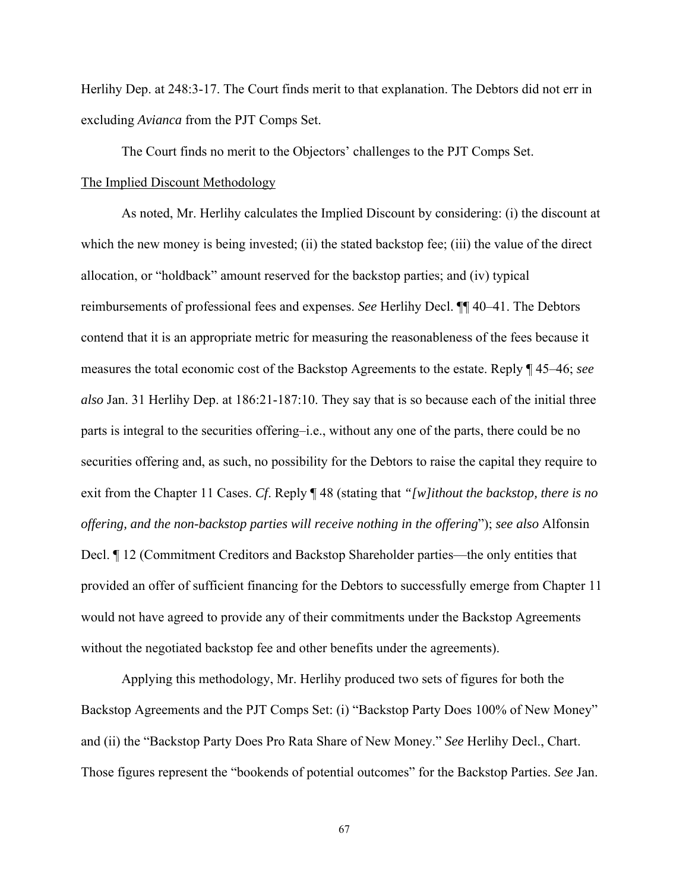Herlihy Dep. at 248:3-17. The Court finds merit to that explanation. The Debtors did not err in excluding *Avianca* from the PJT Comps Set.

The Court finds no merit to the Objectors' challenges to the PJT Comps Set.

The Implied Discount Methodology

As noted, Mr. Herlihy calculates the Implied Discount by considering: (i) the discount at which the new money is being invested; (ii) the stated backstop fee; (iii) the value of the direct allocation, or "holdback" amount reserved for the backstop parties; and (iv) typical reimbursements of professional fees and expenses. *See* Herlihy Decl. ¶¶ 40–41. The Debtors contend that it is an appropriate metric for measuring the reasonableness of the fees because it measures the total economic cost of the Backstop Agreements to the estate. Reply ¶ 45–46; *see also* Jan. 31 Herlihy Dep. at 186:21-187:10. They say that is so because each of the initial three parts is integral to the securities offering–i.e., without any one of the parts, there could be no securities offering and, as such, no possibility for the Debtors to raise the capital they require to exit from the Chapter 11 Cases. *Cf*. Reply ¶ 48 (stating that *"[w]ithout the backstop, there is no offering, and the non-backstop parties will receive nothing in the offering*"); *see also* Alfonsin Decl. ¶ 12 (Commitment Creditors and Backstop Shareholder parties—the only entities that provided an offer of sufficient financing for the Debtors to successfully emerge from Chapter 11 would not have agreed to provide any of their commitments under the Backstop Agreements without the negotiated backstop fee and other benefits under the agreements).

Applying this methodology, Mr. Herlihy produced two sets of figures for both the Backstop Agreements and the PJT Comps Set: (i) "Backstop Party Does 100% of New Money" and (ii) the "Backstop Party Does Pro Rata Share of New Money." *See* Herlihy Decl., Chart. Those figures represent the "bookends of potential outcomes" for the Backstop Parties. *See* Jan.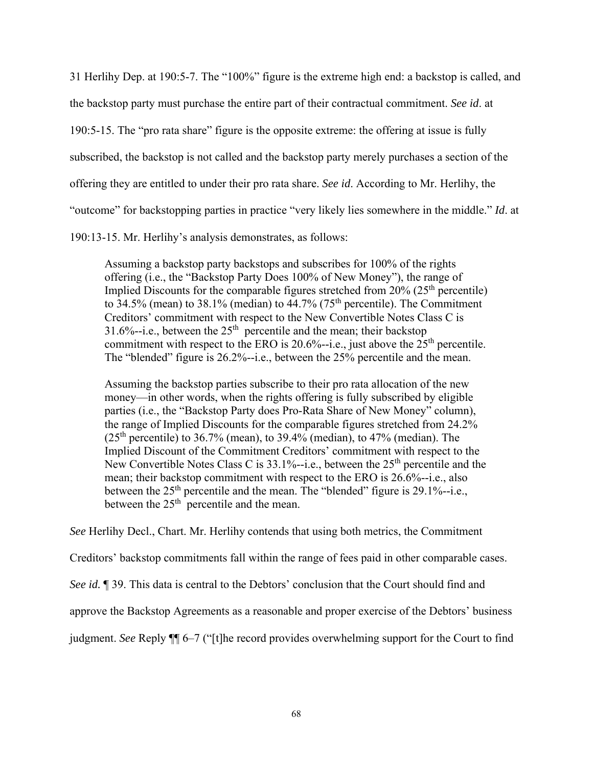31 Herlihy Dep. at 190:5-7. The "100%" figure is the extreme high end: a backstop is called, and the backstop party must purchase the entire part of their contractual commitment. *See id*. at 190:5-15. The "pro rata share" figure is the opposite extreme: the offering at issue is fully subscribed, the backstop is not called and the backstop party merely purchases a section of the offering they are entitled to under their pro rata share. *See id*. According to Mr. Herlihy, the "outcome" for backstopping parties in practice "very likely lies somewhere in the middle." *Id*. at 190:13-15. Mr. Herlihy's analysis demonstrates, as follows:

> Assuming a backstop party backstops and subscribes for 100% of the rights offering (i.e., the "Backstop Party Does 100% of New Money"), the range of Implied Discounts for the comparable figures stretched from 20% (25th percentile) to 34.5% (mean) to 38.1% (median) to 44.7% (75th percentile). The Commitment Creditors' commitment with respect to the New Convertible Notes Class C is 31.6%--i.e., between the 25th percentile and the mean; their backstop commitment with respect to the ERO is 20.6%--i.e., just above the 25th percentile. The "blended" figure is 26.2%--i.e., between the 25% percentile and the mean.
>
> Assuming the backstop parties subscribe to their pro rata allocation of the new money—in other words, when the rights offering is fully subscribed by eligible parties (i.e., the "Backstop Party does Pro-Rata Share of New Money" column), the range of Implied Discounts for the comparable figures stretched from 24.2% (25th percentile) to 36.7% (mean), to 39.4% (median), to 47% (median). The Implied Discount of the Commitment Creditors' commitment with respect to the New Convertible Notes Class C is 33.1%--i.e., between the 25th percentile and the mean; their backstop commitment with respect to the ERO is 26.6%--i.e., also between the 25th percentile and the mean. The "blended" figure is 29.1%--i.e., between the 25th percentile and the mean.

*See* Herlihy Decl., Chart. Mr. Herlihy contends that using both metrics, the Commitment Creditors' backstop commitments fall within the range of fees paid in other comparable cases. *See id.* ¶ 39. This data is central to the Debtors' conclusion that the Court should find and approve the Backstop Agreements as a reasonable and proper exercise of the Debtors' business judgment. *See* Reply ¶¶ 6–7 ("[t]he record provides overwhelming support for the Court to find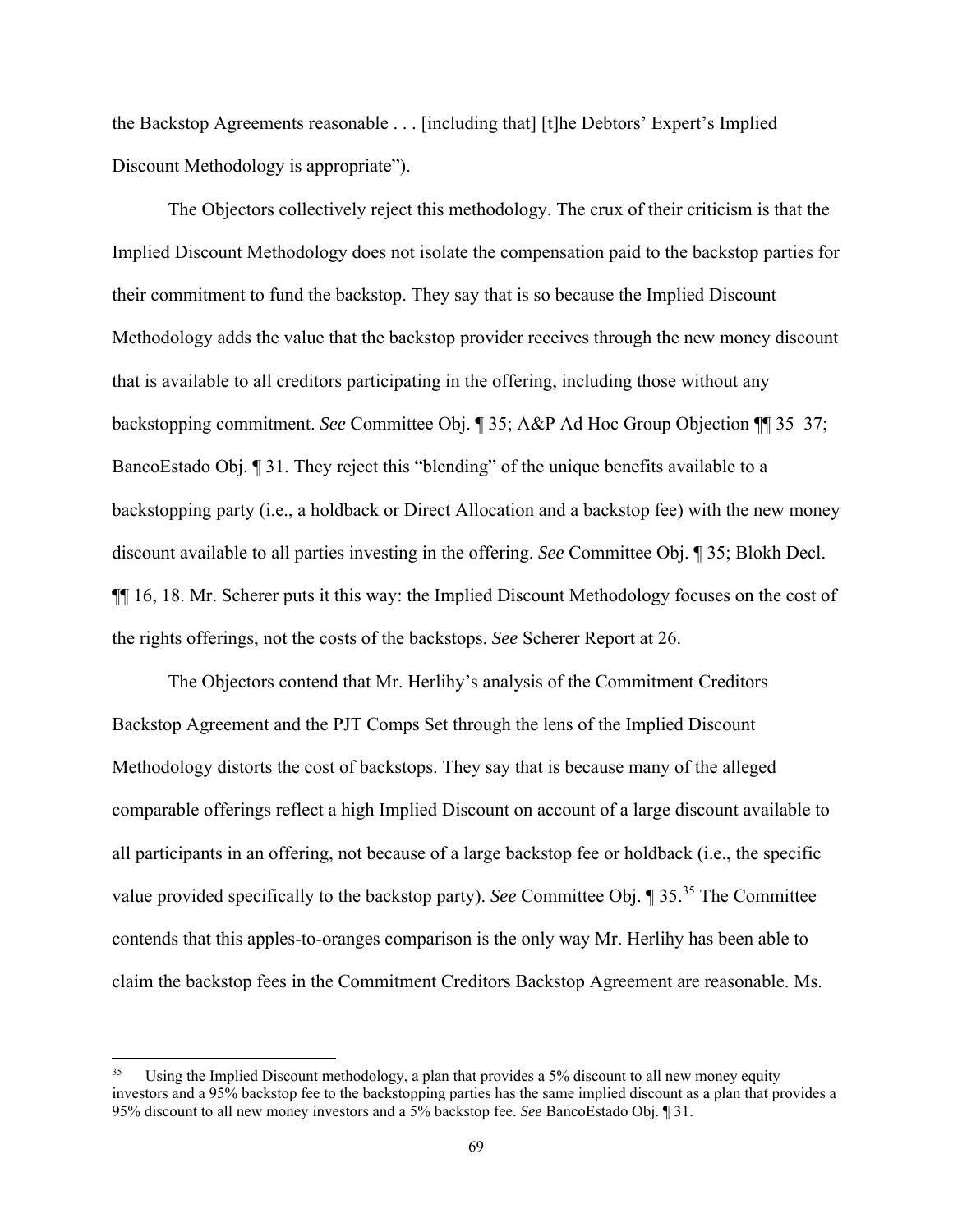the Backstop Agreements reasonable . . . [including that] [t]he Debtors' Expert's Implied Discount Methodology is appropriate").

The Objectors collectively reject this methodology. The crux of their criticism is that the Implied Discount Methodology does not isolate the compensation paid to the backstop parties for their commitment to fund the backstop. They say that is so because the Implied Discount Methodology adds the value that the backstop provider receives through the new money discount that is available to all creditors participating in the offering, including those without any backstopping commitment. *See* Committee Obj. ¶ 35; A&P Ad Hoc Group Objection ¶¶ 35–37; BancoEstado Obj. ¶ 31. They reject this "blending" of the unique benefits available to a backstopping party (i.e., a holdback or Direct Allocation and a backstop fee) with the new money discount available to all parties investing in the offering. *See* Committee Obj. ¶ 35; Blokh Decl. ¶¶ 16, 18. Mr. Scherer puts it this way: the Implied Discount Methodology focuses on the cost of the rights offerings, not the costs of the backstops. *See* Scherer Report at 26.

The Objectors contend that Mr. Herlihy's analysis of the Commitment Creditors Backstop Agreement and the PJT Comps Set through the lens of the Implied Discount Methodology distorts the cost of backstops. They say that is because many of the alleged comparable offerings reflect a high Implied Discount on account of a large discount available to all participants in an offering, not because of a large backstop fee or holdback (i.e., the specific value provided specifically to the backstop party). *See* Committee Obj. ¶ 35.[35] The Committee contends that this apples-to-oranges comparison is the only way Mr. Herlihy has been able to claim the backstop fees in the Commitment Creditors Backstop Agreement are reasonable. Ms.

[35] Using the Implied Discount methodology, a plan that provides a 5% discount to all new money equity investors and a 95% backstop fee to the backstopping parties has the same implied discount as a plan that provides a 95% discount to all new money investors and a 5% backstop fee. *See* BancoEstado Obj. ¶ 31.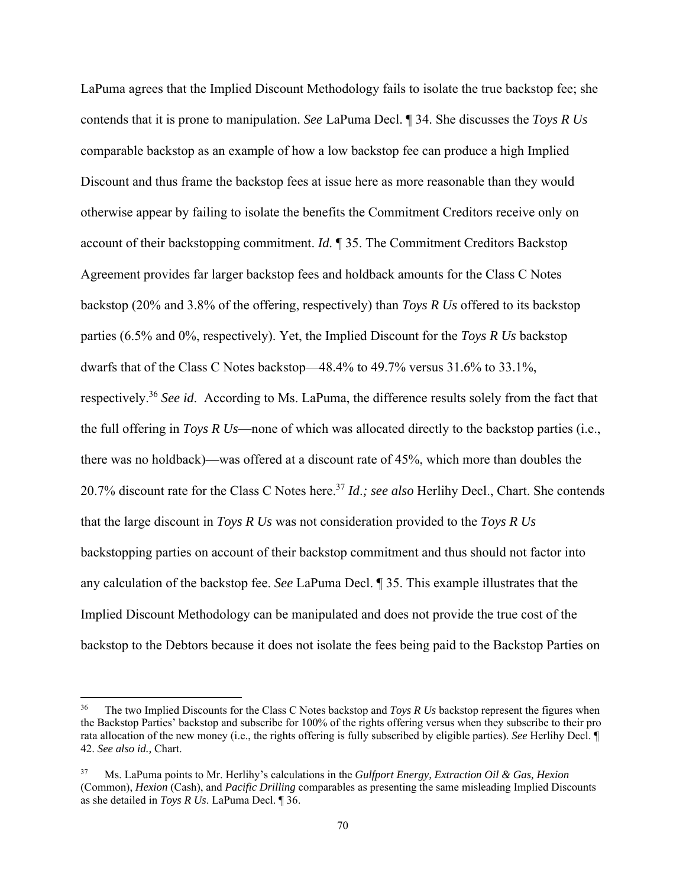LaPuma agrees that the Implied Discount Methodology fails to isolate the true backstop fee; she contends that it is prone to manipulation. *See* LaPuma Decl. ¶ 34. She discusses the *Toys R Us* comparable backstop as an example of how a low backstop fee can produce a high Implied Discount and thus frame the backstop fees at issue here as more reasonable than they would otherwise appear by failing to isolate the benefits the Commitment Creditors receive only on account of their backstopping commitment. *Id.* ¶ 35. The Commitment Creditors Backstop Agreement provides far larger backstop fees and holdback amounts for the Class C Notes backstop (20% and 3.8% of the offering, respectively) than *Toys R Us* offered to its backstop parties (6.5% and 0%, respectively). Yet, the Implied Discount for the *Toys R Us* backstop dwarfs that of the Class C Notes backstop—48.4% to 49.7% versus 31.6% to 33.1%, respectively.[36] *See id*. According to Ms. LaPuma, the difference results solely from the fact that the full offering in *Toys R Us*—none of which was allocated directly to the backstop parties (i.e., there was no holdback)—was offered at a discount rate of 45%, which more than doubles the 20.7% discount rate for the Class C Notes here.[37] *Id.; see also* Herlihy Decl., Chart. She contends that the large discount in *Toys R Us* was not consideration provided to the *Toys R Us* backstopping parties on account of their backstop commitment and thus should not factor into any calculation of the backstop fee. *See* LaPuma Decl. ¶ 35. This example illustrates that the Implied Discount Methodology can be manipulated and does not provide the true cost of the backstop to the Debtors because it does not isolate the fees being paid to the Backstop Parties on

---

[36] The two Implied Discounts for the Class C Notes backstop and *Toys R Us* backstop represent the figures when the Backstop Parties' backstop and subscribe for 100% of the rights offering versus when they subscribe to their pro rata allocation of the new money (i.e., the rights offering is fully subscribed by eligible parties). *See* Herlihy Decl. ¶ 42. *See also id.,* Chart.

[37] Ms. LaPuma points to Mr. Herlihy's calculations in the *Gulfport Energy, Extraction Oil & Gas, Hexion* (Common), *Hexion* (Cash), and *Pacific Drilling* comparables as presenting the same misleading Implied Discounts as she detailed in *Toys R Us*. LaPuma Decl. ¶ 36.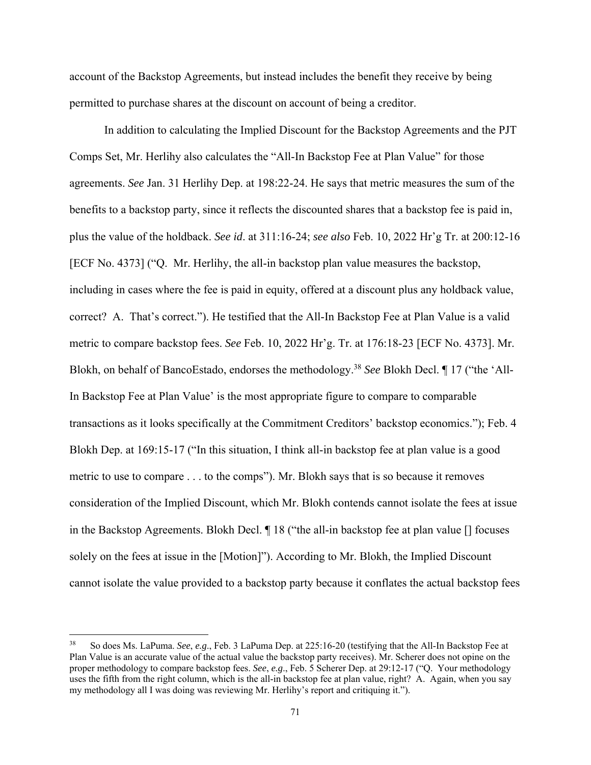account of the Backstop Agreements, but instead includes the benefit they receive by being permitted to purchase shares at the discount on account of being a creditor.

In addition to calculating the Implied Discount for the Backstop Agreements and the PJT Comps Set, Mr. Herlihy also calculates the "All-In Backstop Fee at Plan Value" for those agreements. *See* Jan. 31 Herlihy Dep. at 198:22-24. He says that metric measures the sum of the benefits to a backstop party, since it reflects the discounted shares that a backstop fee is paid in, plus the value of the holdback. *See id*. at 311:16-24; *see also* Feb. 10, 2022 Hr'g Tr. at 200:12-16 [ECF No. 4373] ("Q. Mr. Herlihy, the all-in backstop plan value measures the backstop, including in cases where the fee is paid in equity, offered at a discount plus any holdback value, correct? A. That's correct."). He testified that the All-In Backstop Fee at Plan Value is a valid metric to compare backstop fees. *See* Feb. 10, 2022 Hr'g. Tr. at 176:18-23 [ECF No. 4373]. Mr. Blokh, on behalf of BancoEstado, endorses the methodology.[38] *See* Blokh Decl. ¶ 17 ("the 'All-In Backstop Fee at Plan Value' is the most appropriate figure to compare to comparable transactions as it looks specifically at the Commitment Creditors' backstop economics."); Feb. 4 Blokh Dep. at 169:15-17 ("In this situation, I think all-in backstop fee at plan value is a good metric to use to compare . . . to the comps"). Mr. Blokh says that is so because it removes consideration of the Implied Discount, which Mr. Blokh contends cannot isolate the fees at issue in the Backstop Agreements. Blokh Decl. ¶ 18 ("the all-in backstop fee at plan value [] focuses solely on the fees at issue in the [Motion]"). According to Mr. Blokh, the Implied Discount cannot isolate the value provided to a backstop party because it conflates the actual backstop fees

---

[38] So does Ms. LaPuma. *See*, *e.g*., Feb. 3 LaPuma Dep. at 225:16-20 (testifying that the All-In Backstop Fee at Plan Value is an accurate value of the actual value the backstop party receives). Mr. Scherer does not opine on the proper methodology to compare backstop fees. *See*, *e.g*., Feb. 5 Scherer Dep. at 29:12-17 ("Q. Your methodology uses the fifth from the right column, which is the all-in backstop fee at plan value, right? A. Again, when you say my methodology all I was doing was reviewing Mr. Herlihy's report and critiquing it.").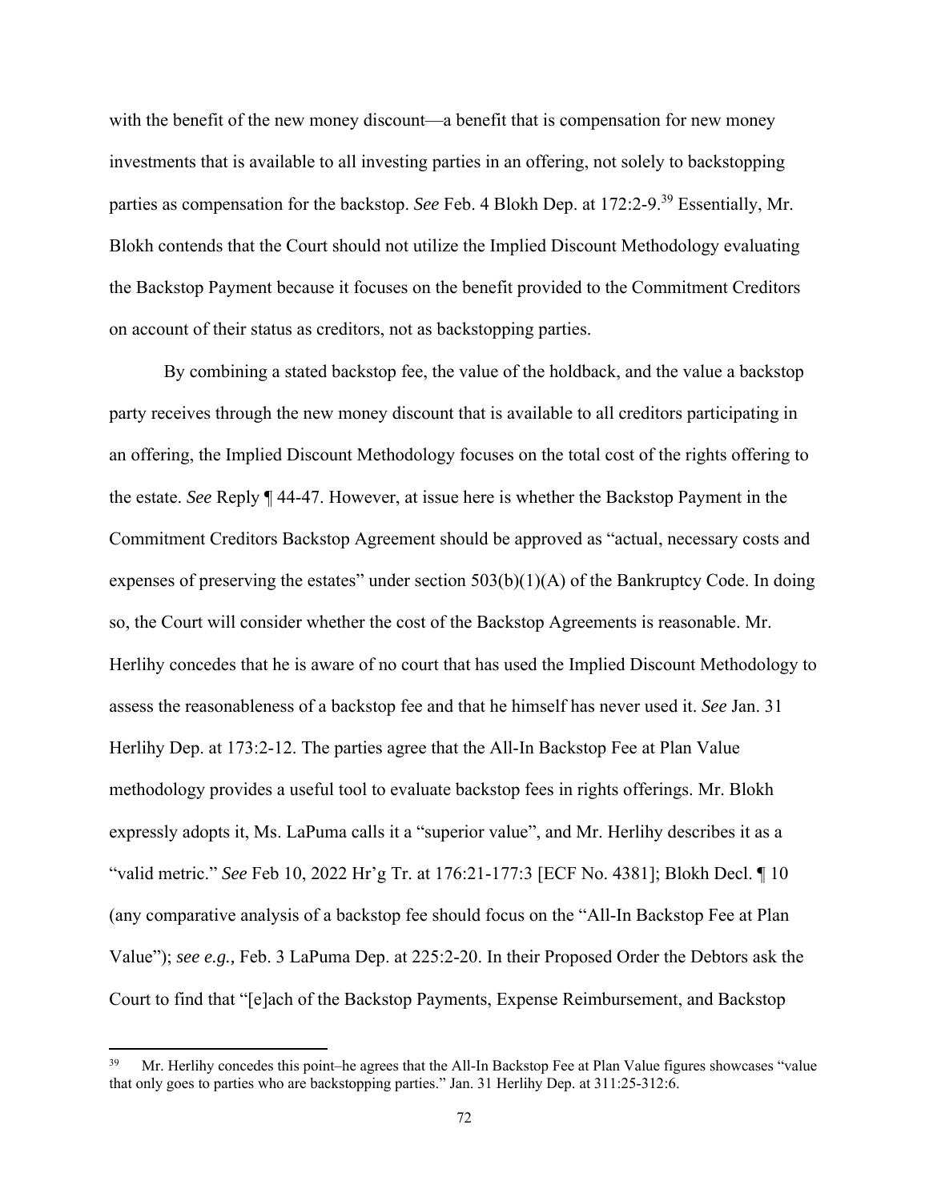with the benefit of the new money discount—a benefit that is compensation for new money investments that is available to all investing parties in an offering, not solely to backstopping parties as compensation for the backstop. *See* Feb. 4 Blokh Dep. at 172:2-9.[39] Essentially, Mr. Blokh contends that the Court should not utilize the Implied Discount Methodology evaluating the Backstop Payment because it focuses on the benefit provided to the Commitment Creditors on account of their status as creditors, not as backstopping parties.

By combining a stated backstop fee, the value of the holdback, and the value a backstop party receives through the new money discount that is available to all creditors participating in an offering, the Implied Discount Methodology focuses on the total cost of the rights offering to the estate. *See* Reply ¶ 44-47. However, at issue here is whether the Backstop Payment in the Commitment Creditors Backstop Agreement should be approved as "actual, necessary costs and expenses of preserving the estates" under section 503(b)(1)(A) of the Bankruptcy Code. In doing so, the Court will consider whether the cost of the Backstop Agreements is reasonable. Mr. Herlihy concedes that he is aware of no court that has used the Implied Discount Methodology to assess the reasonableness of a backstop fee and that he himself has never used it. *See* Jan. 31 Herlihy Dep. at 173:2-12. The parties agree that the All-In Backstop Fee at Plan Value methodology provides a useful tool to evaluate backstop fees in rights offerings. Mr. Blokh expressly adopts it, Ms. LaPuma calls it a "superior value", and Mr. Herlihy describes it as a "valid metric." *See* Feb 10, 2022 Hr'g Tr. at 176:21-177:3 [ECF No. 4381]; Blokh Decl. ¶ 10 (any comparative analysis of a backstop fee should focus on the "All-In Backstop Fee at Plan Value"); *see e.g.,* Feb. 3 LaPuma Dep. at 225:2-20. In their Proposed Order the Debtors ask the Court to find that "[e]ach of the Backstop Payments, Expense Reimbursement, and Backstop

---

[39] Mr. Herlihy concedes this point–he agrees that the All-In Backstop Fee at Plan Value figures showcases "value that only goes to parties who are backstopping parties." Jan. 31 Herlihy Dep. at 311:25-312:6.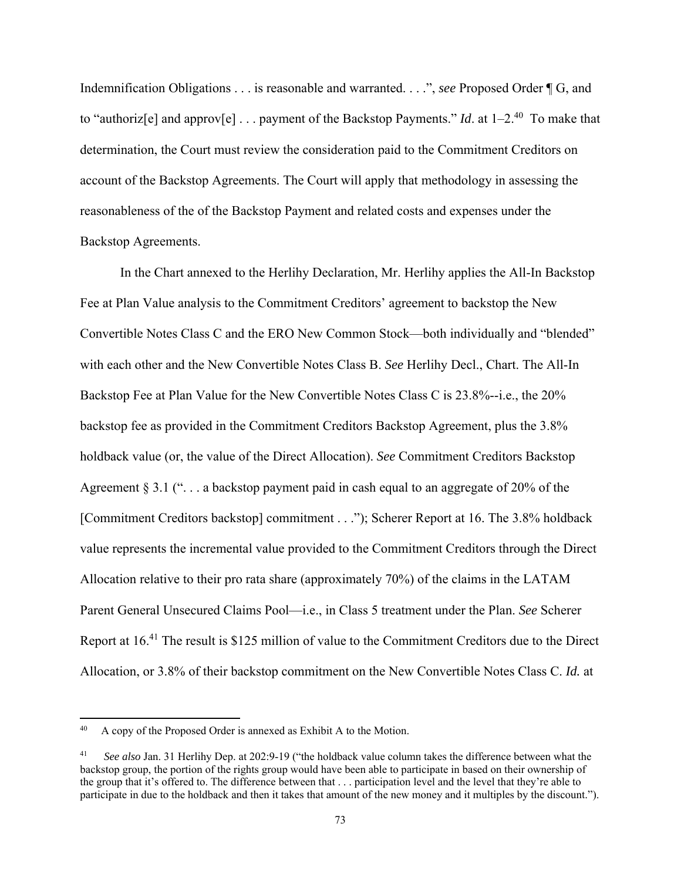Indemnification Obligations . . . is reasonable and warranted. . . .", *see* Proposed Order ¶ G, and to "authoriz[e] and approv[e] . . . payment of the Backstop Payments." *Id*. at 1–2.[40] To make that determination, the Court must review the consideration paid to the Commitment Creditors on account of the Backstop Agreements. The Court will apply that methodology in assessing the reasonableness of the of the Backstop Payment and related costs and expenses under the Backstop Agreements.

In the Chart annexed to the Herlihy Declaration, Mr. Herlihy applies the All-In Backstop Fee at Plan Value analysis to the Commitment Creditors' agreement to backstop the New Convertible Notes Class C and the ERO New Common Stock—both individually and "blended" with each other and the New Convertible Notes Class B. *See* Herlihy Decl., Chart. The All-In Backstop Fee at Plan Value for the New Convertible Notes Class C is 23.8%--i.e., the 20% backstop fee as provided in the Commitment Creditors Backstop Agreement, plus the 3.8% holdback value (or, the value of the Direct Allocation). *See* Commitment Creditors Backstop Agreement § 3.1 (". . . a backstop payment paid in cash equal to an aggregate of 20% of the [Commitment Creditors backstop] commitment . . ."); Scherer Report at 16. The 3.8% holdback value represents the incremental value provided to the Commitment Creditors through the Direct Allocation relative to their pro rata share (approximately 70%) of the claims in the LATAM Parent General Unsecured Claims Pool—i.e., in Class 5 treatment under the Plan. *See* Scherer Report at 16.[41] The result is $125 million of value to the Commitment Creditors due to the Direct Allocation, or 3.8% of their backstop commitment on the New Convertible Notes Class C. *Id.* at

---

[40] A copy of the Proposed Order is annexed as Exhibit A to the Motion.

[41] *See also* Jan. 31 Herlihy Dep. at 202:9-19 ("the holdback value column takes the difference between what the backstop group, the portion of the rights group would have been able to participate in based on their ownership of the group that it's offered to. The difference between that . . . participation level and the level that they're able to participate in due to the holdback and then it takes that amount of the new money and it multiples by the discount.").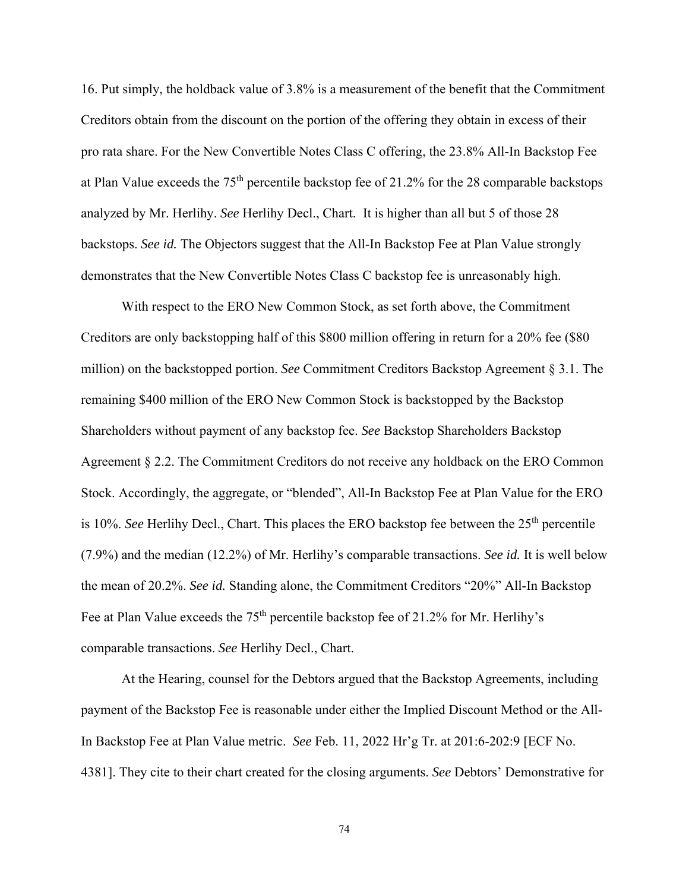16. Put simply, the holdback value of 3.8% is a measurement of the benefit that the Commitment Creditors obtain from the discount on the portion of the offering they obtain in excess of their pro rata share. For the New Convertible Notes Class C offering, the 23.8% All-In Backstop Fee at Plan Value exceeds the 75th percentile backstop fee of 21.2% for the 28 comparable backstops analyzed by Mr. Herlihy. *See* Herlihy Decl., Chart. It is higher than all but 5 of those 28 backstops. *See id.* The Objectors suggest that the All-In Backstop Fee at Plan Value strongly demonstrates that the New Convertible Notes Class C backstop fee is unreasonably high.

With respect to the ERO New Common Stock, as set forth above, the Commitment Creditors are only backstopping half of this $800 million offering in return for a 20% fee ($80 million) on the backstopped portion. *See* Commitment Creditors Backstop Agreement § 3.1. The remaining $400 million of the ERO New Common Stock is backstopped by the Backstop Shareholders without payment of any backstop fee. *See* Backstop Shareholders Backstop Agreement § 2.2. The Commitment Creditors do not receive any holdback on the ERO Common Stock. Accordingly, the aggregate, or "blended", All-In Backstop Fee at Plan Value for the ERO is 10%. *See* Herlihy Decl., Chart. This places the ERO backstop fee between the 25th percentile (7.9%) and the median (12.2%) of Mr. Herlihy's comparable transactions. *See id.* It is well below the mean of 20.2%. *See id.* Standing alone, the Commitment Creditors "20%" All-In Backstop Fee at Plan Value exceeds the 75th percentile backstop fee of 21.2% for Mr. Herlihy's comparable transactions. *See* Herlihy Decl., Chart.

At the Hearing, counsel for the Debtors argued that the Backstop Agreements, including payment of the Backstop Fee is reasonable under either the Implied Discount Method or the All-In Backstop Fee at Plan Value metric. *See* Feb. 11, 2022 Hr'g Tr. at 201:6-202:9 [ECF No. 4381]. They cite to their chart created for the closing arguments. *See* Debtors' Demonstrative for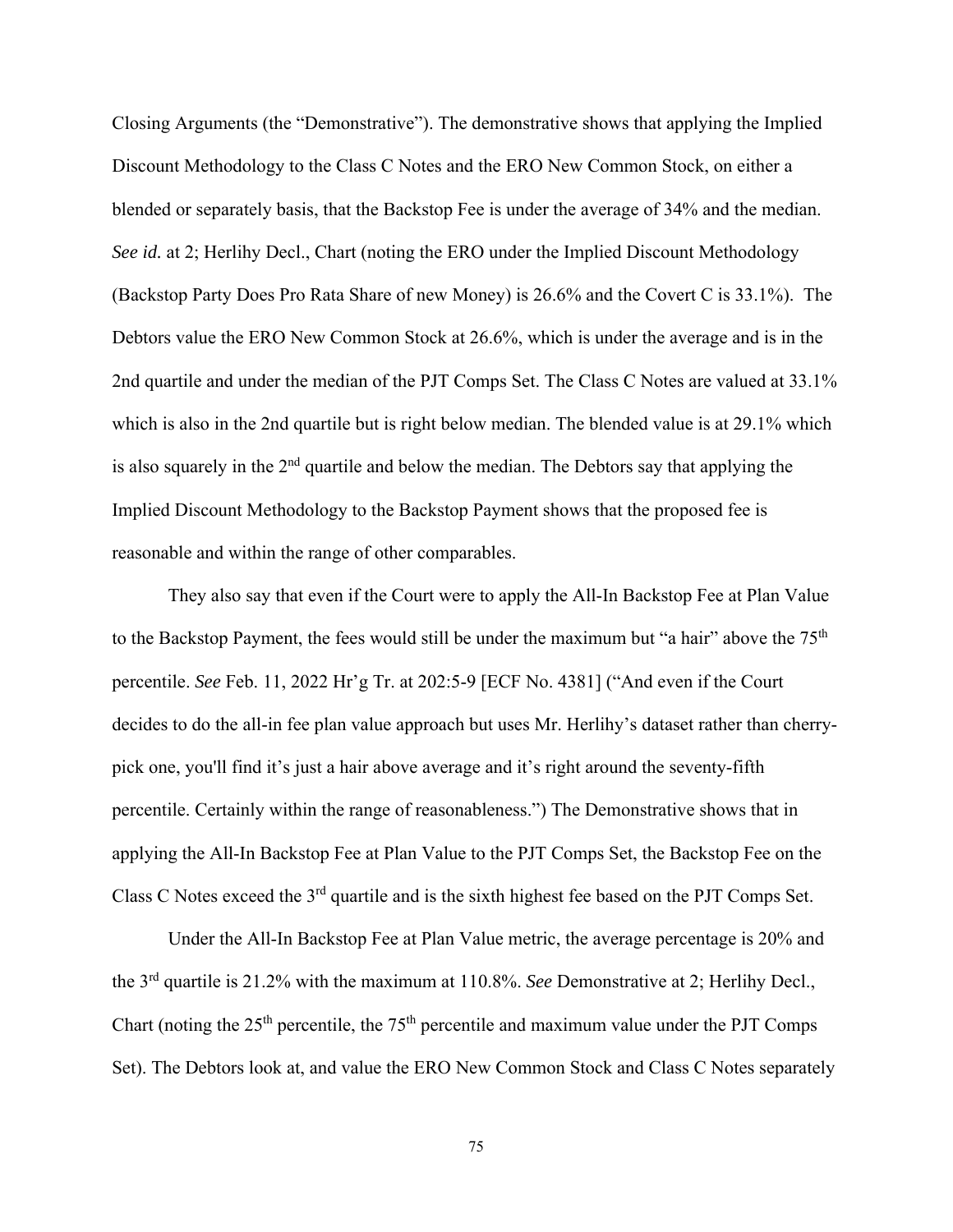Closing Arguments (the "Demonstrative"). The demonstrative shows that applying the Implied Discount Methodology to the Class C Notes and the ERO New Common Stock, on either a blended or separately basis, that the Backstop Fee is under the average of 34% and the median. *See id.* at 2; Herlihy Decl., Chart (noting the ERO under the Implied Discount Methodology (Backstop Party Does Pro Rata Share of new Money) is 26.6% and the Covert C is 33.1%). The Debtors value the ERO New Common Stock at 26.6%, which is under the average and is in the 2nd quartile and under the median of the PJT Comps Set. The Class C Notes are valued at 33.1% which is also in the 2nd quartile but is right below median. The blended value is at 29.1% which is also squarely in the 2nd quartile and below the median. The Debtors say that applying the Implied Discount Methodology to the Backstop Payment shows that the proposed fee is reasonable and within the range of other comparables.

They also say that even if the Court were to apply the All-In Backstop Fee at Plan Value to the Backstop Payment, the fees would still be under the maximum but "a hair" above the 75th percentile. *See* Feb. 11, 2022 Hr'g Tr. at 202:5-9 [ECF No. 4381] ("And even if the Court decides to do the all-in fee plan value approach but uses Mr. Herlihy's dataset rather than cherry-pick one, you'll find it's just a hair above average and it's right around the seventy-fifth percentile. Certainly within the range of reasonableness.") The Demonstrative shows that in applying the All-In Backstop Fee at Plan Value to the PJT Comps Set, the Backstop Fee on the Class C Notes exceed the 3rd quartile and is the sixth highest fee based on the PJT Comps Set.

Under the All-In Backstop Fee at Plan Value metric, the average percentage is 20% and the 3rd quartile is 21.2% with the maximum at 110.8%. *See* Demonstrative at 2; Herlihy Decl., Chart (noting the 25th percentile, the 75th percentile and maximum value under the PJT Comps Set). The Debtors look at, and value the ERO New Common Stock and Class C Notes separately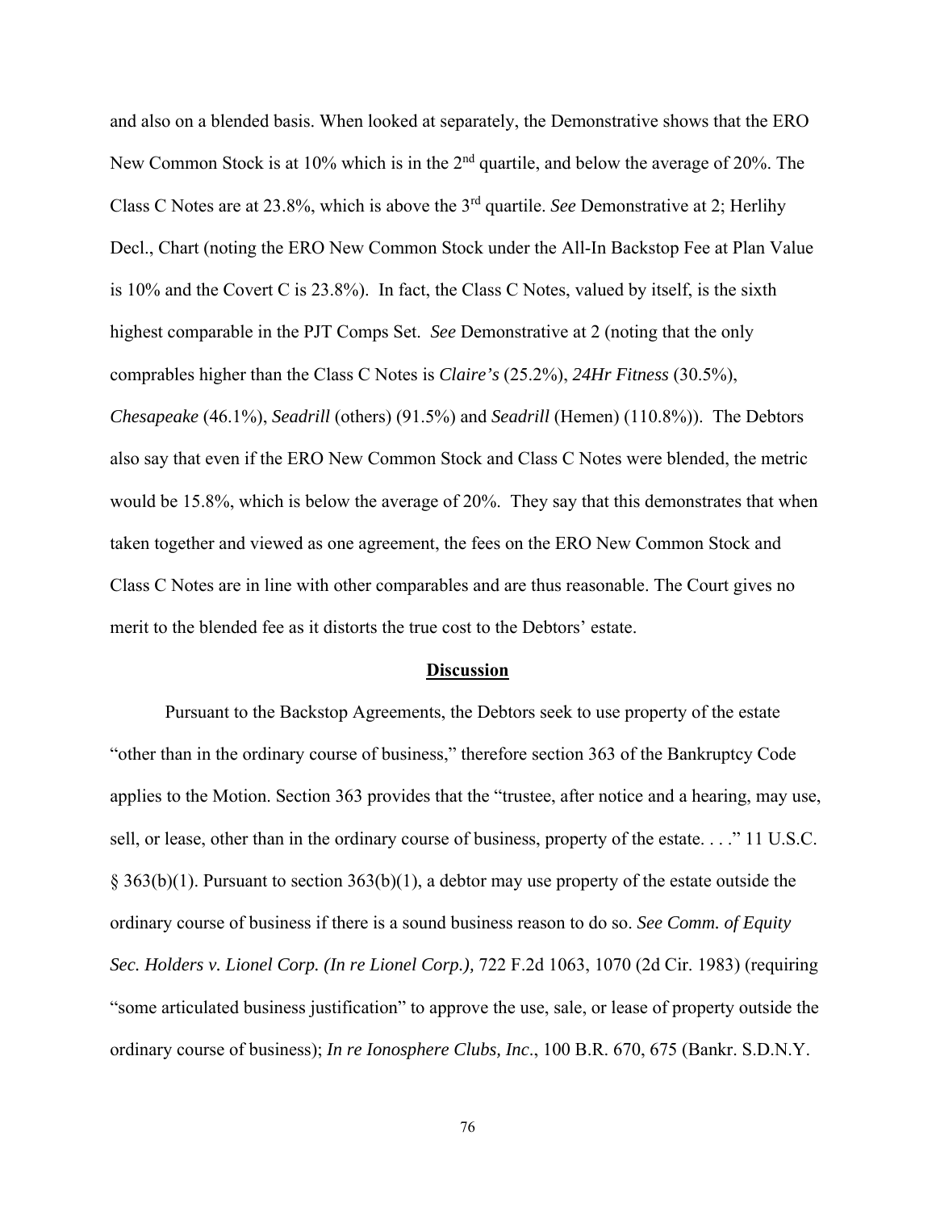and also on a blended basis. When looked at separately, the Demonstrative shows that the ERO New Common Stock is at 10% which is in the 2nd quartile, and below the average of 20%. The Class C Notes are at 23.8%, which is above the 3rd quartile. *See* Demonstrative at 2; Herlihy Decl., Chart (noting the ERO New Common Stock under the All-In Backstop Fee at Plan Value is 10% and the Covert C is 23.8%). In fact, the Class C Notes, valued by itself, is the sixth highest comparable in the PJT Comps Set. *See* Demonstrative at 2 (noting that the only comprables higher than the Class C Notes is *Claire's* (25.2%), *24Hr Fitness* (30.5%), *Chesapeake* (46.1%), *Seadrill* (others) (91.5%) and *Seadrill* (Hemen) (110.8%)). The Debtors also say that even if the ERO New Common Stock and Class C Notes were blended, the metric would be 15.8%, which is below the average of 20%. They say that this demonstrates that when taken together and viewed as one agreement, the fees on the ERO New Common Stock and Class C Notes are in line with other comparables and are thus reasonable. The Court gives no merit to the blended fee as it distorts the true cost to the Debtors' estate.

## Discussion

Pursuant to the Backstop Agreements, the Debtors seek to use property of the estate "other than in the ordinary course of business," therefore section 363 of the Bankruptcy Code applies to the Motion. Section 363 provides that the "trustee, after notice and a hearing, may use, sell, or lease, other than in the ordinary course of business, property of the estate. . . ." 11 U.S.C. § 363(b)(1). Pursuant to section 363(b)(1), a debtor may use property of the estate outside the ordinary course of business if there is a sound business reason to do so. *See Comm. of Equity Sec. Holders v. Lionel Corp. (In re Lionel Corp.)*, 722 F.2d 1063, 1070 (2d Cir. 1983) (requiring "some articulated business justification" to approve the use, sale, or lease of property outside the ordinary course of business); *In re Ionosphere Clubs, Inc*., 100 B.R. 670, 675 (Bankr. S.D.N.Y.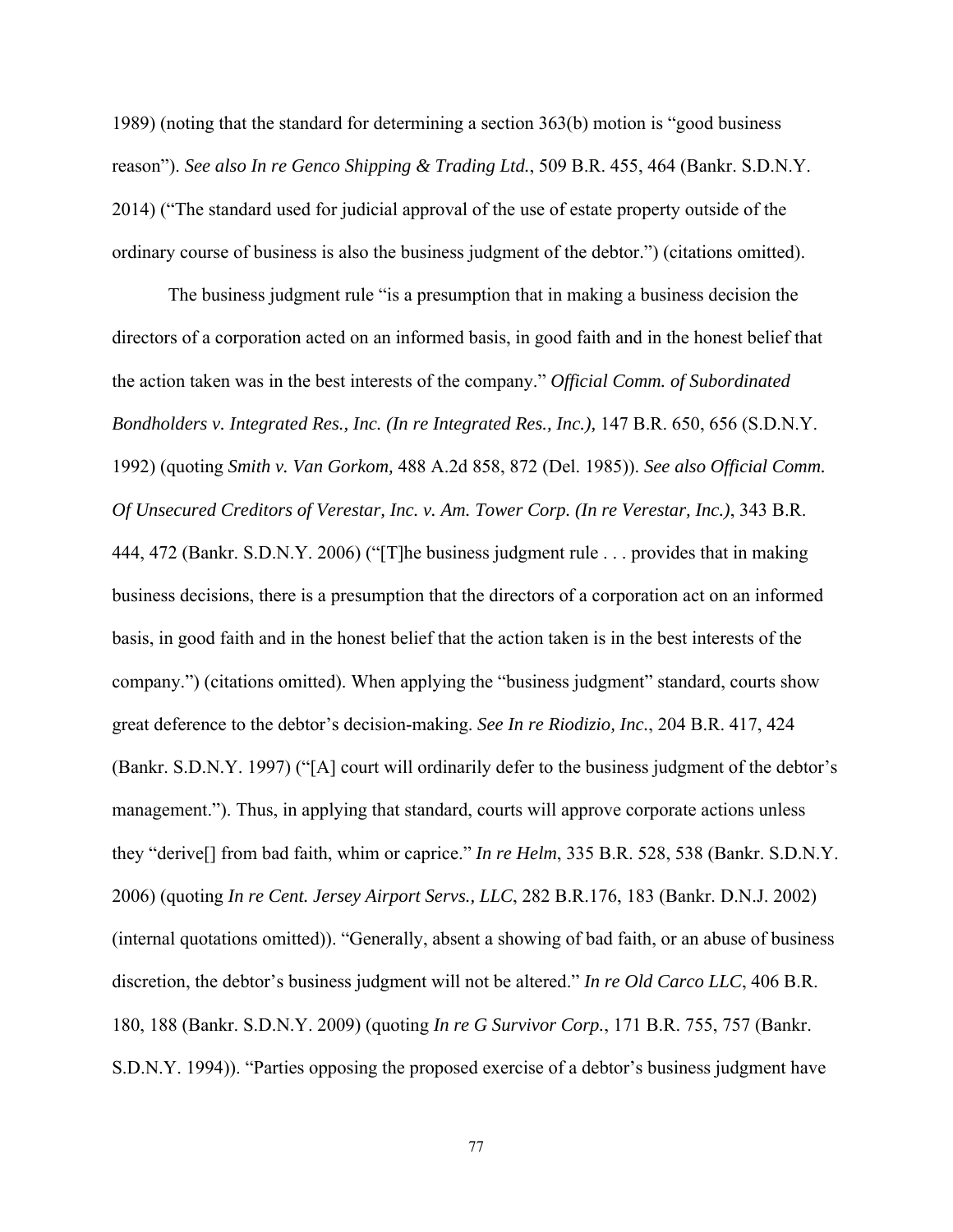1989) (noting that the standard for determining a section 363(b) motion is "good business reason"). *See also In re Genco Shipping & Trading Ltd.*, 509 B.R. 455, 464 (Bankr. S.D.N.Y. 2014) ("The standard used for judicial approval of the use of estate property outside of the ordinary course of business is also the business judgment of the debtor.") (citations omitted).

The business judgment rule "is a presumption that in making a business decision the directors of a corporation acted on an informed basis, in good faith and in the honest belief that the action taken was in the best interests of the company." *Official Comm. of Subordinated Bondholders v. Integrated Res., Inc. (In re Integrated Res., Inc.),* 147 B.R. 650, 656 (S.D.N.Y. 1992) (quoting *Smith v. Van Gorkom,* 488 A.2d 858, 872 (Del. 1985)). *See also Official Comm. Of Unsecured Creditors of Verestar, Inc. v. Am. Tower Corp. (In re Verestar, Inc.)*, 343 B.R. 444, 472 (Bankr. S.D.N.Y. 2006) ("[T]he business judgment rule . . . provides that in making business decisions, there is a presumption that the directors of a corporation act on an informed basis, in good faith and in the honest belief that the action taken is in the best interests of the company.") (citations omitted). When applying the "business judgment" standard, courts show great deference to the debtor's decision-making. *See In re Riodizio, Inc.*, 204 B.R. 417, 424 (Bankr. S.D.N.Y. 1997) ("[A] court will ordinarily defer to the business judgment of the debtor's management."). Thus, in applying that standard, courts will approve corporate actions unless they "derive[] from bad faith, whim or caprice." *In re Helm*, 335 B.R. 528, 538 (Bankr. S.D.N.Y. 2006) (quoting *In re Cent. Jersey Airport Servs., LLC*, 282 B.R.176, 183 (Bankr. D.N.J. 2002) (internal quotations omitted)). "Generally, absent a showing of bad faith, or an abuse of business discretion, the debtor's business judgment will not be altered." *In re Old Carco LLC*, 406 B.R. 180, 188 (Bankr. S.D.N.Y. 2009) (quoting *In re G Survivor Corp.*, 171 B.R. 755, 757 (Bankr. S.D.N.Y. 1994)). "Parties opposing the proposed exercise of a debtor's business judgment have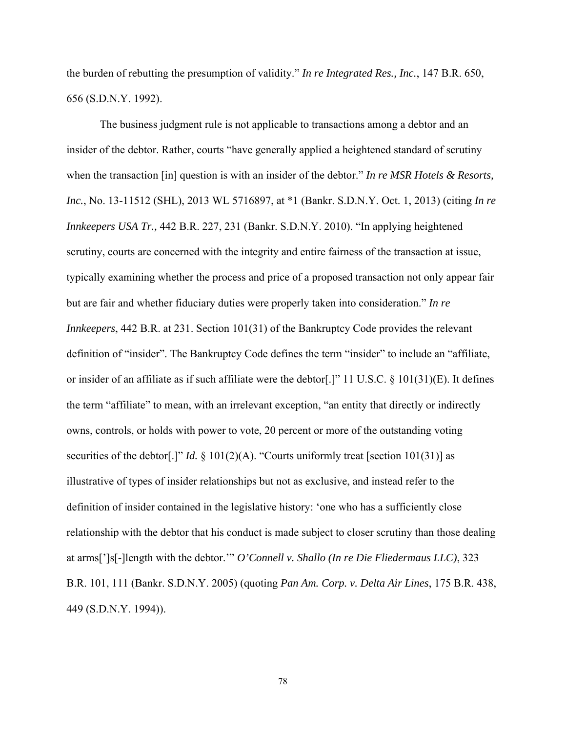the burden of rebutting the presumption of validity." *In re Integrated Res., Inc.*, 147 B.R. 650, 656 (S.D.N.Y. 1992).

The business judgment rule is not applicable to transactions among a debtor and an insider of the debtor. Rather, courts "have generally applied a heightened standard of scrutiny when the transaction [in] question is with an insider of the debtor." *In re MSR Hotels & Resorts, Inc.*, No. 13-11512 (SHL), 2013 WL 5716897, at *1 (Bankr. S.D.N.Y. Oct. 1, 2013) (citing *In re Innkeepers USA Tr.,* 442 B.R. 227, 231 (Bankr. S.D.N.Y. 2010). "In applying heightened scrutiny, courts are concerned with the integrity and entire fairness of the transaction at issue, typically examining whether the process and price of a proposed transaction not only appear fair but are fair and whether fiduciary duties were properly taken into consideration." *In re Innkeepers*, 442 B.R. at 231. Section 101(31) of the Bankruptcy Code provides the relevant definition of "insider". The Bankruptcy Code defines the term "insider" to include an "affiliate, or insider of an affiliate as if such affiliate were the debtor[.]" 11 U.S.C. § 101(31)(E). It defines the term "affiliate" to mean, with an irrelevant exception, "an entity that directly or indirectly owns, controls, or holds with power to vote, 20 percent or more of the outstanding voting securities of the debtor[.]" *Id.* § 101(2)(A). "Courts uniformly treat [section 101(31)] as illustrative of types of insider relationships but not as exclusive, and instead refer to the definition of insider contained in the legislative history: 'one who has a sufficiently close relationship with the debtor that his conduct is made subject to closer scrutiny than those dealing at arms[']s[-]length with the debtor.'" *O'Connell v. Shallo (In re Die Fliedermaus LLC)*, 323 B.R. 101, 111 (Bankr. S.D.N.Y. 2005) (quoting *Pan Am. Corp. v. Delta Air Lines*, 175 B.R. 438, 449 (S.D.N.Y. 1994)).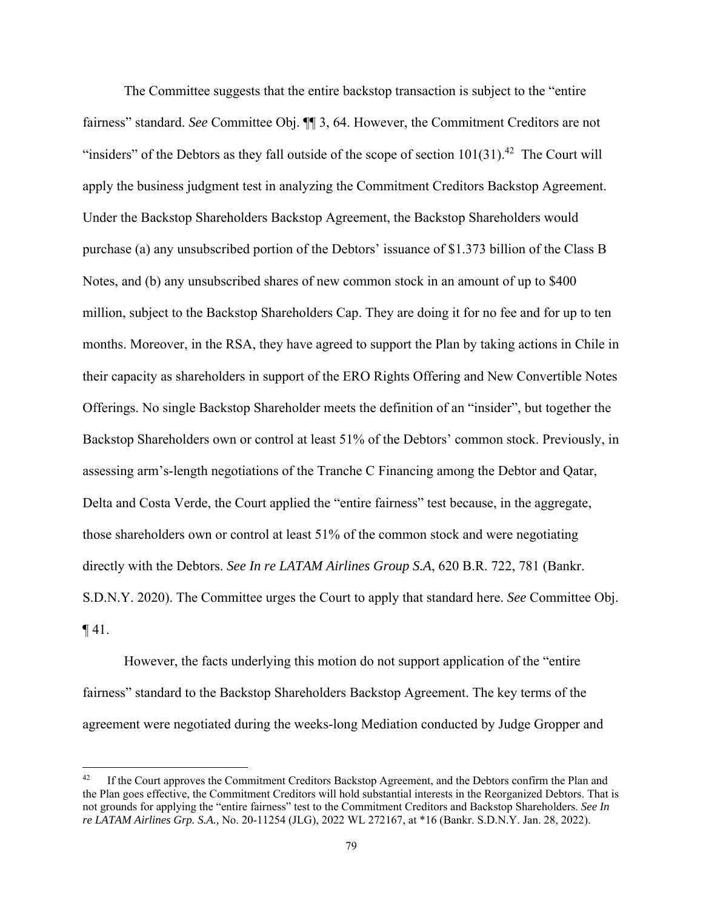The Committee suggests that the entire backstop transaction is subject to the "entire fairness" standard. *See* Committee Obj. ¶¶ 3, 64. However, the Commitment Creditors are not "insiders" of the Debtors as they fall outside of the scope of section 101(31).[42] The Court will apply the business judgment test in analyzing the Commitment Creditors Backstop Agreement. Under the Backstop Shareholders Backstop Agreement, the Backstop Shareholders would purchase (a) any unsubscribed portion of the Debtors' issuance of $1.373 billion of the Class B Notes, and (b) any unsubscribed shares of new common stock in an amount of up to $400 million, subject to the Backstop Shareholders Cap. They are doing it for no fee and for up to ten months. Moreover, in the RSA, they have agreed to support the Plan by taking actions in Chile in their capacity as shareholders in support of the ERO Rights Offering and New Convertible Notes Offerings. No single Backstop Shareholder meets the definition of an "insider", but together the Backstop Shareholders own or control at least 51% of the Debtors' common stock. Previously, in assessing arm's-length negotiations of the Tranche C Financing among the Debtor and Qatar, Delta and Costa Verde, the Court applied the "entire fairness" test because, in the aggregate, those shareholders own or control at least 51% of the common stock and were negotiating directly with the Debtors. *See In re LATAM Airlines Group S.A*, 620 B.R. 722, 781 (Bankr. S.D.N.Y. 2020). The Committee urges the Court to apply that standard here. *See* Committee Obj. ¶ 41.

However, the facts underlying this motion do not support application of the "entire fairness" standard to the Backstop Shareholders Backstop Agreement. The key terms of the agreement were negotiated during the weeks-long Mediation conducted by Judge Gropper and

---

[42] If the Court approves the Commitment Creditors Backstop Agreement, and the Debtors confirm the Plan and the Plan goes effective, the Commitment Creditors will hold substantial interests in the Reorganized Debtors. That is not grounds for applying the "entire fairness" test to the Commitment Creditors and Backstop Shareholders. *See In re LATAM Airlines Grp. S.A.,* No. 20-11254 (JLG), 2022 WL 272167, at *16 (Bankr. S.D.N.Y. Jan. 28, 2022).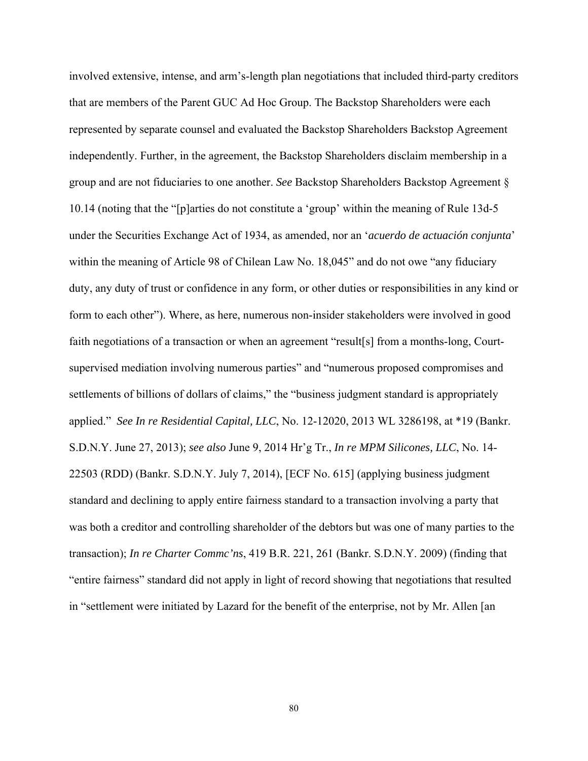involved extensive, intense, and arm's-length plan negotiations that included third-party creditors that are members of the Parent GUC Ad Hoc Group. The Backstop Shareholders were each represented by separate counsel and evaluated the Backstop Shareholders Backstop Agreement independently. Further, in the agreement, the Backstop Shareholders disclaim membership in a group and are not fiduciaries to one another. *See* Backstop Shareholders Backstop Agreement § 10.14 (noting that the "[p]arties do not constitute a 'group' within the meaning of Rule 13d-5 under the Securities Exchange Act of 1934, as amended, nor an '*acuerdo de actuación conjunta*' within the meaning of Article 98 of Chilean Law No. 18,045" and do not owe "any fiduciary duty, any duty of trust or confidence in any form, or other duties or responsibilities in any kind or form to each other"). Where, as here, numerous non-insider stakeholders were involved in good faith negotiations of a transaction or when an agreement "result[s] from a months-long, Court-supervised mediation involving numerous parties" and "numerous proposed compromises and settlements of billions of dollars of claims," the "business judgment standard is appropriately applied." *See In re Residential Capital, LLC*, No. 12-12020, 2013 WL 3286198, at *19 (Bankr. S.D.N.Y. June 27, 2013); *see also* June 9, 2014 Hr'g Tr., *In re MPM Silicones, LLC*, No. 14-22503 (RDD) (Bankr. S.D.N.Y. July 7, 2014), [ECF No. 615] (applying business judgment standard and declining to apply entire fairness standard to a transaction involving a party that was both a creditor and controlling shareholder of the debtors but was one of many parties to the transaction); *In re Charter Commc'ns*, 419 B.R. 221, 261 (Bankr. S.D.N.Y. 2009) (finding that "entire fairness" standard did not apply in light of record showing that negotiations that resulted in "settlement were initiated by Lazard for the benefit of the enterprise, not by Mr. Allen [an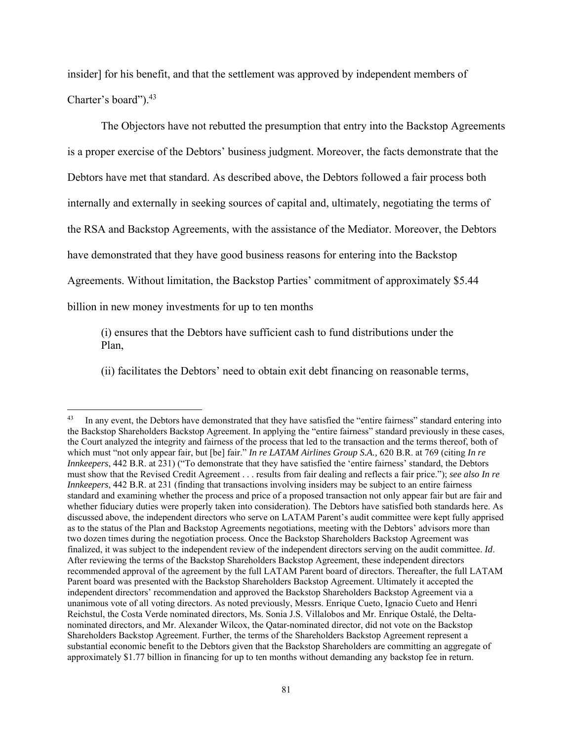insider] for his benefit, and that the settlement was approved by independent members of Charter's board").[43]

The Objectors have not rebutted the presumption that entry into the Backstop Agreements is a proper exercise of the Debtors' business judgment. Moreover, the facts demonstrate that the Debtors have met that standard. As described above, the Debtors followed a fair process both internally and externally in seeking sources of capital and, ultimately, negotiating the terms of the RSA and Backstop Agreements, with the assistance of the Mediator. Moreover, the Debtors have demonstrated that they have good business reasons for entering into the Backstop Agreements. Without limitation, the Backstop Parties' commitment of approximately $5.44 billion in new money investments for up to ten months

> (i) ensures that the Debtors have sufficient cash to fund distributions under the Plan,
>
> (ii) facilitates the Debtors' need to obtain exit debt financing on reasonable terms,

---

[43] In any event, the Debtors have demonstrated that they have satisfied the "entire fairness" standard entering into the Backstop Shareholders Backstop Agreement. In applying the "entire fairness" standard previously in these cases, the Court analyzed the integrity and fairness of the process that led to the transaction and the terms thereof, both of which must "not only appear fair, but [be] fair." *In re LATAM Airlines Group S.A.,* 620 B.R. at 769 (citing *In re Innkeepers*, 442 B.R. at 231) ("To demonstrate that they have satisfied the 'entire fairness' standard, the Debtors must show that the Revised Credit Agreement . . . results from fair dealing and reflects a fair price."); *see also In re Innkeepers*, 442 B.R. at 231 (finding that transactions involving insiders may be subject to an entire fairness standard and examining whether the process and price of a proposed transaction not only appear fair but are fair and whether fiduciary duties were properly taken into consideration). The Debtors have satisfied both standards here. As discussed above, the independent directors who serve on LATAM Parent's audit committee were kept fully apprised as to the status of the Plan and Backstop Agreements negotiations, meeting with the Debtors' advisors more than two dozen times during the negotiation process. Once the Backstop Shareholders Backstop Agreement was finalized, it was subject to the independent review of the independent directors serving on the audit committee. *Id*. After reviewing the terms of the Backstop Shareholders Backstop Agreement, these independent directors recommended approval of the agreement by the full LATAM Parent board of directors. Thereafter, the full LATAM Parent board was presented with the Backstop Shareholders Backstop Agreement. Ultimately it accepted the independent directors' recommendation and approved the Backstop Shareholders Backstop Agreement via a unanimous vote of all voting directors. As noted previously, Messrs. Enrique Cueto, Ignacio Cueto and Henri Reichstul, the Costa Verde nominated directors, Ms. Sonia J.S. Villalobos and Mr. Enrique Ostalé, the Delta-nominated directors, and Mr. Alexander Wilcox, the Qatar-nominated director, did not vote on the Backstop Shareholders Backstop Agreement. Further, the terms of the Shareholders Backstop Agreement represent a substantial economic benefit to the Debtors given that the Backstop Shareholders are committing an aggregate of approximately $1.77 billion in financing for up to ten months without demanding any backstop fee in return.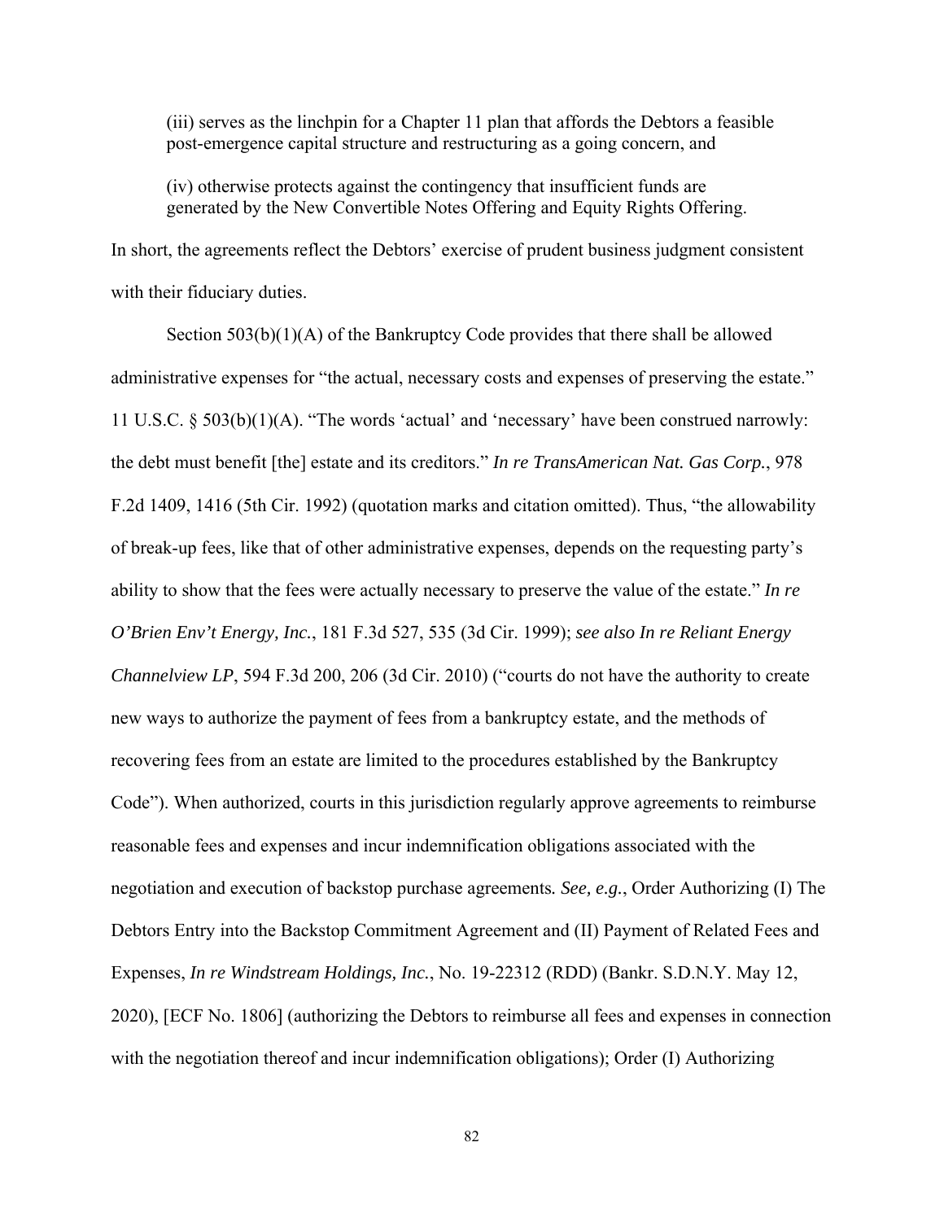(iii) serves as the linchpin for a Chapter 11 plan that affords the Debtors a feasible post-emergence capital structure and restructuring as a going concern, and

(iv) otherwise protects against the contingency that insufficient funds are generated by the New Convertible Notes Offering and Equity Rights Offering.

In short, the agreements reflect the Debtors' exercise of prudent business judgment consistent with their fiduciary duties.

Section 503(b)(1)(A) of the Bankruptcy Code provides that there shall be allowed administrative expenses for "the actual, necessary costs and expenses of preserving the estate." 11 U.S.C. § 503(b)(1)(A). "The words 'actual' and 'necessary' have been construed narrowly: the debt must benefit [the] estate and its creditors." *In re TransAmerican Nat. Gas Corp.*, 978 F.2d 1409, 1416 (5th Cir. 1992) (quotation marks and citation omitted). Thus, "the allowability of break-up fees, like that of other administrative expenses, depends on the requesting party's ability to show that the fees were actually necessary to preserve the value of the estate." *In re O'Brien Env't Energy, Inc.*, 181 F.3d 527, 535 (3d Cir. 1999); *see also In re Reliant Energy Channelview LP*, 594 F.3d 200, 206 (3d Cir. 2010) ("courts do not have the authority to create new ways to authorize the payment of fees from a bankruptcy estate, and the methods of recovering fees from an estate are limited to the procedures established by the Bankruptcy Code"). When authorized, courts in this jurisdiction regularly approve agreements to reimburse reasonable fees and expenses and incur indemnification obligations associated with the negotiation and execution of backstop purchase agreements. *See, e.g.*, Order Authorizing (I) The Debtors Entry into the Backstop Commitment Agreement and (II) Payment of Related Fees and Expenses, *In re Windstream Holdings, Inc.*, No. 19-22312 (RDD) (Bankr. S.D.N.Y. May 12, 2020), [ECF No. 1806] (authorizing the Debtors to reimburse all fees and expenses in connection with the negotiation thereof and incur indemnification obligations); Order (I) Authorizing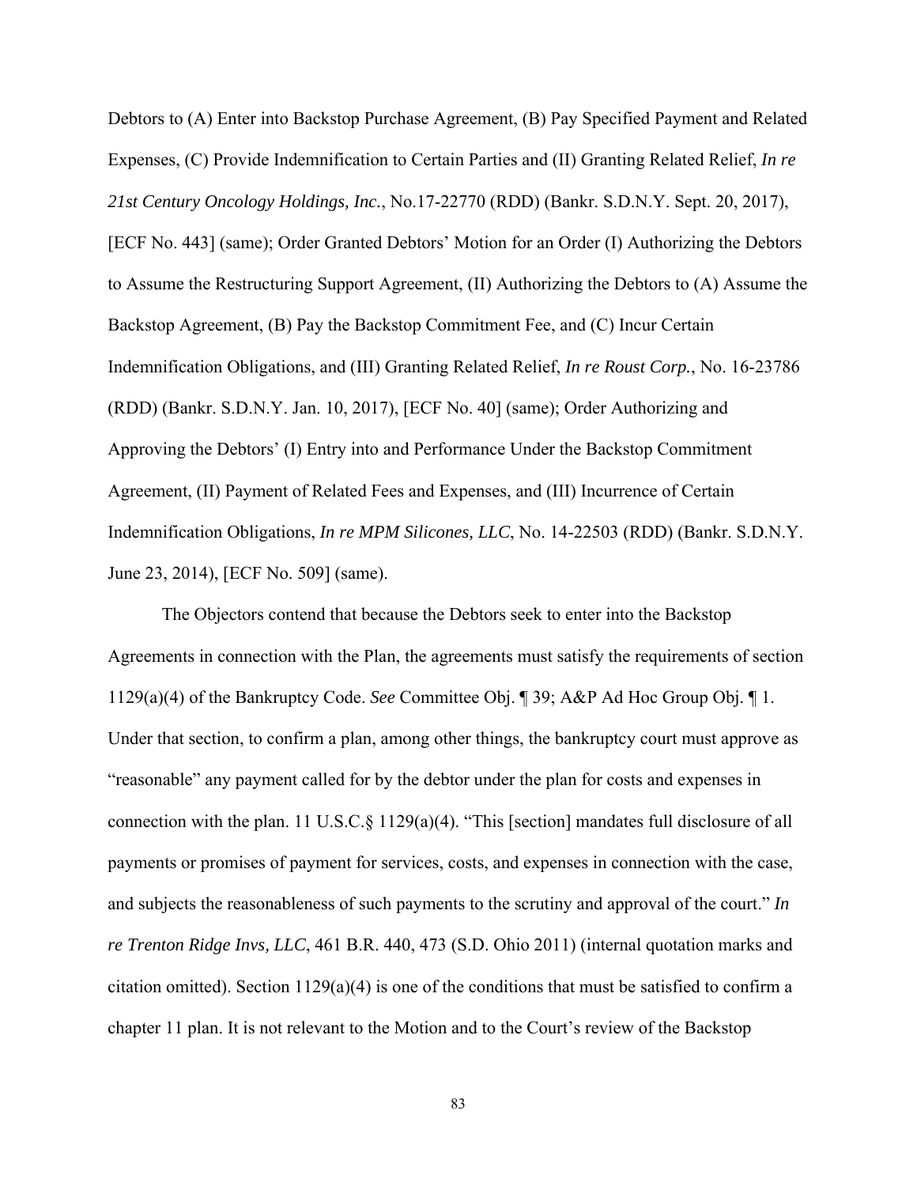Debtors to (A) Enter into Backstop Purchase Agreement, (B) Pay Specified Payment and Related Expenses, (C) Provide Indemnification to Certain Parties and (II) Granting Related Relief, *In re 21st Century Oncology Holdings, Inc.*, No.17-22770 (RDD) (Bankr. S.D.N.Y. Sept. 20, 2017), [ECF No. 443] (same); Order Granted Debtors' Motion for an Order (I) Authorizing the Debtors to Assume the Restructuring Support Agreement, (II) Authorizing the Debtors to (A) Assume the Backstop Agreement, (B) Pay the Backstop Commitment Fee, and (C) Incur Certain Indemnification Obligations, and (III) Granting Related Relief, *In re Roust Corp.*, No. 16-23786 (RDD) (Bankr. S.D.N.Y. Jan. 10, 2017), [ECF No. 40] (same); Order Authorizing and Approving the Debtors' (I) Entry into and Performance Under the Backstop Commitment Agreement, (II) Payment of Related Fees and Expenses, and (III) Incurrence of Certain Indemnification Obligations, *In re MPM Silicones, LLC*, No. 14-22503 (RDD) (Bankr. S.D.N.Y. June 23, 2014), [ECF No. 509] (same).

The Objectors contend that because the Debtors seek to enter into the Backstop Agreements in connection with the Plan, the agreements must satisfy the requirements of section 1129(a)(4) of the Bankruptcy Code. *See* Committee Obj. ¶ 39; A&P Ad Hoc Group Obj. ¶ 1. Under that section, to confirm a plan, among other things, the bankruptcy court must approve as "reasonable" any payment called for by the debtor under the plan for costs and expenses in connection with the plan. 11 U.S.C.§ 1129(a)(4). "This [section] mandates full disclosure of all payments or promises of payment for services, costs, and expenses in connection with the case, and subjects the reasonableness of such payments to the scrutiny and approval of the court." *In re Trenton Ridge Invs, LLC*, 461 B.R. 440, 473 (S.D. Ohio 2011) (internal quotation marks and citation omitted). Section 1129(a)(4) is one of the conditions that must be satisfied to confirm a chapter 11 plan. It is not relevant to the Motion and to the Court's review of the Backstop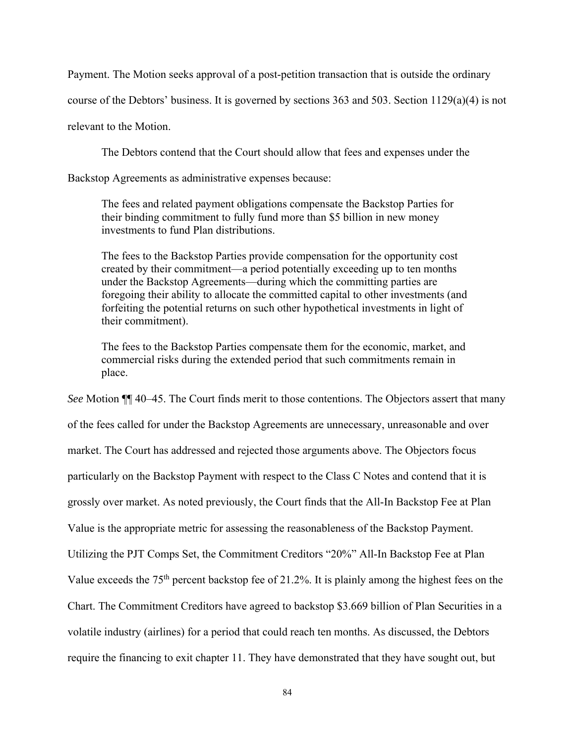Payment. The Motion seeks approval of a post-petition transaction that is outside the ordinary course of the Debtors' business. It is governed by sections 363 and 503. Section 1129(a)(4) is not relevant to the Motion.

The Debtors contend that the Court should allow that fees and expenses under the Backstop Agreements as administrative expenses because:

> The fees and related payment obligations compensate the Backstop Parties for their binding commitment to fully fund more than $5 billion in new money investments to fund Plan distributions.
>
> The fees to the Backstop Parties provide compensation for the opportunity cost created by their commitment—a period potentially exceeding up to ten months under the Backstop Agreements—during which the committing parties are foregoing their ability to allocate the committed capital to other investments (and forfeiting the potential returns on such other hypothetical investments in light of their commitment).
>
> The fees to the Backstop Parties compensate them for the economic, market, and commercial risks during the extended period that such commitments remain in place.

*See* Motion ¶¶ 40–45. The Court finds merit to those contentions. The Objectors assert that many of the fees called for under the Backstop Agreements are unnecessary, unreasonable and over market. The Court has addressed and rejected those arguments above. The Objectors focus particularly on the Backstop Payment with respect to the Class C Notes and contend that it is grossly over market. As noted previously, the Court finds that the All-In Backstop Fee at Plan Value is the appropriate metric for assessing the reasonableness of the Backstop Payment. Utilizing the PJT Comps Set, the Commitment Creditors "20%" All-In Backstop Fee at Plan Value exceeds the 75th percent backstop fee of 21.2%. It is plainly among the highest fees on the Chart. The Commitment Creditors have agreed to backstop $3.669 billion of Plan Securities in a volatile industry (airlines) for a period that could reach ten months. As discussed, the Debtors require the financing to exit chapter 11. They have demonstrated that they have sought out, but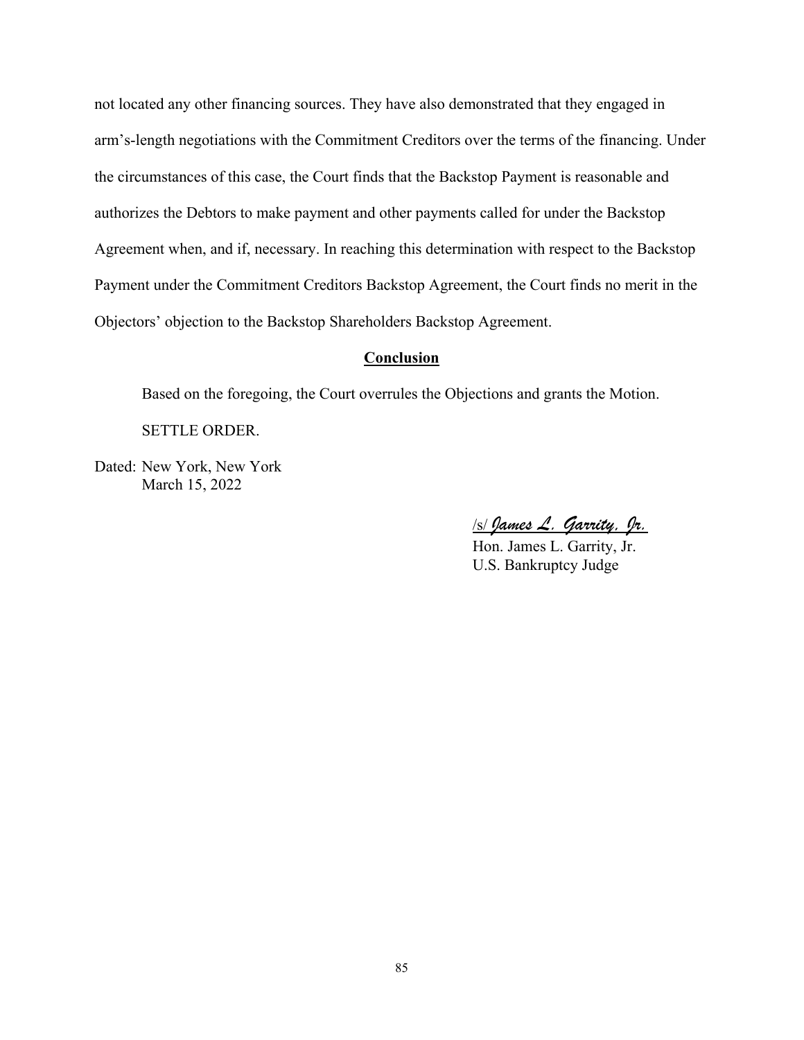not located any other financing sources. They have also demonstrated that they engaged in arm's-length negotiations with the Commitment Creditors over the terms of the financing. Under the circumstances of this case, the Court finds that the Backstop Payment is reasonable and authorizes the Debtors to make payment and other payments called for under the Backstop Agreement when, and if, necessary. In reaching this determination with respect to the Backstop Payment under the Commitment Creditors Backstop Agreement, the Court finds no merit in the Objectors' objection to the Backstop Shareholders Backstop Agreement.

## Conclusion

Based on the foregoing, the Court overrules the Objections and grants the Motion.

SETTLE ORDER.

Dated: New York, New York
March 15, 2022

/s/ *James L. Garrity, Jr.*
Hon. James L. Garrity, Jr.
U.S. Bankruptcy Judge